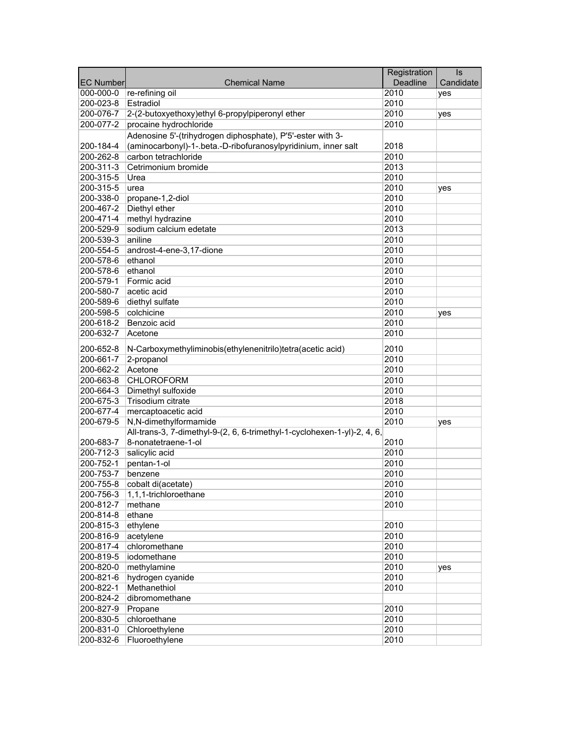| EC Number | Chemical Name | Registration Deadline | Is Candidate |
| --- | --- | --- | --- |
| 000-000-0 | re-refining oil | 2010 | yes |
| 200-023-8 | Estradiol | 2010 | |
| 200-076-7 | 2-(2-butoxyethoxy)ethyl 6-propylpiperonyl ether | 2010 | yes |
| 200-077-2 | procaine hydrochloride | 2010 | |
| 200-184-4 | Adenosine 5'-(trihydrogen diphosphate), P'5'-ester with 3-(aminocarbonyl)-1-.beta.-D-ribofuranosylpyridinium, inner salt | 2018 | |
| 200-262-8 | carbon tetrachloride | 2010 | |
| 200-311-3 | Cetrimonium bromide | 2013 | |
| 200-315-5 | Urea | 2010 | |
| 200-315-5 | urea | 2010 | yes |
| 200-338-0 | propane-1,2-diol | 2010 | |
| 200-467-2 | Diethyl ether | 2010 | |
| 200-471-4 | methyl hydrazine | 2010 | |
| 200-529-9 | sodium calcium edetate | 2013 | |
| 200-539-3 | aniline | 2010 | |
| 200-554-5 | androst-4-ene-3,17-dione | 2010 | |
| 200-578-6 | ethanol | 2010 | |
| 200-578-6 | ethanol | 2010 | |
| 200-579-1 | Formic acid | 2010 | |
| 200-580-7 | acetic acid | 2010 | |
| 200-589-6 | diethyl sulfate | 2010 | |
| 200-598-5 | colchicine | 2010 | yes |
| 200-618-2 | Benzoic acid | 2010 | |
| 200-632-7 | Acetone | 2010 | |
| 200-652-8 | N-Carboxymethyliminobis(ethylenenitrilo)tetra(acetic acid) | 2010 | |
| 200-661-7 | 2-propanol | 2010 | |
| 200-662-2 | Acetone | 2010 | |
| 200-663-8 | CHLOROFORM | 2010 | |
| 200-664-3 | Dimethyl sulfoxide | 2010 | |
| 200-675-3 | Trisodium citrate | 2018 | |
| 200-677-4 | mercaptoacetic acid | 2010 | |
| 200-679-5 | N,N-dimethylformamide | 2010 | yes |
| 200-683-7 | All-trans-3, 7-dimethyl-9-(2, 6, 6-trimethyl-1-cyclohexen-1-yl)-2, 4, 6, 8-nonatetraene-1-ol | 2010 | |
| 200-712-3 | salicylic acid | 2010 | |
| 200-752-1 | pentan-1-ol | 2010 | |
| 200-753-7 | benzene | 2010 | |
| 200-755-8 | cobalt di(acetate) | 2010 | |
| 200-756-3 | 1,1,1-trichloroethane | 2010 | |
| 200-812-7 | methane | 2010 | |
| 200-814-8 | ethane | | |
| 200-815-3 | ethylene | 2010 | |
| 200-816-9 | acetylene | 2010 | |
| 200-817-4 | chloromethane | 2010 | |
| 200-819-5 | iodomethane | 2010 | |
| 200-820-0 | methylamine | 2010 | yes |
| 200-821-6 | hydrogen cyanide | 2010 | |
| 200-822-1 | Methanethiol | 2010 | |
| 200-824-2 | dibromomethane | | |
| 200-827-9 | Propane | 2010 | |
| 200-830-5 | chloroethane | 2010 | |
| 200-831-0 | Chloroethylene | 2010 | |
| 200-832-6 | Fluoroethylene | 2010 | |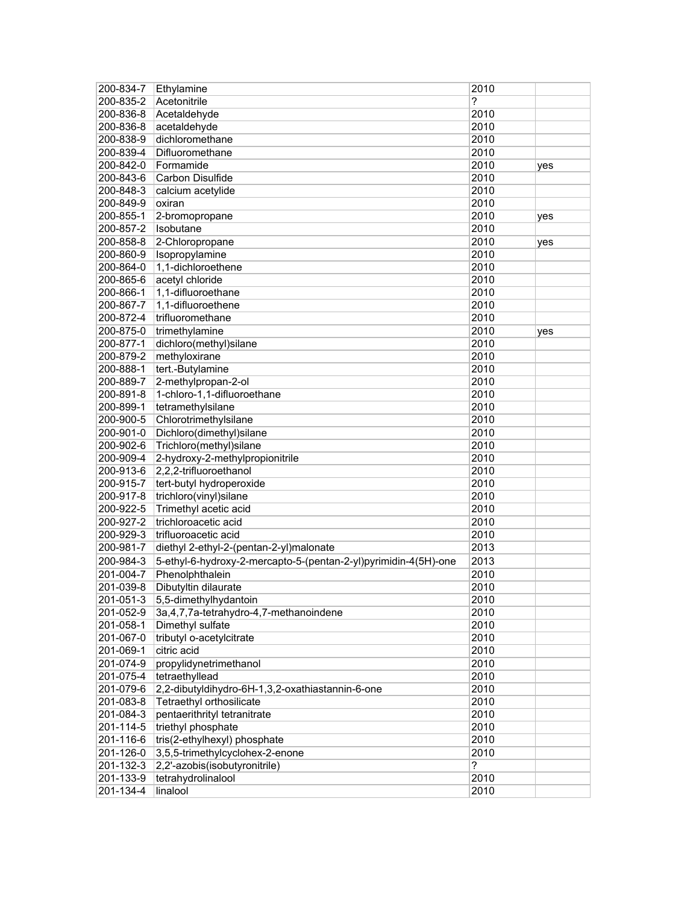| | | | |
|---|---|---|---|
| 200-834-7 | Ethylamine | 2010 | |
| 200-835-2 | Acetonitrile | ? | |
| 200-836-8 | Acetaldehyde | 2010 | |
| 200-836-8 | acetaldehyde | 2010 | |
| 200-838-9 | dichloromethane | 2010 | |
| 200-839-4 | Difluoromethane | 2010 | |
| 200-842-0 | Formamide | 2010 | yes |
| 200-843-6 | Carbon Disulfide | 2010 | |
| 200-848-3 | calcium acetylide | 2010 | |
| 200-849-9 | oxiran | 2010 | |
| 200-855-1 | 2-bromopropane | 2010 | yes |
| 200-857-2 | Isobutane | 2010 | |
| 200-858-8 | 2-Chloropropane | 2010 | yes |
| 200-860-9 | Isopropylamine | 2010 | |
| 200-864-0 | 1,1-dichloroethene | 2010 | |
| 200-865-6 | acetyl chloride | 2010 | |
| 200-866-1 | 1,1-difluoroethane | 2010 | |
| 200-867-7 | 1,1-difluoroethene | 2010 | |
| 200-872-4 | trifluoromethane | 2010 | |
| 200-875-0 | trimethylamine | 2010 | yes |
| 200-877-1 | dichloro(methyl)silane | 2010 | |
| 200-879-2 | methyloxirane | 2010 | |
| 200-888-1 | tert.-Butylamine | 2010 | |
| 200-889-7 | 2-methylpropan-2-ol | 2010 | |
| 200-891-8 | 1-chloro-1,1-difluoroethane | 2010 | |
| 200-899-1 | tetramethylsilane | 2010 | |
| 200-900-5 | Chlorotrimethylsilane | 2010 | |
| 200-901-0 | Dichloro(dimethyl)silane | 2010 | |
| 200-902-6 | Trichloro(methyl)silane | 2010 | |
| 200-909-4 | 2-hydroxy-2-methylpropionitrile | 2010 | |
| 200-913-6 | 2,2,2-trifluoroethanol | 2010 | |
| 200-915-7 | tert-butyl hydroperoxide | 2010 | |
| 200-917-8 | trichloro(vinyl)silane | 2010 | |
| 200-922-5 | Trimethyl acetic acid | 2010 | |
| 200-927-2 | trichloroacetic acid | 2010 | |
| 200-929-3 | trifluoroacetic acid | 2010 | |
| 200-981-7 | diethyl 2-ethyl-2-(pentan-2-yl)malonate | 2013 | |
| 200-984-3 | 5-ethyl-6-hydroxy-2-mercapto-5-(pentan-2-yl)pyrimidin-4(5H)-one | 2013 | |
| 201-004-7 | Phenolphthalein | 2010 | |
| 201-039-8 | Dibutyltin dilaurate | 2010 | |
| 201-051-3 | 5,5-dimethylhydantoin | 2010 | |
| 201-052-9 | 3a,4,7,7a-tetrahydro-4,7-methanoindene | 2010 | |
| 201-058-1 | Dimethyl sulfate | 2010 | |
| 201-067-0 | tributyl o-acetylcitrate | 2010 | |
| 201-069-1 | citric acid | 2010 | |
| 201-074-9 | propylidynetrimethanol | 2010 | |
| 201-075-4 | tetraethyllead | 2010 | |
| 201-079-6 | 2,2-dibutyldihydro-6H-1,3,2-oxathiastannin-6-one | 2010 | |
| 201-083-8 | Tetraethyl orthosilicate | 2010 | |
| 201-084-3 | pentaerithrityl tetranitrate | 2010 | |
| 201-114-5 | triethyl phosphate | 2010 | |
| 201-116-6 | tris(2-ethylhexyl) phosphate | 2010 | |
| 201-126-0 | 3,5,5-trimethylcyclohex-2-enone | 2010 | |
| 201-132-3 | 2,2'-azobis(isobutyronitrile) | ? | |
| 201-133-9 | tetrahydrolinalool | 2010 | |
| 201-134-4 | linalool | 2010 | |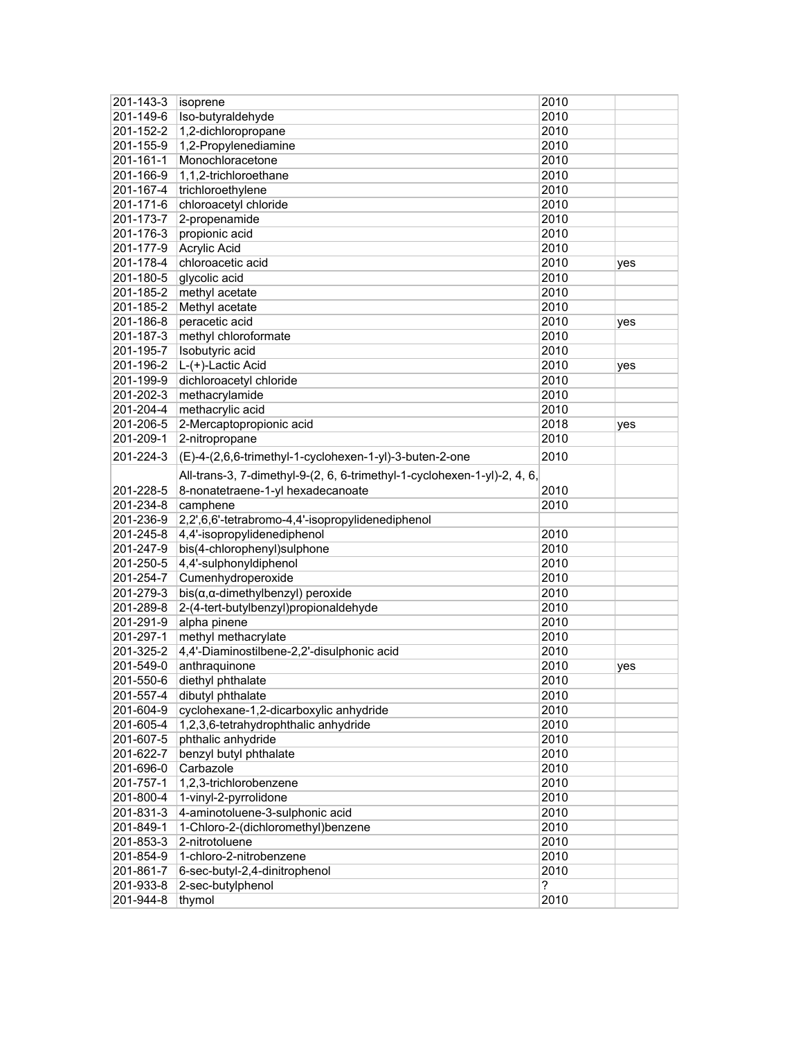| | | | |
|---|---|---|---|
| 201-143-3 | isoprene | 2010 | |
| 201-149-6 | Iso-butyraldehyde | 2010 | |
| 201-152-2 | 1,2-dichloropropane | 2010 | |
| 201-155-9 | 1,2-Propylenediamine | 2010 | |
| 201-161-1 | Monochloracetone | 2010 | |
| 201-166-9 | 1,1,2-trichloroethane | 2010 | |
| 201-167-4 | trichloroethylene | 2010 | |
| 201-171-6 | chloroacetyl chloride | 2010 | |
| 201-173-7 | 2-propenamide | 2010 | |
| 201-176-3 | propionic acid | 2010 | |
| 201-177-9 | Acrylic Acid | 2010 | |
| 201-178-4 | chloroacetic acid | 2010 | yes |
| 201-180-5 | glycolic acid | 2010 | |
| 201-185-2 | methyl acetate | 2010 | |
| 201-185-2 | Methyl acetate | 2010 | |
| 201-186-8 | peracetic acid | 2010 | yes |
| 201-187-3 | methyl chloroformate | 2010 | |
| 201-195-7 | Isobutyric acid | 2010 | |
| 201-196-2 | L-(+)-Lactic Acid | 2010 | yes |
| 201-199-9 | dichloroacetyl chloride | 2010 | |
| 201-202-3 | methacrylamide | 2010 | |
| 201-204-4 | methacrylic acid | 2010 | |
| 201-206-5 | 2-Mercaptopropionic acid | 2018 | yes |
| 201-209-1 | 2-nitropropane | 2010 | |
| 201-224-3 | (E)-4-(2,6,6-trimethyl-1-cyclohexen-1-yl)-3-buten-2-one | 2010 | |
| 201-228-5 | All-trans-3, 7-dimethyl-9-(2, 6, 6-trimethyl-1-cyclohexen-1-yl)-2, 4, 6, 8-nonatetraene-1-yl hexadecanoate | 2010 | |
| 201-234-8 | camphene | 2010 | |
| 201-236-9 | 2,2',6,6'-tetrabromo-4,4'-isopropylidenediphenol | | |
| 201-245-8 | 4,4'-isopropylidenediphenol | 2010 | |
| 201-247-9 | bis(4-chlorophenyl)sulphone | 2010 | |
| 201-250-5 | 4,4'-sulphonyldiphenol | 2010 | |
| 201-254-7 | Cumenhydroperoxide | 2010 | |
| 201-279-3 | bis(α,α-dimethylbenzyl) peroxide | 2010 | |
| 201-289-8 | 2-(4-tert-butylbenzyl)propionaldehyde | 2010 | |
| 201-291-9 | alpha pinene | 2010 | |
| 201-297-1 | methyl methacrylate | 2010 | |
| 201-325-2 | 4,4'-Diaminostilbene-2,2'-disulphonic acid | 2010 | |
| 201-549-0 | anthraquinone | 2010 | yes |
| 201-550-6 | diethyl phthalate | 2010 | |
| 201-557-4 | dibutyl phthalate | 2010 | |
| 201-604-9 | cyclohexane-1,2-dicarboxylic anhydride | 2010 | |
| 201-605-4 | 1,2,3,6-tetrahydrophthalic anhydride | 2010 | |
| 201-607-5 | phthalic anhydride | 2010 | |
| 201-622-7 | benzyl butyl phthalate | 2010 | |
| 201-696-0 | Carbazole | 2010 | |
| 201-757-1 | 1,2,3-trichlorobenzene | 2010 | |
| 201-800-4 | 1-vinyl-2-pyrrolidone | 2010 | |
| 201-831-3 | 4-aminotoluene-3-sulphonic acid | 2010 | |
| 201-849-1 | 1-Chloro-2-(dichloromethyl)benzene | 2010 | |
| 201-853-3 | 2-nitrotoluene | 2010 | |
| 201-854-9 | 1-chloro-2-nitrobenzene | 2010 | |
| 201-861-7 | 6-sec-butyl-2,4-dinitrophenol | 2010 | |
| 201-933-8 | 2-sec-butylphenol | ? | |
| 201-944-8 | thymol | 2010 | |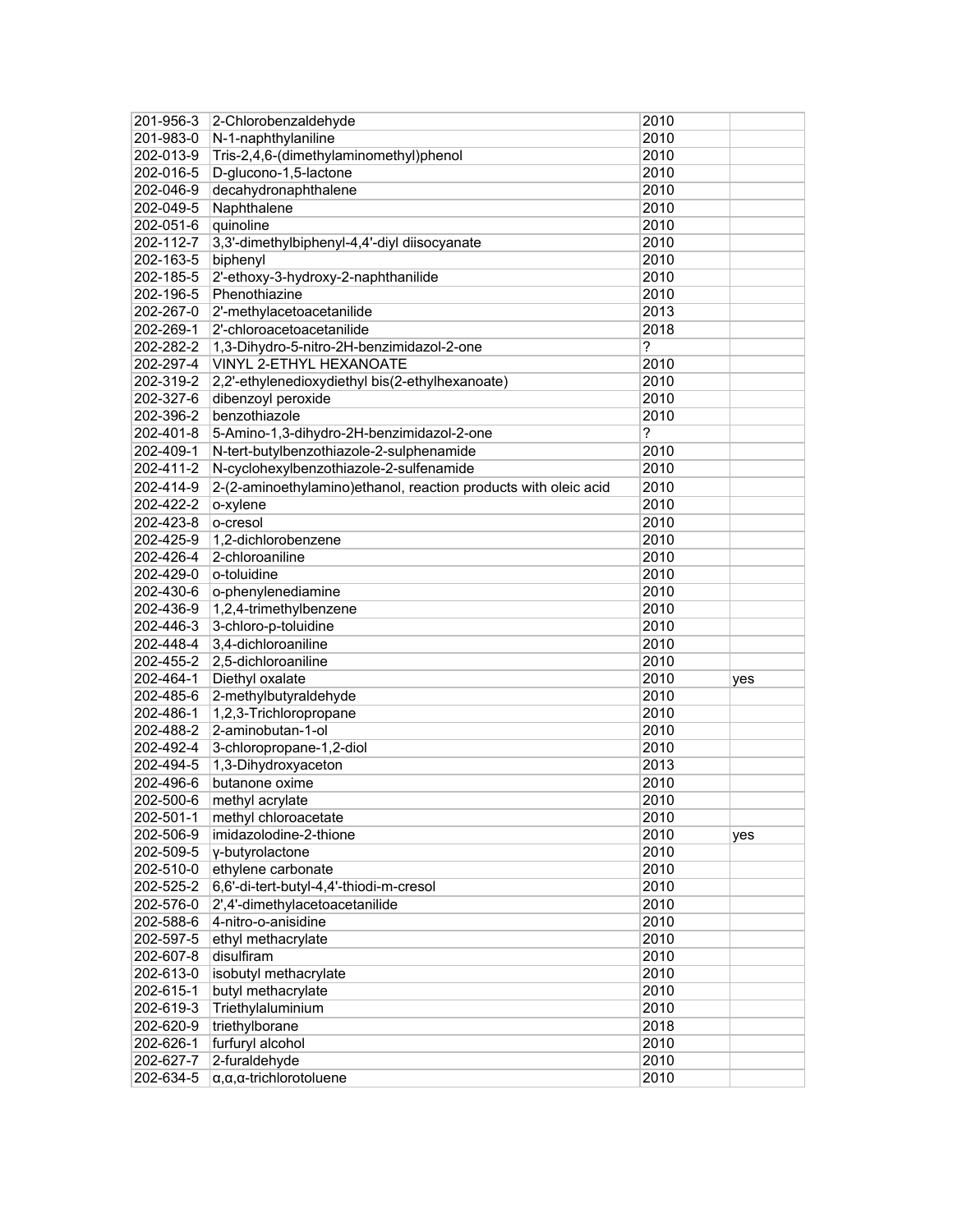| 201-956-3 | 2-Chlorobenzaldehyde | 2010 | |
|---|---|---|---|
| 201-983-0 | N-1-naphthylaniline | 2010 | |
| 202-013-9 | Tris-2,4,6-(dimethylaminomethyl)phenol | 2010 | |
| 202-016-5 | D-glucono-1,5-lactone | 2010 | |
| 202-046-9 | decahydronaphthalene | 2010 | |
| 202-049-5 | Naphthalene | 2010 | |
| 202-051-6 | quinoline | 2010 | |
| 202-112-7 | 3,3'-dimethylbiphenyl-4,4'-diyl diisocyanate | 2010 | |
| 202-163-5 | biphenyl | 2010 | |
| 202-185-5 | 2'-ethoxy-3-hydroxy-2-naphthanilide | 2010 | |
| 202-196-5 | Phenothiazine | 2010 | |
| 202-267-0 | 2'-methylacetoacetanilide | 2013 | |
| 202-269-1 | 2'-chloroacetoacetanilide | 2018 | |
| 202-282-2 | 1,3-Dihydro-5-nitro-2H-benzimidazol-2-one | ? | |
| 202-297-4 | VINYL 2-ETHYL HEXANOATE | 2010 | |
| 202-319-2 | 2,2'-ethylenedioxydiethyl bis(2-ethylhexanoate) | 2010 | |
| 202-327-6 | dibenzoyl peroxide | 2010 | |
| 202-396-2 | benzothiazole | 2010 | |
| 202-401-8 | 5-Amino-1,3-dihydro-2H-benzimidazol-2-one | ? | |
| 202-409-1 | N-tert-butylbenzothiazole-2-sulphenamide | 2010 | |
| 202-411-2 | N-cyclohexylbenzothiazole-2-sulfenamide | 2010 | |
| 202-414-9 | 2-(2-aminoethylamino)ethanol, reaction products with oleic acid | 2010 | |
| 202-422-2 | o-xylene | 2010 | |
| 202-423-8 | o-cresol | 2010 | |
| 202-425-9 | 1,2-dichlorobenzene | 2010 | |
| 202-426-4 | 2-chloroaniline | 2010 | |
| 202-429-0 | o-toluidine | 2010 | |
| 202-430-6 | o-phenylenediamine | 2010 | |
| 202-436-9 | 1,2,4-trimethylbenzene | 2010 | |
| 202-446-3 | 3-chloro-p-toluidine | 2010 | |
| 202-448-4 | 3,4-dichloroaniline | 2010 | |
| 202-455-2 | 2,5-dichloroaniline | 2010 | |
| 202-464-1 | Diethyl oxalate | 2010 | yes |
| 202-485-6 | 2-methylbutyraldehyde | 2010 | |
| 202-486-1 | 1,2,3-Trichloropropane | 2010 | |
| 202-488-2 | 2-aminobutan-1-ol | 2010 | |
| 202-492-4 | 3-chloropropane-1,2-diol | 2010 | |
| 202-494-5 | 1,3-Dihydroxyaceton | 2013 | |
| 202-496-6 | butanone oxime | 2010 | |
| 202-500-6 | methyl acrylate | 2010 | |
| 202-501-1 | methyl chloroacetate | 2010 | |
| 202-506-9 | imidazolodine-2-thione | 2010 | yes |
| 202-509-5 | γ-butyrolactone | 2010 | |
| 202-510-0 | ethylene carbonate | 2010 | |
| 202-525-2 | 6,6'-di-tert-butyl-4,4'-thiodi-m-cresol | 2010 | |
| 202-576-0 | 2',4'-dimethylacetoacetanilide | 2010 | |
| 202-588-6 | 4-nitro-o-anisidine | 2010 | |
| 202-597-5 | ethyl methacrylate | 2010 | |
| 202-607-8 | disulfiram | 2010 | |
| 202-613-0 | isobutyl methacrylate | 2010 | |
| 202-615-1 | butyl methacrylate | 2010 | |
| 202-619-3 | Triethylaluminium | 2010 | |
| 202-620-9 | triethylborane | 2018 | |
| 202-626-1 | furfuryl alcohol | 2010 | |
| 202-627-7 | 2-furaldehyde | 2010 | |
| 202-634-5 | α,α,α-trichlorotoluene | 2010 | |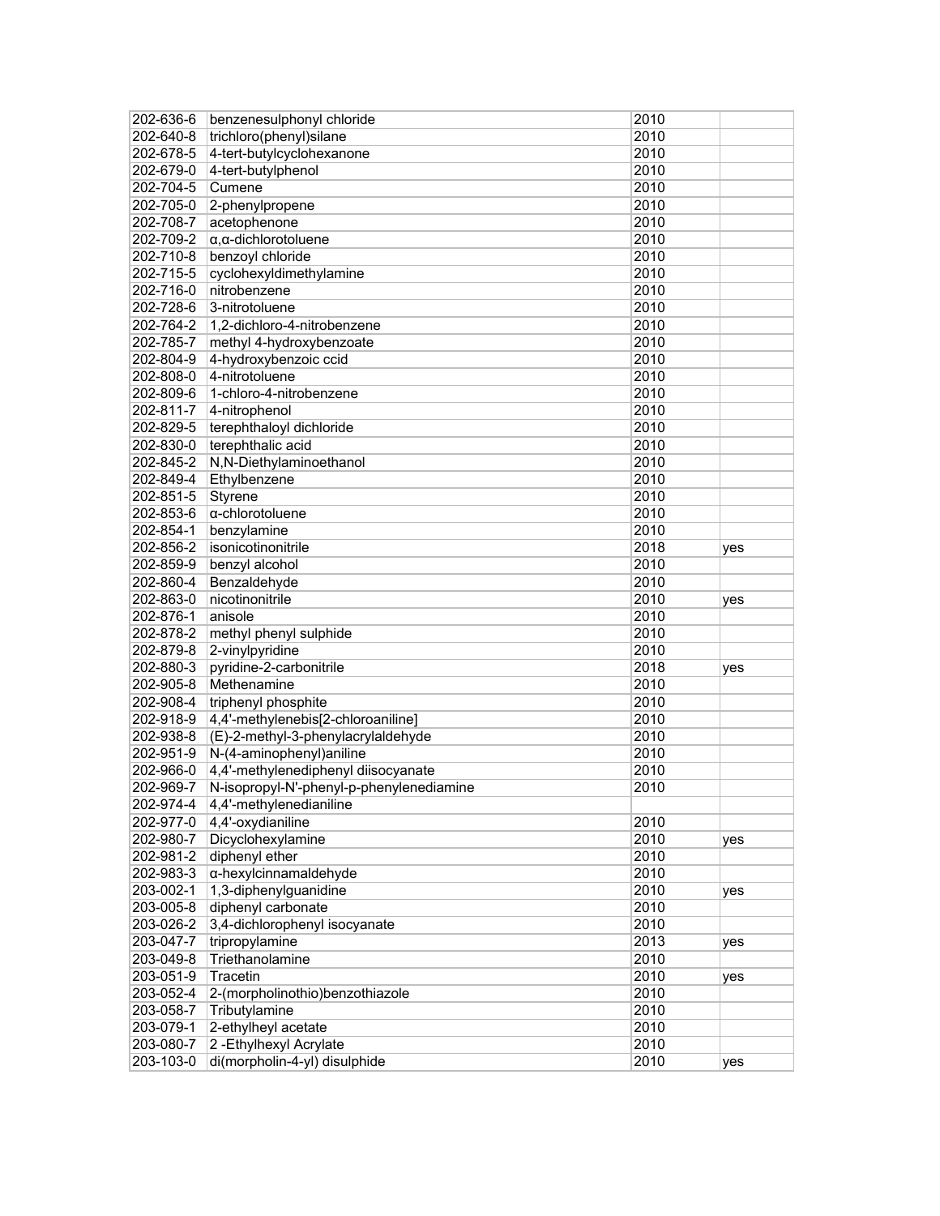| | | | |
|---|---|---|---|
| 202-636-6 | benzenesulphonyl chloride | 2010 | |
| 202-640-8 | trichloro(phenyl)silane | 2010 | |
| 202-678-5 | 4-tert-butylcyclohexanone | 2010 | |
| 202-679-0 | 4-tert-butylphenol | 2010 | |
| 202-704-5 | Cumene | 2010 | |
| 202-705-0 | 2-phenylpropene | 2010 | |
| 202-708-7 | acetophenone | 2010 | |
| 202-709-2 | α,α-dichlorotoluene | 2010 | |
| 202-710-8 | benzoyl chloride | 2010 | |
| 202-715-5 | cyclohexyldimethylamine | 2010 | |
| 202-716-0 | nitrobenzene | 2010 | |
| 202-728-6 | 3-nitrotoluene | 2010 | |
| 202-764-2 | 1,2-dichloro-4-nitrobenzene | 2010 | |
| 202-785-7 | methyl 4-hydroxybenzoate | 2010 | |
| 202-804-9 | 4-hydroxybenzoic ccid | 2010 | |
| 202-808-0 | 4-nitrotoluene | 2010 | |
| 202-809-6 | 1-chloro-4-nitrobenzene | 2010 | |
| 202-811-7 | 4-nitrophenol | 2010 | |
| 202-829-5 | terephthaloyl dichloride | 2010 | |
| 202-830-0 | terephthalic acid | 2010 | |
| 202-845-2 | N,N-Diethylaminoethanol | 2010 | |
| 202-849-4 | Ethylbenzene | 2010 | |
| 202-851-5 | Styrene | 2010 | |
| 202-853-6 | α-chlorotoluene | 2010 | |
| 202-854-1 | benzylamine | 2010 | |
| 202-856-2 | isonicotinonitrile | 2018 | yes |
| 202-859-9 | benzyl alcohol | 2010 | |
| 202-860-4 | Benzaldehyde | 2010 | |
| 202-863-0 | nicotinonitrile | 2010 | yes |
| 202-876-1 | anisole | 2010 | |
| 202-878-2 | methyl phenyl sulphide | 2010 | |
| 202-879-8 | 2-vinylpyridine | 2010 | |
| 202-880-3 | pyridine-2-carbonitrile | 2018 | yes |
| 202-905-8 | Methenamine | 2010 | |
| 202-908-4 | triphenyl phosphite | 2010 | |
| 202-918-9 | 4,4'-methylenebis[2-chloroaniline] | 2010 | |
| 202-938-8 | (E)-2-methyl-3-phenylacrylaldehyde | 2010 | |
| 202-951-9 | N-(4-aminophenyl)aniline | 2010 | |
| 202-966-0 | 4,4'-methylenediphenyl diisocyanate | 2010 | |
| 202-969-7 | N-isopropyl-N'-phenyl-p-phenylenediamine | 2010 | |
| 202-974-4 | 4,4'-methylenedianiline | | |
| 202-977-0 | 4,4'-oxydianiline | 2010 | |
| 202-980-7 | Dicyclohexylamine | 2010 | yes |
| 202-981-2 | diphenyl ether | 2010 | |
| 202-983-3 | α-hexylcinnamaldehyde | 2010 | |
| 203-002-1 | 1,3-diphenylguanidine | 2010 | yes |
| 203-005-8 | diphenyl carbonate | 2010 | |
| 203-026-2 | 3,4-dichlorophenyl isocyanate | 2010 | |
| 203-047-7 | tripropylamine | 2013 | yes |
| 203-049-8 | Triethanolamine | 2010 | |
| 203-051-9 | Tracetin | 2010 | yes |
| 203-052-4 | 2-(morpholinothio)benzothiazole | 2010 | |
| 203-058-7 | Tributylamine | 2010 | |
| 203-079-1 | 2-ethylheyl acetate | 2010 | |
| 203-080-7 | 2 -Ethylhexyl Acrylate | 2010 | |
| 203-103-0 | di(morpholin-4-yl) disulphide | 2010 | yes |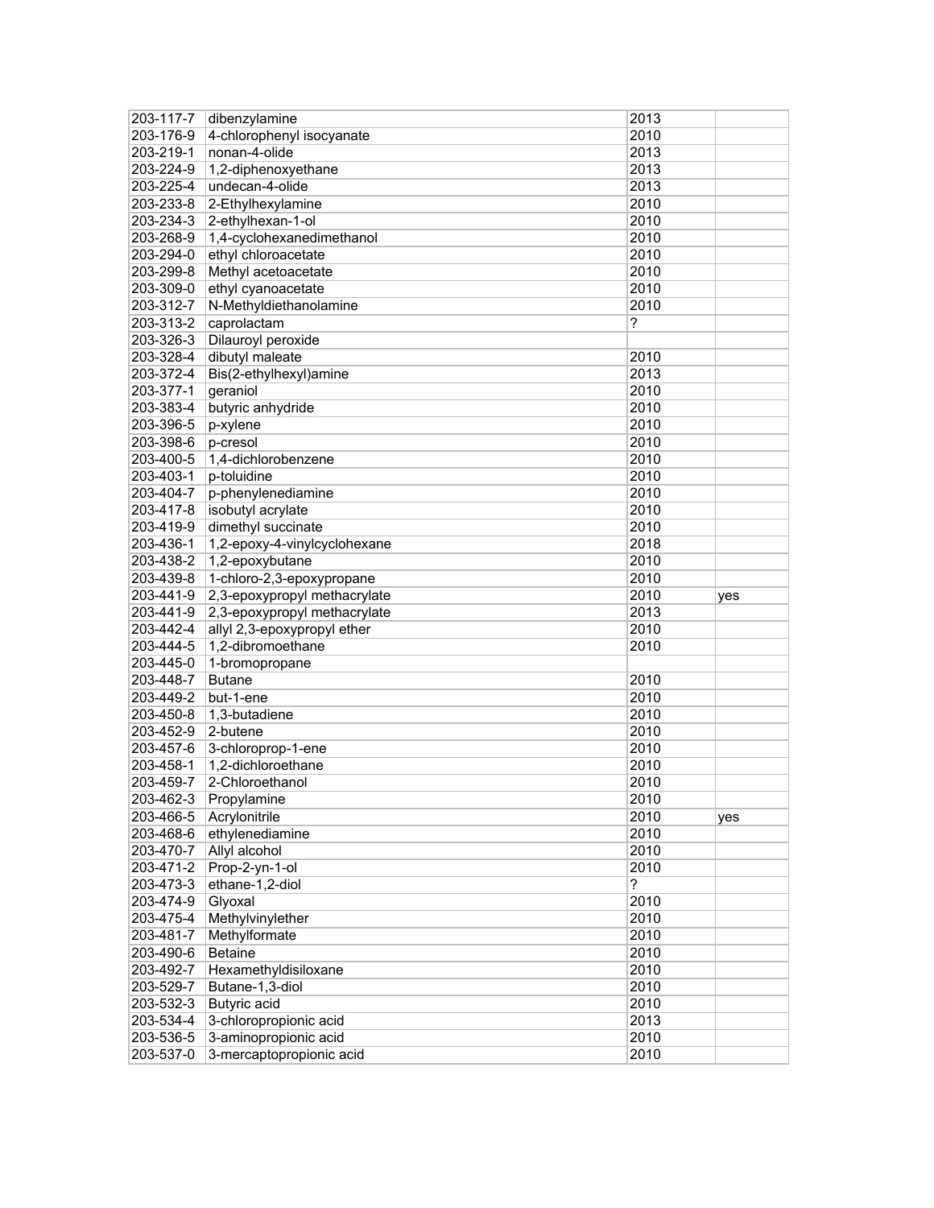| | | | |
|---|---|---|---|
| 203-117-7 | dibenzylamine | 2013 | |
| 203-176-9 | 4-chlorophenyl isocyanate | 2010 | |
| 203-219-1 | nonan-4-olide | 2013 | |
| 203-224-9 | 1,2-diphenoxyethane | 2013 | |
| 203-225-4 | undecan-4-olide | 2013 | |
| 203-233-8 | 2-Ethylhexylamine | 2010 | |
| 203-234-3 | 2-ethylhexan-1-ol | 2010 | |
| 203-268-9 | 1,4-cyclohexanedimethanol | 2010 | |
| 203-294-0 | ethyl chloroacetate | 2010 | |
| 203-299-8 | Methyl acetoacetate | 2010 | |
| 203-309-0 | ethyl cyanoacetate | 2010 | |
| 203-312-7 | N-Methyldiethanolamine | 2010 | |
| 203-313-2 | caprolactam | ? | |
| 203-326-3 | Dilauroyl peroxide | | |
| 203-328-4 | dibutyl maleate | 2010 | |
| 203-372-4 | Bis(2-ethylhexyl)amine | 2013 | |
| 203-377-1 | geraniol | 2010 | |
| 203-383-4 | butyric anhydride | 2010 | |
| 203-396-5 | p-xylene | 2010 | |
| 203-398-6 | p-cresol | 2010 | |
| 203-400-5 | 1,4-dichlorobenzene | 2010 | |
| 203-403-1 | p-toluidine | 2010 | |
| 203-404-7 | p-phenylenediamine | 2010 | |
| 203-417-8 | isobutyl acrylate | 2010 | |
| 203-419-9 | dimethyl succinate | 2010 | |
| 203-436-1 | 1,2-epoxy-4-vinylcyclohexane | 2018 | |
| 203-438-2 | 1,2-epoxybutane | 2010 | |
| 203-439-8 | 1-chloro-2,3-epoxypropane | 2010 | |
| 203-441-9 | 2,3-epoxypropyl methacrylate | 2010 | yes |
| 203-441-9 | 2,3-epoxypropyl methacrylate | 2013 | |
| 203-442-4 | allyl 2,3-epoxypropyl ether | 2010 | |
| 203-444-5 | 1,2-dibromoethane | 2010 | |
| 203-445-0 | 1-bromopropane | | |
| 203-448-7 | Butane | 2010 | |
| 203-449-2 | but-1-ene | 2010 | |
| 203-450-8 | 1,3-butadiene | 2010 | |
| 203-452-9 | 2-butene | 2010 | |
| 203-457-6 | 3-chloroprop-1-ene | 2010 | |
| 203-458-1 | 1,2-dichloroethane | 2010 | |
| 203-459-7 | 2-Chloroethanol | 2010 | |
| 203-462-3 | Propylamine | 2010 | |
| 203-466-5 | Acrylonitrile | 2010 | yes |
| 203-468-6 | ethylenediamine | 2010 | |
| 203-470-7 | Allyl alcohol | 2010 | |
| 203-471-2 | Prop-2-yn-1-ol | 2010 | |
| 203-473-3 | ethane-1,2-diol | ? | |
| 203-474-9 | Glyoxal | 2010 | |
| 203-475-4 | Methylvinylether | 2010 | |
| 203-481-7 | Methylformate | 2010 | |
| 203-490-6 | Betaine | 2010 | |
| 203-492-7 | Hexamethyldisiloxane | 2010 | |
| 203-529-7 | Butane-1,3-diol | 2010 | |
| 203-532-3 | Butyric acid | 2010 | |
| 203-534-4 | 3-chloropropionic acid | 2013 | |
| 203-536-5 | 3-aminopropionic acid | 2010 | |
| 203-537-0 | 3-mercaptopropionic acid | 2010 | |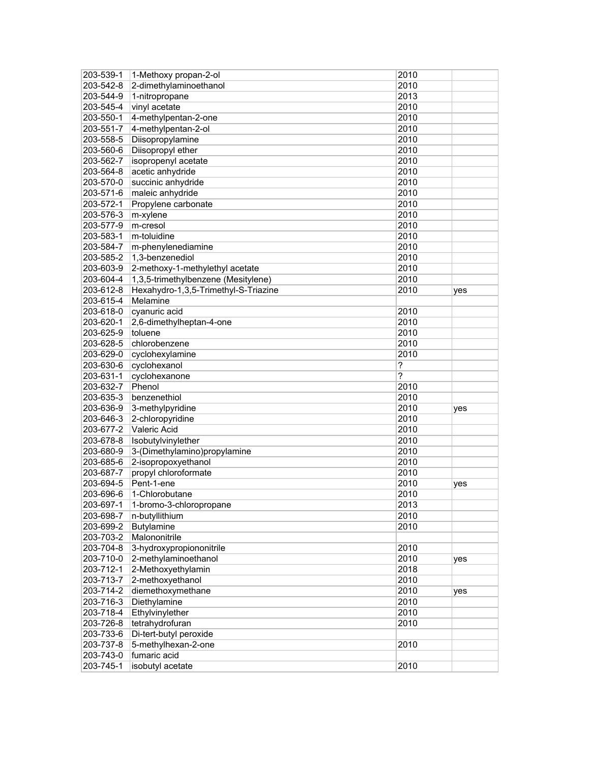| 203-539-1 | 1-Methoxy propan-2-ol | 2010 | |
|---|---|---|---|
| 203-542-8 | 2-dimethylaminoethanol | 2010 | |
| 203-544-9 | 1-nitropropane | 2013 | |
| 203-545-4 | vinyl acetate | 2010 | |
| 203-550-1 | 4-methylpentan-2-one | 2010 | |
| 203-551-7 | 4-methylpentan-2-ol | 2010 | |
| 203-558-5 | Diisopropylamine | 2010 | |
| 203-560-6 | Diisopropyl ether | 2010 | |
| 203-562-7 | isopropenyl acetate | 2010 | |
| 203-564-8 | acetic anhydride | 2010 | |
| 203-570-0 | succinic anhydride | 2010 | |
| 203-571-6 | maleic anhydride | 2010 | |
| 203-572-1 | Propylene carbonate | 2010 | |
| 203-576-3 | m-xylene | 2010 | |
| 203-577-9 | m-cresol | 2010 | |
| 203-583-1 | m-toluidine | 2010 | |
| 203-584-7 | m-phenylenediamine | 2010 | |
| 203-585-2 | 1,3-benzenediol | 2010 | |
| 203-603-9 | 2-methoxy-1-methylethyl acetate | 2010 | |
| 203-604-4 | 1,3,5-trimethylbenzene (Mesitylene) | 2010 | |
| 203-612-8 | Hexahydro-1,3,5-Trimethyl-S-Triazine | 2010 | yes |
| 203-615-4 | Melamine | | |
| 203-618-0 | cyanuric acid | 2010 | |
| 203-620-1 | 2,6-dimethylheptan-4-one | 2010 | |
| 203-625-9 | toluene | 2010 | |
| 203-628-5 | chlorobenzene | 2010 | |
| 203-629-0 | cyclohexylamine | 2010 | |
| 203-630-6 | cyclohexanol | ? | |
| 203-631-1 | cyclohexanone | ? | |
| 203-632-7 | Phenol | 2010 | |
| 203-635-3 | benzenethiol | 2010 | |
| 203-636-9 | 3-methylpyridine | 2010 | yes |
| 203-646-3 | 2-chloropyridine | 2010 | |
| 203-677-2 | Valeric Acid | 2010 | |
| 203-678-8 | Isobutylvinylether | 2010 | |
| 203-680-9 | 3-(Dimethylamino)propylamine | 2010 | |
| 203-685-6 | 2-isopropoxyethanol | 2010 | |
| 203-687-7 | propyl chloroformate | 2010 | |
| 203-694-5 | Pent-1-ene | 2010 | yes |
| 203-696-6 | 1-Chlorobutane | 2010 | |
| 203-697-1 | 1-bromo-3-chloropropane | 2013 | |
| 203-698-7 | n-butyllithium | 2010 | |
| 203-699-2 | Butylamine | 2010 | |
| 203-703-2 | Malononitrile | | |
| 203-704-8 | 3-hydroxypropiononitrile | 2010 | |
| 203-710-0 | 2-methylaminoethanol | 2010 | yes |
| 203-712-1 | 2-Methoxyethylamin | 2018 | |
| 203-713-7 | 2-methoxyethanol | 2010 | |
| 203-714-2 | diemethoxymethane | 2010 | yes |
| 203-716-3 | Diethylamine | 2010 | |
| 203-718-4 | Ethylvinylether | 2010 | |
| 203-726-8 | tetrahydrofuran | 2010 | |
| 203-733-6 | Di-tert-butyl peroxide | | |
| 203-737-8 | 5-methylhexan-2-one | 2010 | |
| 203-743-0 | fumaric acid | | |
| 203-745-1 | isobutyl acetate | 2010 | |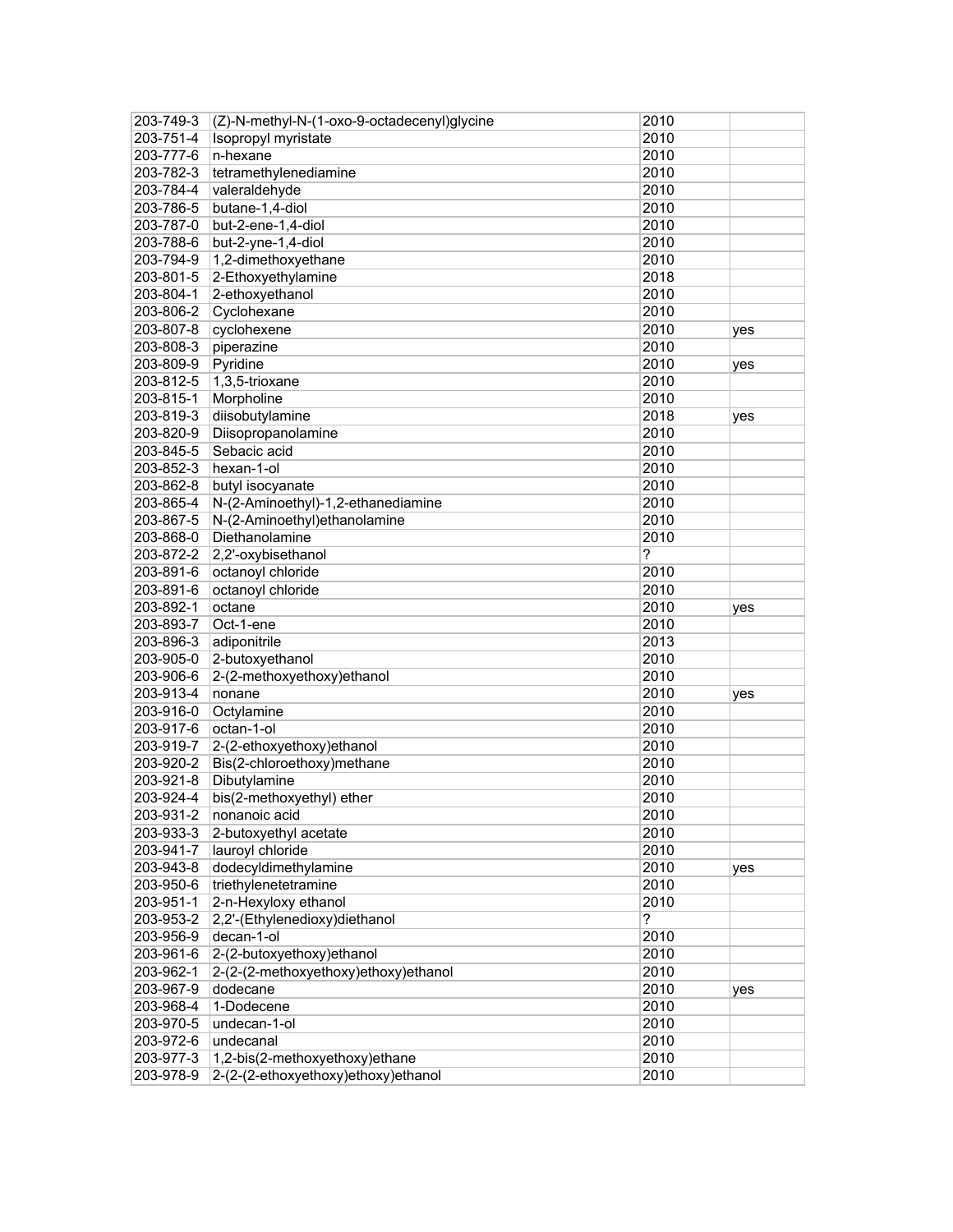| | | | |
|---|---|---|---|
| 203-749-3 | (Z)-N-methyl-N-(1-oxo-9-octadecenyl)glycine | 2010 | |
| 203-751-4 | Isopropyl myristate | 2010 | |
| 203-777-6 | n-hexane | 2010 | |
| 203-782-3 | tetramethylenediamine | 2010 | |
| 203-784-4 | valeraldehyde | 2010 | |
| 203-786-5 | butane-1,4-diol | 2010 | |
| 203-787-0 | but-2-ene-1,4-diol | 2010 | |
| 203-788-6 | but-2-yne-1,4-diol | 2010 | |
| 203-794-9 | 1,2-dimethoxyethane | 2010 | |
| 203-801-5 | 2-Ethoxyethylamine | 2018 | |
| 203-804-1 | 2-ethoxyethanol | 2010 | |
| 203-806-2 | Cyclohexane | 2010 | |
| 203-807-8 | cyclohexene | 2010 | yes |
| 203-808-3 | piperazine | 2010 | |
| 203-809-9 | Pyridine | 2010 | yes |
| 203-812-5 | 1,3,5-trioxane | 2010 | |
| 203-815-1 | Morpholine | 2010 | |
| 203-819-3 | diisobutylamine | 2018 | yes |
| 203-820-9 | Diisopropanolamine | 2010 | |
| 203-845-5 | Sebacic acid | 2010 | |
| 203-852-3 | hexan-1-ol | 2010 | |
| 203-862-8 | butyl isocyanate | 2010 | |
| 203-865-4 | N-(2-Aminoethyl)-1,2-ethanediamine | 2010 | |
| 203-867-5 | N-(2-Aminoethyl)ethanolamine | 2010 | |
| 203-868-0 | Diethanolamine | 2010 | |
| 203-872-2 | 2,2'-oxybisethanol | ? | |
| 203-891-6 | octanoyl chloride | 2010 | |
| 203-891-6 | octanoyl chloride | 2010 | |
| 203-892-1 | octane | 2010 | yes |
| 203-893-7 | Oct-1-ene | 2010 | |
| 203-896-3 | adiponitrile | 2013 | |
| 203-905-0 | 2-butoxyethanol | 2010 | |
| 203-906-6 | 2-(2-methoxyethoxy)ethanol | 2010 | |
| 203-913-4 | nonane | 2010 | yes |
| 203-916-0 | Octylamine | 2010 | |
| 203-917-6 | octan-1-ol | 2010 | |
| 203-919-7 | 2-(2-ethoxyethoxy)ethanol | 2010 | |
| 203-920-2 | Bis(2-chloroethoxy)methane | 2010 | |
| 203-921-8 | Dibutylamine | 2010 | |
| 203-924-4 | bis(2-methoxyethyl) ether | 2010 | |
| 203-931-2 | nonanoic acid | 2010 | |
| 203-933-3 | 2-butoxyethyl acetate | 2010 | |
| 203-941-7 | lauroyl chloride | 2010 | |
| 203-943-8 | dodecyldimethylamine | 2010 | yes |
| 203-950-6 | triethylenetetramine | 2010 | |
| 203-951-1 | 2-n-Hexyloxy ethanol | 2010 | |
| 203-953-2 | 2,2'-(Ethylenedioxy)diethanol | ? | |
| 203-956-9 | decan-1-ol | 2010 | |
| 203-961-6 | 2-(2-butoxyethoxy)ethanol | 2010 | |
| 203-962-1 | 2-(2-(2-methoxyethoxy)ethoxy)ethanol | 2010 | |
| 203-967-9 | dodecane | 2010 | yes |
| 203-968-4 | 1-Dodecene | 2010 | |
| 203-970-5 | undecan-1-ol | 2010 | |
| 203-972-6 | undecanal | 2010 | |
| 203-977-3 | 1,2-bis(2-methoxyethoxy)ethane | 2010 | |
| 203-978-9 | 2-(2-(2-ethoxyethoxy)ethoxy)ethanol | 2010 | |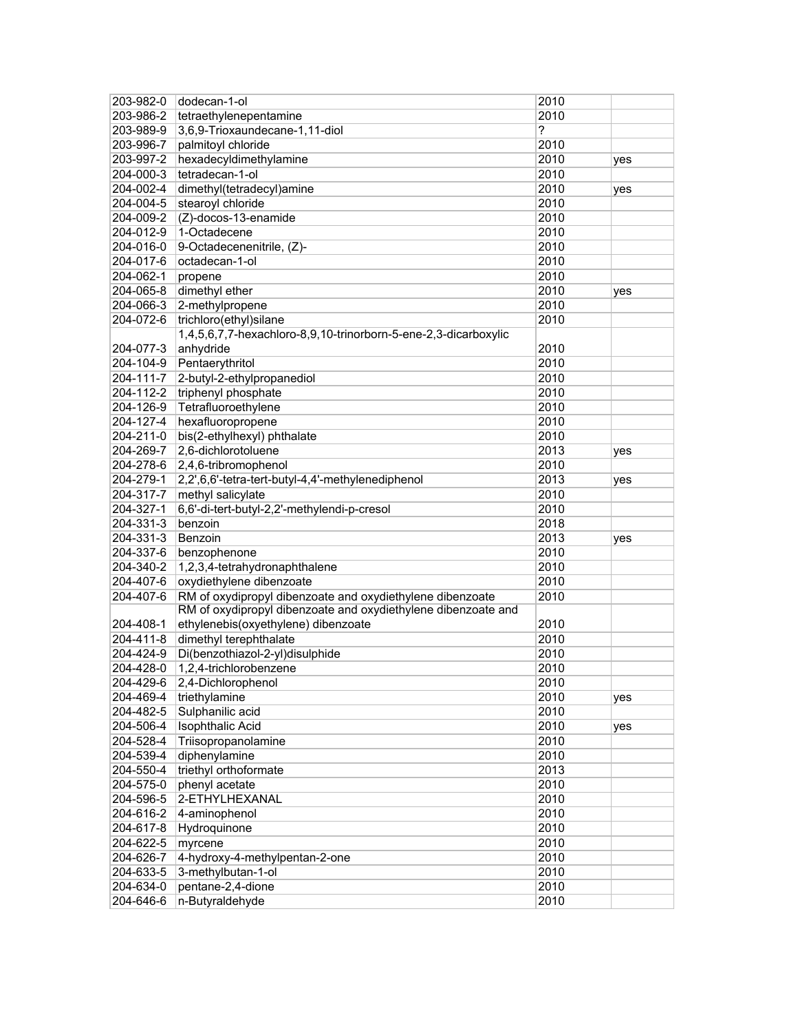| | | | |
|---|---|---|---|
| 203-982-0 | dodecan-1-ol | 2010 | |
| 203-986-2 | tetraethylenepentamine | 2010 | |
| 203-989-9 | 3,6,9-Trioxaundecane-1,11-diol | ? | |
| 203-996-7 | palmitoyl chloride | 2010 | |
| 203-997-2 | hexadecyldimethylamine | 2010 | yes |
| 204-000-3 | tetradecan-1-ol | 2010 | |
| 204-002-4 | dimethyl(tetradecyl)amine | 2010 | yes |
| 204-004-5 | stearoyl chloride | 2010 | |
| 204-009-2 | (Z)-docos-13-enamide | 2010 | |
| 204-012-9 | 1-Octadecene | 2010 | |
| 204-016-0 | 9-Octadecenenitrile, (Z)- | 2010 | |
| 204-017-6 | octadecan-1-ol | 2010 | |
| 204-062-1 | propene | 2010 | |
| 204-065-8 | dimethyl ether | 2010 | yes |
| 204-066-3 | 2-methylpropene | 2010 | |
| 204-072-6 | trichloro(ethyl)silane | 2010 | |
| 204-077-3 | 1,4,5,6,7,7-hexachloro-8,9,10-trinorborn-5-ene-2,3-dicarboxylic anhydride | 2010 | |
| 204-104-9 | Pentaerythritol | 2010 | |
| 204-111-7 | 2-butyl-2-ethylpropanediol | 2010 | |
| 204-112-2 | triphenyl phosphate | 2010 | |
| 204-126-9 | Tetrafluoroethylene | 2010 | |
| 204-127-4 | hexafluoropropene | 2010 | |
| 204-211-0 | bis(2-ethylhexyl) phthalate | 2010 | |
| 204-269-7 | 2,6-dichlorotoluene | 2013 | yes |
| 204-278-6 | 2,4,6-tribromophenol | 2010 | |
| 204-279-1 | 2,2',6,6'-tetra-tert-butyl-4,4'-methylenediphenol | 2013 | yes |
| 204-317-7 | methyl salicylate | 2010 | |
| 204-327-1 | 6,6'-di-tert-butyl-2,2'-methylendi-p-cresol | 2010 | |
| 204-331-3 | benzoin | 2018 | |
| 204-331-3 | Benzoin | 2013 | yes |
| 204-337-6 | benzophenone | 2010 | |
| 204-340-2 | 1,2,3,4-tetrahydronaphthalene | 2010 | |
| 204-407-6 | oxydiethylene dibenzoate | 2010 | |
| 204-407-6 | RM of oxydipropyl dibenzoate and oxydiethylene dibenzoate | 2010 | |
| 204-408-1 | RM of oxydipropyl dibenzoate and oxydiethylene dibenzoate and ethylenebis(oxyethylene) dibenzoate | 2010 | |
| 204-411-8 | dimethyl terephthalate | 2010 | |
| 204-424-9 | Di(benzothiazol-2-yl)disulphide | 2010 | |
| 204-428-0 | 1,2,4-trichlorobenzene | 2010 | |
| 204-429-6 | 2,4-Dichlorophenol | 2010 | |
| 204-469-4 | triethylamine | 2010 | yes |
| 204-482-5 | Sulphanilic acid | 2010 | |
| 204-506-4 | Isophthalic Acid | 2010 | yes |
| 204-528-4 | Triisopropanolamine | 2010 | |
| 204-539-4 | diphenylamine | 2010 | |
| 204-550-4 | triethyl orthoformate | 2013 | |
| 204-575-0 | phenyl acetate | 2010 | |
| 204-596-5 | 2-ETHYLHEXANAL | 2010 | |
| 204-616-2 | 4-aminophenol | 2010 | |
| 204-617-8 | Hydroquinone | 2010 | |
| 204-622-5 | myrcene | 2010 | |
| 204-626-7 | 4-hydroxy-4-methylpentan-2-one | 2010 | |
| 204-633-5 | 3-methylbutan-1-ol | 2010 | |
| 204-634-0 | pentane-2,4-dione | 2010 | |
| 204-646-6 | n-Butyraldehyde | 2010 | |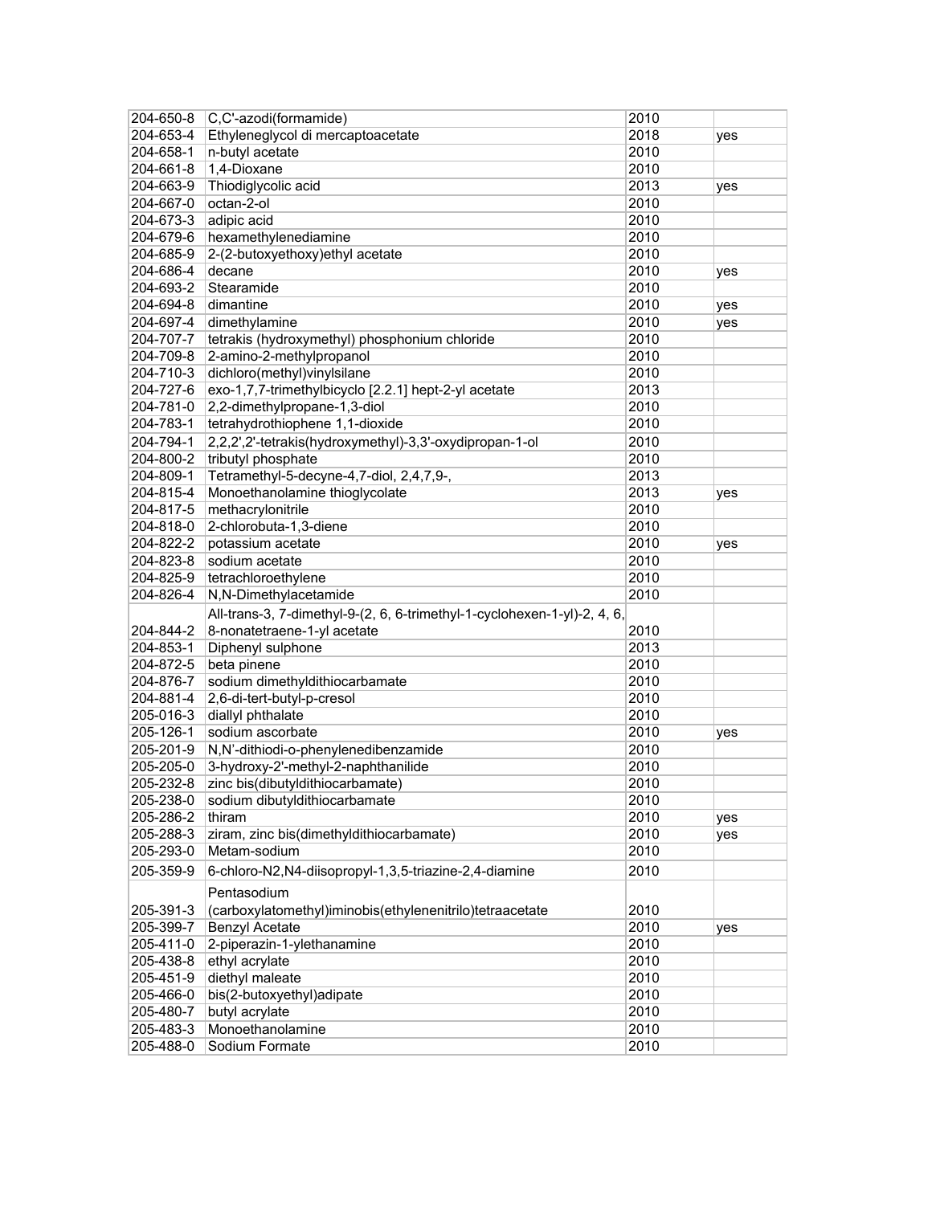| | | | |
|---|---|---|---|
| 204-650-8 | C,C'-azodi(formamide) | 2010 | |
| 204-653-4 | Ethyleneglycol di mercaptoacetate | 2018 | yes |
| 204-658-1 | n-butyl acetate | 2010 | |
| 204-661-8 | 1,4-Dioxane | 2010 | |
| 204-663-9 | Thiodiglycolic acid | 2013 | yes |
| 204-667-0 | octan-2-ol | 2010 | |
| 204-673-3 | adipic acid | 2010 | |
| 204-679-6 | hexamethylenediamine | 2010 | |
| 204-685-9 | 2-(2-butoxyethoxy)ethyl acetate | 2010 | |
| 204-686-4 | decane | 2010 | yes |
| 204-693-2 | Stearamide | 2010 | |
| 204-694-8 | dimantine | 2010 | yes |
| 204-697-4 | dimethylamine | 2010 | yes |
| 204-707-7 | tetrakis (hydroxymethyl) phosphonium chloride | 2010 | |
| 204-709-8 | 2-amino-2-methylpropanol | 2010 | |
| 204-710-3 | dichloro(methyl)vinylsilane | 2010 | |
| 204-727-6 | exo-1,7,7-trimethylbicyclo [2.2.1] hept-2-yl acetate | 2013 | |
| 204-781-0 | 2,2-dimethylpropane-1,3-diol | 2010 | |
| 204-783-1 | tetrahydrothiophene 1,1-dioxide | 2010 | |
| 204-794-1 | 2,2,2',2'-tetrakis(hydroxymethyl)-3,3'-oxydipropan-1-ol | 2010 | |
| 204-800-2 | tributyl phosphate | 2010 | |
| 204-809-1 | Tetramethyl-5-decyne-4,7-diol, 2,4,7,9-, | 2013 | |
| 204-815-4 | Monoethanolamine thioglycolate | 2013 | yes |
| 204-817-5 | methacrylonitrile | 2010 | |
| 204-818-0 | 2-chlorobuta-1,3-diene | 2010 | |
| 204-822-2 | potassium acetate | 2010 | yes |
| 204-823-8 | sodium acetate | 2010 | |
| 204-825-9 | tetrachloroethylene | 2010 | |
| 204-826-4 | N,N-Dimethylacetamide | 2010 | |
| 204-844-2 | All-trans-3, 7-dimethyl-9-(2, 6, 6-trimethyl-1-cyclohexen-1-yl)-2, 4, 6, 8-nonatetraene-1-yl acetate | 2010 | |
| 204-853-1 | Diphenyl sulphone | 2013 | |
| 204-872-5 | beta pinene | 2010 | |
| 204-876-7 | sodium dimethyldithiocarbamate | 2010 | |
| 204-881-4 | 2,6-di-tert-butyl-p-cresol | 2010 | |
| 205-016-3 | diallyl phthalate | 2010 | |
| 205-126-1 | sodium ascorbate | 2010 | yes |
| 205-201-9 | N,N'-dithiodi-o-phenylenedibenzamide | 2010 | |
| 205-205-0 | 3-hydroxy-2'-methyl-2-naphthanilide | 2010 | |
| 205-232-8 | zinc bis(dibutyldithiocarbamate) | 2010 | |
| 205-238-0 | sodium dibutyldithiocarbamate | 2010 | |
| 205-286-2 | thiram | 2010 | yes |
| 205-288-3 | ziram, zinc bis(dimethyldithiocarbamate) | 2010 | yes |
| 205-293-0 | Metam-sodium | 2010 | |
| 205-359-9 | 6-chloro-N2,N4-diisopropyl-1,3,5-triazine-2,4-diamine | 2010 | |
| 205-391-3 | Pentasodium (carboxylatomethyl)iminobis(ethylenenitrilo)tetraacetate | 2010 | |
| 205-399-7 | Benzyl Acetate | 2010 | yes |
| 205-411-0 | 2-piperazin-1-ylethanamine | 2010 | |
| 205-438-8 | ethyl acrylate | 2010 | |
| 205-451-9 | diethyl maleate | 2010 | |
| 205-466-0 | bis(2-butoxyethyl)adipate | 2010 | |
| 205-480-7 | butyl acrylate | 2010 | |
| 205-483-3 | Monoethanolamine | 2010 | |
| 205-488-0 | Sodium Formate | 2010 | |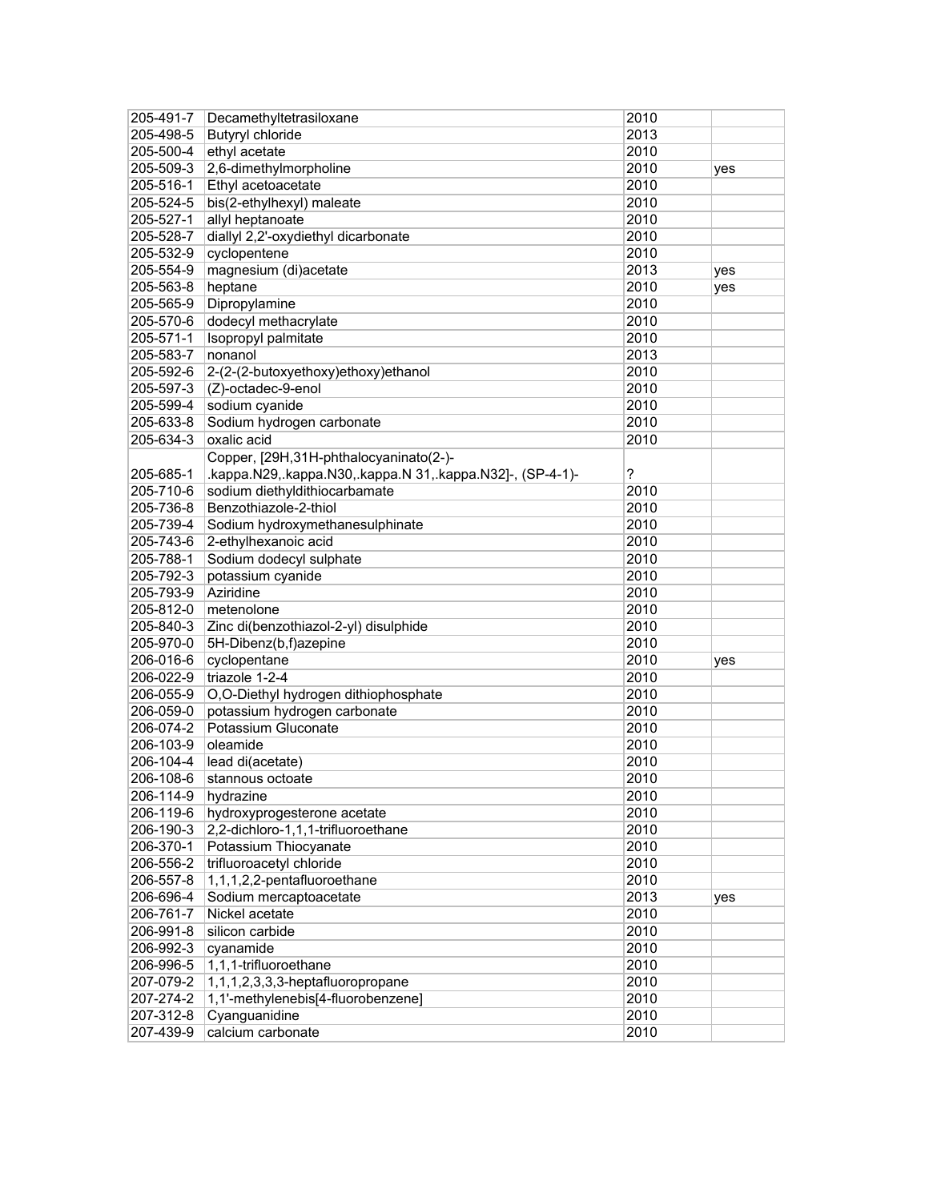| 205-491-7 | Decamethyltetrasiloxane | 2010 | |
|---|---|---|---|
| 205-498-5 | Butyryl chloride | 2013 | |
| 205-500-4 | ethyl acetate | 2010 | |
| 205-509-3 | 2,6-dimethylmorpholine | 2010 | yes |
| 205-516-1 | Ethyl acetoacetate | 2010 | |
| 205-524-5 | bis(2-ethylhexyl) maleate | 2010 | |
| 205-527-1 | allyl heptanoate | 2010 | |
| 205-528-7 | diallyl 2,2'-oxydiethyl dicarbonate | 2010 | |
| 205-532-9 | cyclopentene | 2010 | |
| 205-554-9 | magnesium (di)acetate | 2013 | yes |
| 205-563-8 | heptane | 2010 | yes |
| 205-565-9 | Dipropylamine | 2010 | |
| 205-570-6 | dodecyl methacrylate | 2010 | |
| 205-571-1 | Isopropyl palmitate | 2010 | |
| 205-583-7 | nonanol | 2013 | |
| 205-592-6 | 2-(2-(2-butoxyethoxy)ethoxy)ethanol | 2010 | |
| 205-597-3 | (Z)-octadec-9-enol | 2010 | |
| 205-599-4 | sodium cyanide | 2010 | |
| 205-633-8 | Sodium hydrogen carbonate | 2010 | |
| 205-634-3 | oxalic acid | 2010 | |
| 205-685-1 | Copper, [29H,31H-phthalocyaninato(2-)-.kappa.N29,.kappa.N30,.kappa.N 31,.kappa.N32]-, (SP-4-1)- | ? | |
| 205-710-6 | sodium diethyldithiocarbamate | 2010 | |
| 205-736-8 | Benzothiazole-2-thiol | 2010 | |
| 205-739-4 | Sodium hydroxymethanesulphinate | 2010 | |
| 205-743-6 | 2-ethylhexanoic acid | 2010 | |
| 205-788-1 | Sodium dodecyl sulphate | 2010 | |
| 205-792-3 | potassium cyanide | 2010 | |
| 205-793-9 | Aziridine | 2010 | |
| 205-812-0 | metenolone | 2010 | |
| 205-840-3 | Zinc di(benzothiazol-2-yl) disulphide | 2010 | |
| 205-970-0 | 5H-Dibenz(b,f)azepine | 2010 | |
| 206-016-6 | cyclopentane | 2010 | yes |
| 206-022-9 | triazole 1-2-4 | 2010 | |
| 206-055-9 | O,O-Diethyl hydrogen dithiophosphate | 2010 | |
| 206-059-0 | potassium hydrogen carbonate | 2010 | |
| 206-074-2 | Potassium Gluconate | 2010 | |
| 206-103-9 | oleamide | 2010 | |
| 206-104-4 | lead di(acetate) | 2010 | |
| 206-108-6 | stannous octoate | 2010 | |
| 206-114-9 | hydrazine | 2010 | |
| 206-119-6 | hydroxyprogesterone acetate | 2010 | |
| 206-190-3 | 2,2-dichloro-1,1,1-trifluoroethane | 2010 | |
| 206-370-1 | Potassium Thiocyanate | 2010 | |
| 206-556-2 | trifluoroacetyl chloride | 2010 | |
| 206-557-8 | 1,1,1,2,2-pentafluoroethane | 2010 | |
| 206-696-4 | Sodium mercaptoacetate | 2013 | yes |
| 206-761-7 | Nickel acetate | 2010 | |
| 206-991-8 | silicon carbide | 2010 | |
| 206-992-3 | cyanamide | 2010 | |
| 206-996-5 | 1,1,1-trifluoroethane | 2010 | |
| 207-079-2 | 1,1,1,2,3,3,3-heptafluoropropane | 2010 | |
| 207-274-2 | 1,1'-methylenebis[4-fluorobenzene] | 2010 | |
| 207-312-8 | Cyanguanidine | 2010 | |
| 207-439-9 | calcium carbonate | 2010 | |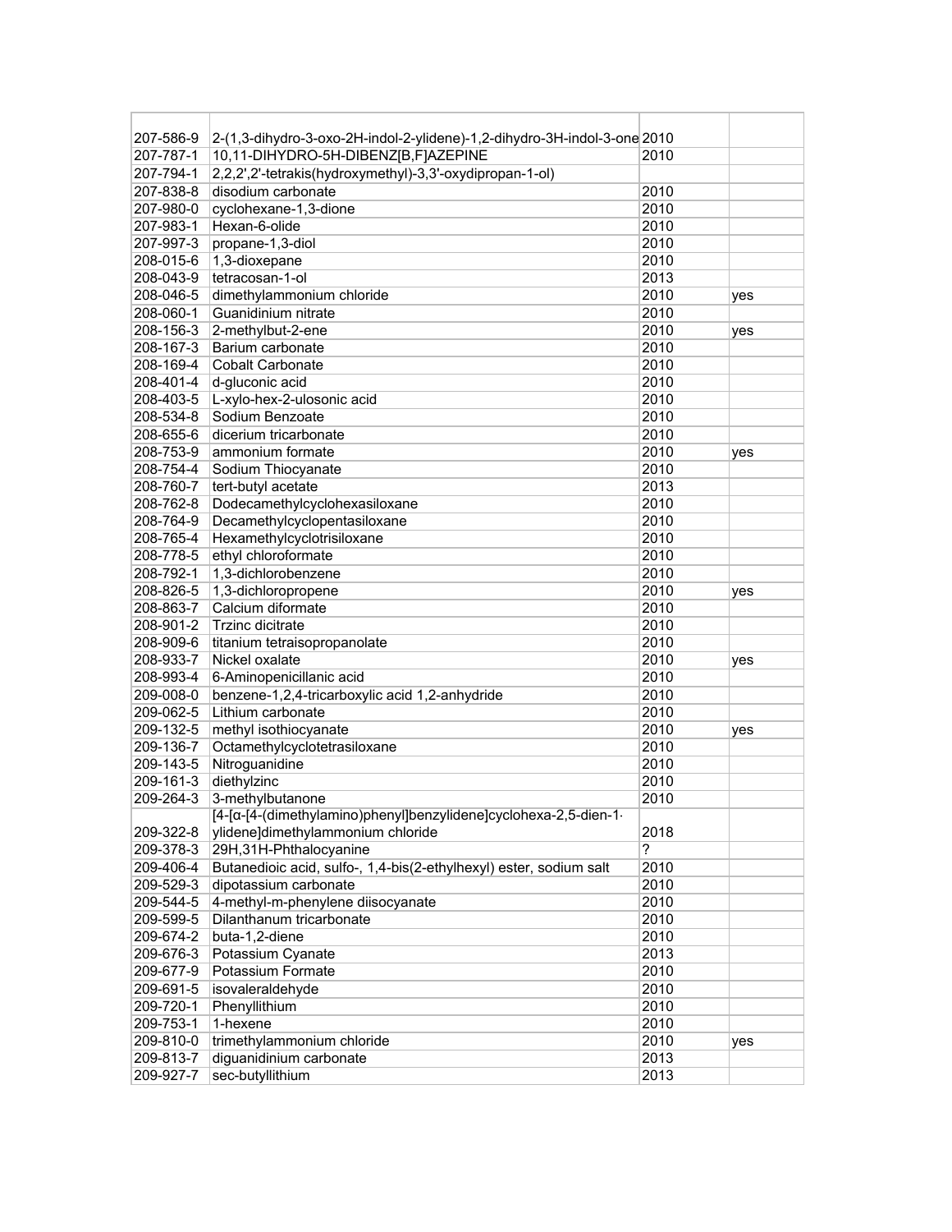| | | | |
|---|---|---|---|
| 207-586-9 | 2-(1,3-dihydro-3-oxo-2H-indol-2-ylidene)-1,2-dihydro-3H-indol-3-one | 2010 | |
| 207-787-1 | 10,11-DIHYDRO-5H-DIBENZ[B,F]AZEPINE | 2010 | |
| 207-794-1 | 2,2,2',2'-tetrakis(hydroxymethyl)-3,3'-oxydipropan-1-ol) | | |
| 207-838-8 | disodium carbonate | 2010 | |
| 207-980-0 | cyclohexane-1,3-dione | 2010 | |
| 207-983-1 | Hexan-6-olide | 2010 | |
| 207-997-3 | propane-1,3-diol | 2010 | |
| 208-015-6 | 1,3-dioxepane | 2010 | |
| 208-043-9 | tetracosan-1-ol | 2013 | |
| 208-046-5 | dimethylammonium chloride | 2010 | yes |
| 208-060-1 | Guanidinium nitrate | 2010 | |
| 208-156-3 | 2-methylbut-2-ene | 2010 | yes |
| 208-167-3 | Barium carbonate | 2010 | |
| 208-169-4 | Cobalt Carbonate | 2010 | |
| 208-401-4 | d-gluconic acid | 2010 | |
| 208-403-5 | L-xylo-hex-2-ulosonic acid | 2010 | |
| 208-534-8 | Sodium Benzoate | 2010 | |
| 208-655-6 | dicerium tricarbonate | 2010 | |
| 208-753-9 | ammonium formate | 2010 | yes |
| 208-754-4 | Sodium Thiocyanate | 2010 | |
| 208-760-7 | tert-butyl acetate | 2013 | |
| 208-762-8 | Dodecamethylcyclohexasiloxane | 2010 | |
| 208-764-9 | Decamethylcyclopentasiloxane | 2010 | |
| 208-765-4 | Hexamethylcyclotrisiloxane | 2010 | |
| 208-778-5 | ethyl chloroformate | 2010 | |
| 208-792-1 | 1,3-dichlorobenzene | 2010 | |
| 208-826-5 | 1,3-dichloropropene | 2010 | yes |
| 208-863-7 | Calcium diformate | 2010 | |
| 208-901-2 | Trzinc dicitrate | 2010 | |
| 208-909-6 | titanium tetraisopropanolate | 2010 | |
| 208-933-7 | Nickel oxalate | 2010 | yes |
| 208-993-4 | 6-Aminopenicillanic acid | 2010 | |
| 209-008-0 | benzene-1,2,4-tricarboxylic acid 1,2-anhydride | 2010 | |
| 209-062-5 | Lithium carbonate | 2010 | |
| 209-132-5 | methyl isothiocyanate | 2010 | yes |
| 209-136-7 | Octamethylcyclotetrasiloxane | 2010 | |
| 209-143-5 | Nitroguanidine | 2010 | |
| 209-161-3 | diethylzinc | 2010 | |
| 209-264-3 | 3-methylbutanone | 2010 | |
| 209-322-8 | [4-[α-[4-(dimethylamino)phenyl]benzylidene]cyclohexa-2,5-dien-1-ylidene]dimethylammonium chloride | 2018 | |
| 209-378-3 | 29H,31H-Phthalocyanine | ? | |
| 209-406-4 | Butanedioic acid, sulfo-, 1,4-bis(2-ethylhexyl) ester, sodium salt | 2010 | |
| 209-529-3 | dipotassium carbonate | 2010 | |
| 209-544-5 | 4-methyl-m-phenylene diisocyanate | 2010 | |
| 209-599-5 | Dilanthanum tricarbonate | 2010 | |
| 209-674-2 | buta-1,2-diene | 2010 | |
| 209-676-3 | Potassium Cyanate | 2013 | |
| 209-677-9 | Potassium Formate | 2010 | |
| 209-691-5 | isovaleraldehyde | 2010 | |
| 209-720-1 | Phenyllithium | 2010 | |
| 209-753-1 | 1-hexene | 2010 | |
| 209-810-0 | trimethylammonium chloride | 2010 | yes |
| 209-813-7 | diguanidinium carbonate | 2013 | |
| 209-927-7 | sec-butyllithium | 2013 | |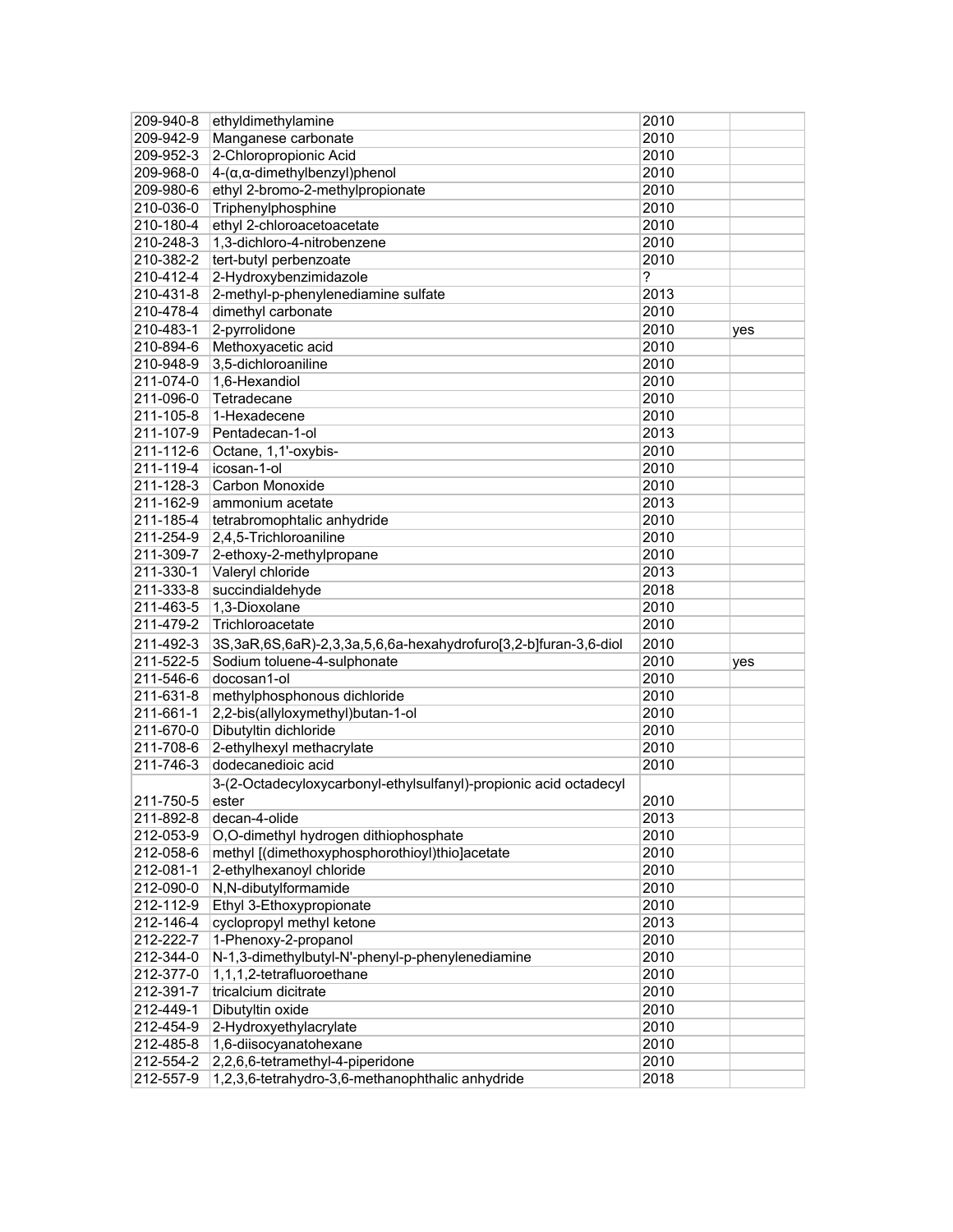| 209-940-8 | ethyldimethylamine | 2010 | |
|---|---|---|---|
| 209-942-9 | Manganese carbonate | 2010 | |
| 209-952-3 | 2-Chloropropionic Acid | 2010 | |
| 209-968-0 | 4-(α,α-dimethylbenzyl)phenol | 2010 | |
| 209-980-6 | ethyl 2-bromo-2-methylpropionate | 2010 | |
| 210-036-0 | Triphenylphosphine | 2010 | |
| 210-180-4 | ethyl 2-chloroacetoacetate | 2010 | |
| 210-248-3 | 1,3-dichloro-4-nitrobenzene | 2010 | |
| 210-382-2 | tert-butyl perbenzoate | 2010 | |
| 210-412-4 | 2-Hydroxybenzimidazole | ? | |
| 210-431-8 | 2-methyl-p-phenylenediamine sulfate | 2013 | |
| 210-478-4 | dimethyl carbonate | 2010 | |
| 210-483-1 | 2-pyrrolidone | 2010 | yes |
| 210-894-6 | Methoxyacetic acid | 2010 | |
| 210-948-9 | 3,5-dichloroaniline | 2010 | |
| 211-074-0 | 1,6-Hexandiol | 2010 | |
| 211-096-0 | Tetradecane | 2010 | |
| 211-105-8 | 1-Hexadecene | 2010 | |
| 211-107-9 | Pentadecan-1-ol | 2013 | |
| 211-112-6 | Octane, 1,1'-oxybis- | 2010 | |
| 211-119-4 | icosan-1-ol | 2010 | |
| 211-128-3 | Carbon Monoxide | 2010 | |
| 211-162-9 | ammonium acetate | 2013 | |
| 211-185-4 | tetrabromophtalic anhydride | 2010 | |
| 211-254-9 | 2,4,5-Trichloroaniline | 2010 | |
| 211-309-7 | 2-ethoxy-2-methylpropane | 2010 | |
| 211-330-1 | Valeryl chloride | 2013 | |
| 211-333-8 | succindialdehyde | 2018 | |
| 211-463-5 | 1,3-Dioxolane | 2010 | |
| 211-479-2 | Trichloroacetate | 2010 | |
| 211-492-3 | 3S,3aR,6S,6aR)-2,3,3a,5,6,6a-hexahydrofuro[3,2-b]furan-3,6-diol | 2010 | |
| 211-522-5 | Sodium toluene-4-sulphonate | 2010 | yes |
| 211-546-6 | docosan1-ol | 2010 | |
| 211-631-8 | methylphosphonous dichloride | 2010 | |
| 211-661-1 | 2,2-bis(allyloxymethyl)butan-1-ol | 2010 | |
| 211-670-0 | Dibutyltin dichloride | 2010 | |
| 211-708-6 | 2-ethylhexyl methacrylate | 2010 | |
| 211-746-3 | dodecanedioic acid | 2010 | |
| 211-750-5 | 3-(2-Octadecyloxycarbonyl-ethylsulfanyl)-propionic acid octadecyl ester | 2010 | |
| 211-892-8 | decan-4-olide | 2013 | |
| 212-053-9 | O,O-dimethyl hydrogen dithiophosphate | 2010 | |
| 212-058-6 | methyl [(dimethoxyphosphorothioyl)thio]acetate | 2010 | |
| 212-081-1 | 2-ethylhexanoyl chloride | 2010 | |
| 212-090-0 | N,N-dibutylformamide | 2010 | |
| 212-112-9 | Ethyl 3-Ethoxypropionate | 2010 | |
| 212-146-4 | cyclopropyl methyl ketone | 2013 | |
| 212-222-7 | 1-Phenoxy-2-propanol | 2010 | |
| 212-344-0 | N-1,3-dimethylbutyl-N'-phenyl-p-phenylenediamine | 2010 | |
| 212-377-0 | 1,1,1,2-tetrafluoroethane | 2010 | |
| 212-391-7 | tricalcium dicitrate | 2010 | |
| 212-449-1 | Dibutyltin oxide | 2010 | |
| 212-454-9 | 2-Hydroxyethylacrylate | 2010 | |
| 212-485-8 | 1,6-diisocyanatohexane | 2010 | |
| 212-554-2 | 2,2,6,6-tetramethyl-4-piperidone | 2010 | |
| 212-557-9 | 1,2,3,6-tetrahydro-3,6-methanophthalic anhydride | 2018 | |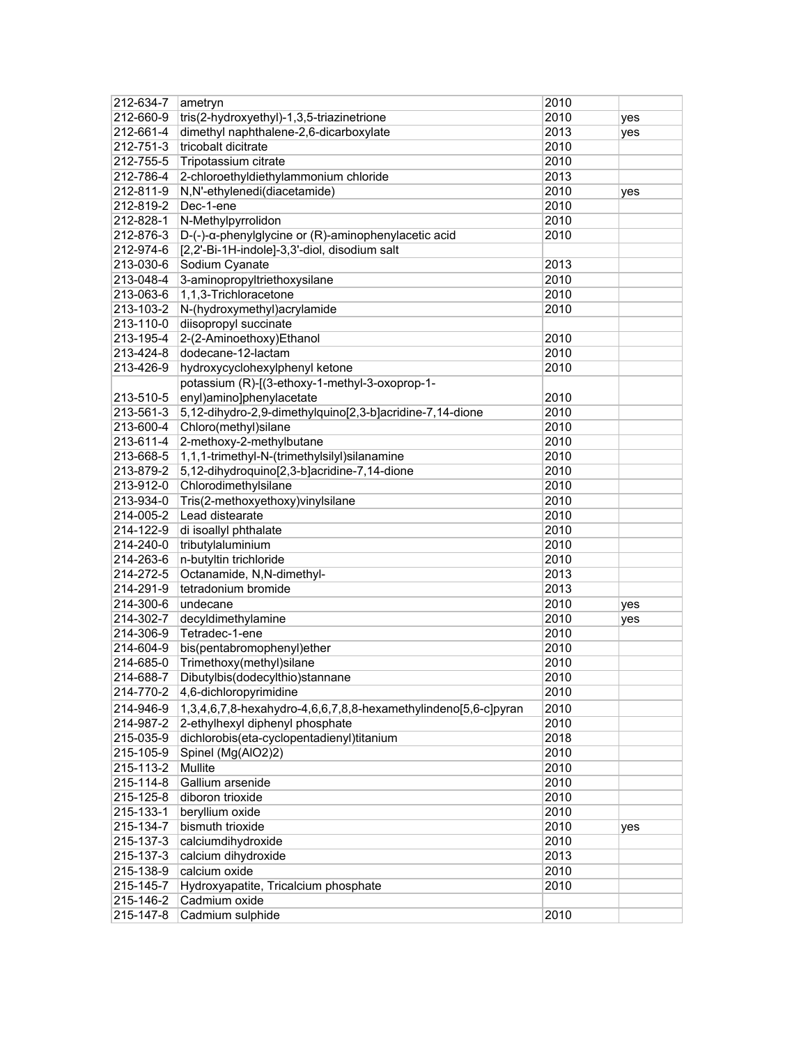| | | | |
|---|---|---|---|
| 212-634-7 | ametryn | 2010 | |
| 212-660-9 | tris(2-hydroxyethyl)-1,3,5-triazinetrione | 2010 | yes |
| 212-661-4 | dimethyl naphthalene-2,6-dicarboxylate | 2013 | yes |
| 212-751-3 | tricobalt dicitrate | 2010 | |
| 212-755-5 | Tripotassium citrate | 2010 | |
| 212-786-4 | 2-chloroethyldiethylammonium chloride | 2013 | |
| 212-811-9 | N,N'-ethylenedi(diacetamide) | 2010 | yes |
| 212-819-2 | Dec-1-ene | 2010 | |
| 212-828-1 | N-Methylpyrrolidon | 2010 | |
| 212-876-3 | D-(-)-α-phenylglycine or (R)-aminophenylacetic acid | 2010 | |
| 212-974-6 | [2,2'-Bi-1H-indole]-3,3'-diol, disodium salt | | |
| 213-030-6 | Sodium Cyanate | 2013 | |
| 213-048-4 | 3-aminopropyltriethoxysilane | 2010 | |
| 213-063-6 | 1,1,3-Trichloracetone | 2010 | |
| 213-103-2 | N-(hydroxymethyl)acrylamide | 2010 | |
| 213-110-0 | diisopropyl succinate | | |
| 213-195-4 | 2-(2-Aminoethoxy)Ethanol | 2010 | |
| 213-424-8 | dodecane-12-lactam | 2010 | |
| 213-426-9 | hydroxycyclohexylphenyl ketone | 2010 | |
| 213-510-5 | potassium (R)-[(3-ethoxy-1-methyl-3-oxoprop-1-enyl)amino]phenylacetate | 2010 | |
| 213-561-3 | 5,12-dihydro-2,9-dimethylquino[2,3-b]acridine-7,14-dione | 2010 | |
| 213-600-4 | Chloro(methyl)silane | 2010 | |
| 213-611-4 | 2-methoxy-2-methylbutane | 2010 | |
| 213-668-5 | 1,1,1-trimethyl-N-(trimethylsilyl)silanamine | 2010 | |
| 213-879-2 | 5,12-dihydroquino[2,3-b]acridine-7,14-dione | 2010 | |
| 213-912-0 | Chlorodimethylsilane | 2010 | |
| 213-934-0 | Tris(2-methoxyethoxy)vinylsilane | 2010 | |
| 214-005-2 | Lead distearate | 2010 | |
| 214-122-9 | di isoallyl phthalate | 2010 | |
| 214-240-0 | tributylaluminium | 2010 | |
| 214-263-6 | n-butyltin trichloride | 2010 | |
| 214-272-5 | Octanamide, N,N-dimethyl- | 2013 | |
| 214-291-9 | tetradonium bromide | 2013 | |
| 214-300-6 | undecane | 2010 | yes |
| 214-302-7 | decyldimethylamine | 2010 | yes |
| 214-306-9 | Tetradec-1-ene | 2010 | |
| 214-604-9 | bis(pentabromophenyl)ether | 2010 | |
| 214-685-0 | Trimethoxy(methyl)silane | 2010 | |
| 214-688-7 | Dibutylbis(dodecylthio)stannane | 2010 | |
| 214-770-2 | 4,6-dichloropyrimidine | 2010 | |
| 214-946-9 | 1,3,4,6,7,8-hexahydro-4,6,6,7,8,8-hexamethylindeno[5,6-c]pyran | 2010 | |
| 214-987-2 | 2-ethylhexyl diphenyl phosphate | 2010 | |
| 215-035-9 | dichlorobis(eta-cyclopentadienyl)titanium | 2018 | |
| 215-105-9 | Spinel (Mg(AlO2)2) | 2010 | |
| 215-113-2 | Mullite | 2010 | |
| 215-114-8 | Gallium arsenide | 2010 | |
| 215-125-8 | diboron trioxide | 2010 | |
| 215-133-1 | beryllium oxide | 2010 | |
| 215-134-7 | bismuth trioxide | 2010 | yes |
| 215-137-3 | calciumdihydroxide | 2010 | |
| 215-137-3 | calcium dihydroxide | 2013 | |
| 215-138-9 | calcium oxide | 2010 | |
| 215-145-7 | Hydroxyapatite, Tricalcium phosphate | 2010 | |
| 215-146-2 | Cadmium oxide | | |
| 215-147-8 | Cadmium sulphide | 2010 | |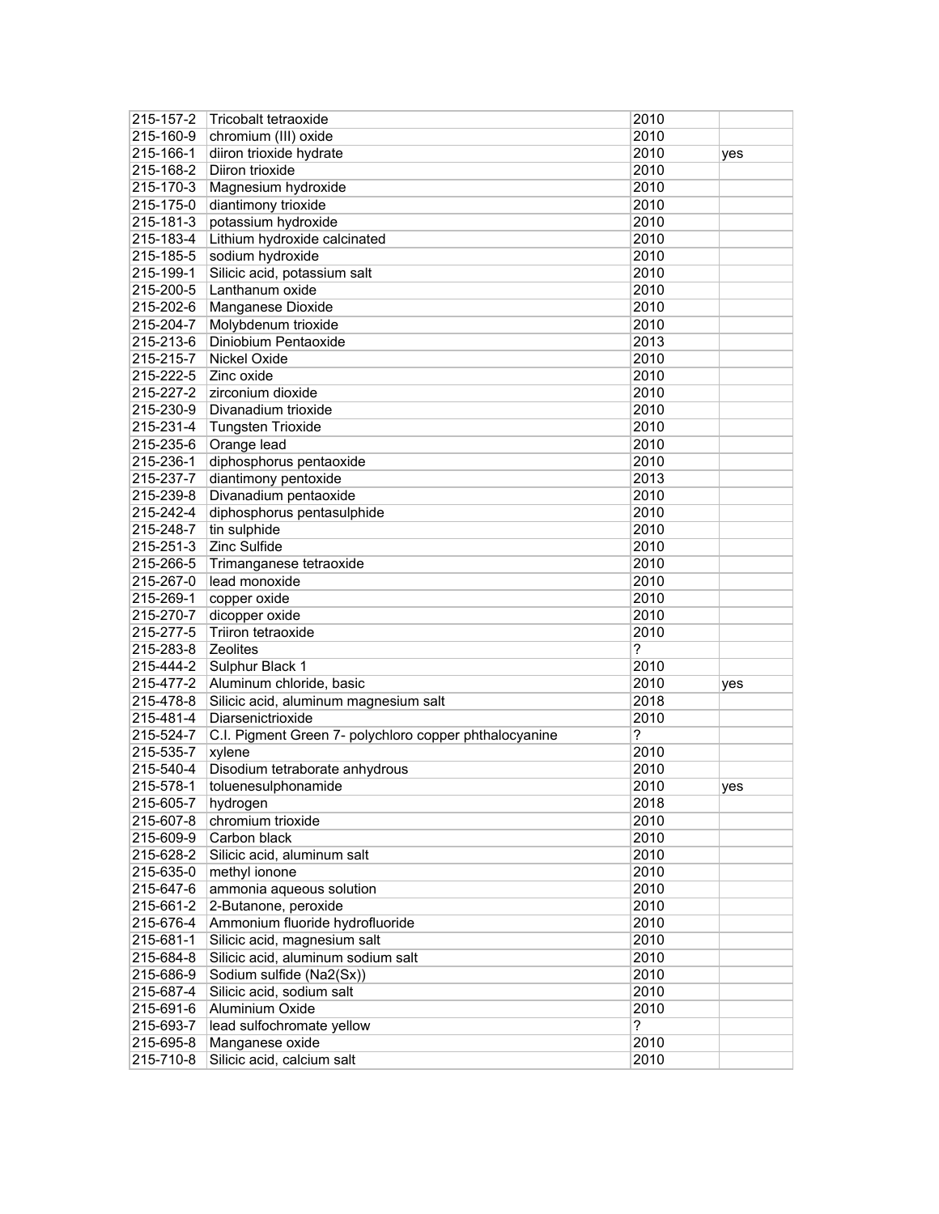| | | | |
|---|---|---|---|
| 215-157-2 | Tricobalt tetraoxide | 2010 | |
| 215-160-9 | chromium (III) oxide | 2010 | |
| 215-166-1 | diiron trioxide hydrate | 2010 | yes |
| 215-168-2 | Diiron trioxide | 2010 | |
| 215-170-3 | Magnesium hydroxide | 2010 | |
| 215-175-0 | diantimony trioxide | 2010 | |
| 215-181-3 | potassium hydroxide | 2010 | |
| 215-183-4 | Lithium hydroxide calcinated | 2010 | |
| 215-185-5 | sodium hydroxide | 2010 | |
| 215-199-1 | Silicic acid, potassium salt | 2010 | |
| 215-200-5 | Lanthanum oxide | 2010 | |
| 215-202-6 | Manganese Dioxide | 2010 | |
| 215-204-7 | Molybdenum trioxide | 2010 | |
| 215-213-6 | Diniobium Pentaoxide | 2013 | |
| 215-215-7 | Nickel Oxide | 2010 | |
| 215-222-5 | Zinc oxide | 2010 | |
| 215-227-2 | zirconium dioxide | 2010 | |
| 215-230-9 | Divanadium trioxide | 2010 | |
| 215-231-4 | Tungsten Trioxide | 2010 | |
| 215-235-6 | Orange lead | 2010 | |
| 215-236-1 | diphosphorus pentaoxide | 2010 | |
| 215-237-7 | diantimony pentoxide | 2013 | |
| 215-239-8 | Divanadium pentaoxide | 2010 | |
| 215-242-4 | diphosphorus pentasulphide | 2010 | |
| 215-248-7 | tin sulphide | 2010 | |
| 215-251-3 | Zinc Sulfide | 2010 | |
| 215-266-5 | Trimanganese tetraoxide | 2010 | |
| 215-267-0 | lead monoxide | 2010 | |
| 215-269-1 | copper oxide | 2010 | |
| 215-270-7 | dicopper oxide | 2010 | |
| 215-277-5 | Triiron tetraoxide | 2010 | |
| 215-283-8 | Zeolites | ? | |
| 215-444-2 | Sulphur Black 1 | 2010 | |
| 215-477-2 | Aluminum chloride, basic | 2010 | yes |
| 215-478-8 | Silicic acid, aluminum magnesium salt | 2018 | |
| 215-481-4 | Diarsenictrioxide | 2010 | |
| 215-524-7 | C.I. Pigment Green 7- polychloro copper phthalocyanine | ? | |
| 215-535-7 | xylene | 2010 | |
| 215-540-4 | Disodium tetraborate anhydrous | 2010 | |
| 215-578-1 | toluenesulphonamide | 2010 | yes |
| 215-605-7 | hydrogen | 2018 | |
| 215-607-8 | chromium trioxide | 2010 | |
| 215-609-9 | Carbon black | 2010 | |
| 215-628-2 | Silicic acid, aluminum salt | 2010 | |
| 215-635-0 | methyl ionone | 2010 | |
| 215-647-6 | ammonia aqueous solution | 2010 | |
| 215-661-2 | 2-Butanone, peroxide | 2010 | |
| 215-676-4 | Ammonium fluoride hydrofluoride | 2010 | |
| 215-681-1 | Silicic acid, magnesium salt | 2010 | |
| 215-684-8 | Silicic acid, aluminum sodium salt | 2010 | |
| 215-686-9 | Sodium sulfide ($Na_2(S_x)$) | 2010 | |
| 215-687-4 | Silicic acid, sodium salt | 2010 | |
| 215-691-6 | Aluminium Oxide | 2010 | |
| 215-693-7 | lead sulfochromate yellow | ? | |
| 215-695-8 | Manganese oxide | 2010 | |
| 215-710-8 | Silicic acid, calcium salt | 2010 | |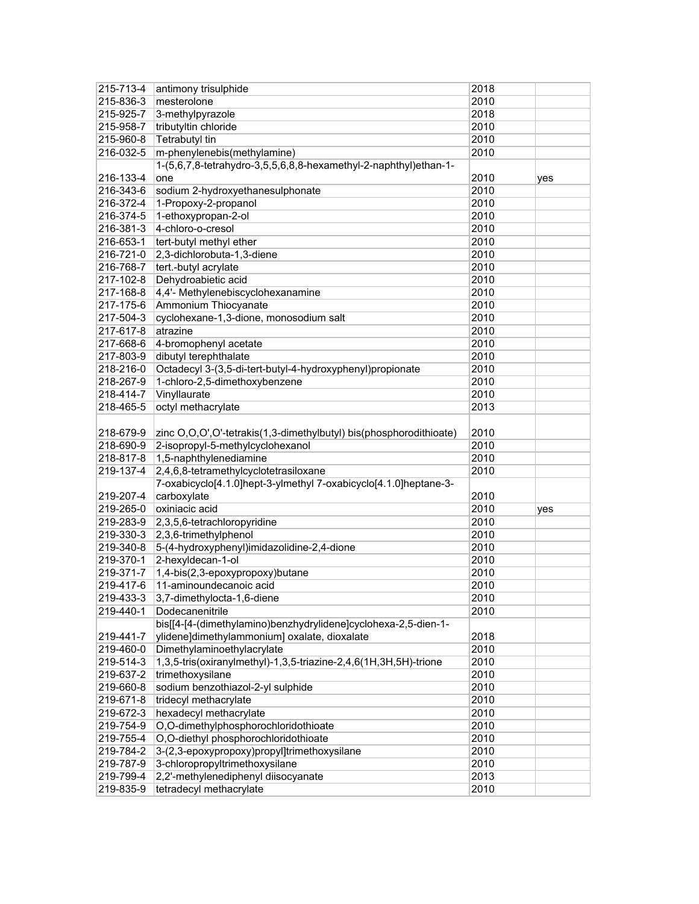| | | | |
|---|---|---|---|
| 215-713-4 | antimony trisulphide | 2018 | |
| 215-836-3 | mesterolone | 2010 | |
| 215-925-7 | 3-methylpyrazole | 2018 | |
| 215-958-7 | tributyltin chloride | 2010 | |
| 215-960-8 | Tetrabutyl tin | 2010 | |
| 216-032-5 | m-phenylenebis(methylamine) | 2010 | |
| 216-133-4 | 1-(5,6,7,8-tetrahydro-3,5,5,6,8,8-hexamethyl-2-naphthyl)ethan-1-one | 2010 | yes |
| 216-343-6 | sodium 2-hydroxyethanesulphonate | 2010 | |
| 216-372-4 | 1-Propoxy-2-propanol | 2010 | |
| 216-374-5 | 1-ethoxypropan-2-ol | 2010 | |
| 216-381-3 | 4-chloro-o-cresol | 2010 | |
| 216-653-1 | tert-butyl methyl ether | 2010 | |
| 216-721-0 | 2,3-dichlorobuta-1,3-diene | 2010 | |
| 216-768-7 | tert.-butyl acrylate | 2010 | |
| 217-102-8 | Dehydroabietic acid | 2010 | |
| 217-168-8 | 4,4'- Methylenebiscyclohexanamine | 2010 | |
| 217-175-6 | Ammonium Thiocyanate | 2010 | |
| 217-504-3 | cyclohexane-1,3-dione, monosodium salt | 2010 | |
| 217-617-8 | atrazine | 2010 | |
| 217-668-6 | 4-bromophenyl acetate | 2010 | |
| 217-803-9 | dibutyl terephthalate | 2010 | |
| 218-216-0 | Octadecyl 3-(3,5-di-tert-butyl-4-hydroxyphenyl)propionate | 2010 | |
| 218-267-9 | 1-chloro-2,5-dimethoxybenzene | 2010 | |
| 218-414-7 | Vinyllaurate | 2010 | |
| 218-465-5 | octyl methacrylate | 2013 | |
| 218-679-9 | zinc O,O,O',O'-tetrakis(1,3-dimethylbutyl) bis(phosphorodithioate) | 2010 | |
| 218-690-9 | 2-isopropyl-5-methylcyclohexanol | 2010 | |
| 218-817-8 | 1,5-naphthylenediamine | 2010 | |
| 219-137-4 | 2,4,6,8-tetramethylcyclotetrasiloxane | 2010 | |
| 219-207-4 | 7-oxabicyclo[4.1.0]hept-3-ylmethyl 7-oxabicyclo[4.1.0]heptane-3-carboxylate | 2010 | |
| 219-265-0 | oxiniacic acid | 2010 | yes |
| 219-283-9 | 2,3,5,6-tetrachloropyridine | 2010 | |
| 219-330-3 | 2,3,6-trimethylphenol | 2010 | |
| 219-340-8 | 5-(4-hydroxyphenyl)imidazolidine-2,4-dione | 2010 | |
| 219-370-1 | 2-hexyldecan-1-ol | 2010 | |
| 219-371-7 | 1,4-bis(2,3-epoxypropoxy)butane | 2010 | |
| 219-417-6 | 11-aminoundecanoic acid | 2010 | |
| 219-433-3 | 3,7-dimethylocta-1,6-diene | 2010 | |
| 219-440-1 | Dodecanenitrile | 2010 | |
| 219-441-7 | bis[[4-[4-(dimethylamino)benzhydrylidene]cyclohexa-2,5-dien-1-ylidene]dimethylammonium] oxalate, dioxalate | 2018 | |
| 219-460-0 | Dimethylaminoethylacrylate | 2010 | |
| 219-514-3 | 1,3,5-tris(oxiranylmethyl)-1,3,5-triazine-2,4,6(1H,3H,5H)-trione | 2010 | |
| 219-637-2 | trimethoxysilane | 2010 | |
| 219-660-8 | sodium benzothiazol-2-yl sulphide | 2010 | |
| 219-671-8 | tridecyl methacrylate | 2010 | |
| 219-672-3 | hexadecyl methacrylate | 2010 | |
| 219-754-9 | O,O-dimethylphosphorochloridothioate | 2010 | |
| 219-755-4 | O,O-diethyl phosphorochloridothioate | 2010 | |
| 219-784-2 | 3-(2,3-epoxypropoxy)propyl]trimethoxysilane | 2010 | |
| 219-787-9 | 3-chloropropyltrimethoxysilane | 2010 | |
| 219-799-4 | 2,2'-methylenediphenyl diisocyanate | 2013 | |
| 219-835-9 | tetradecyl methacrylate | 2010 | |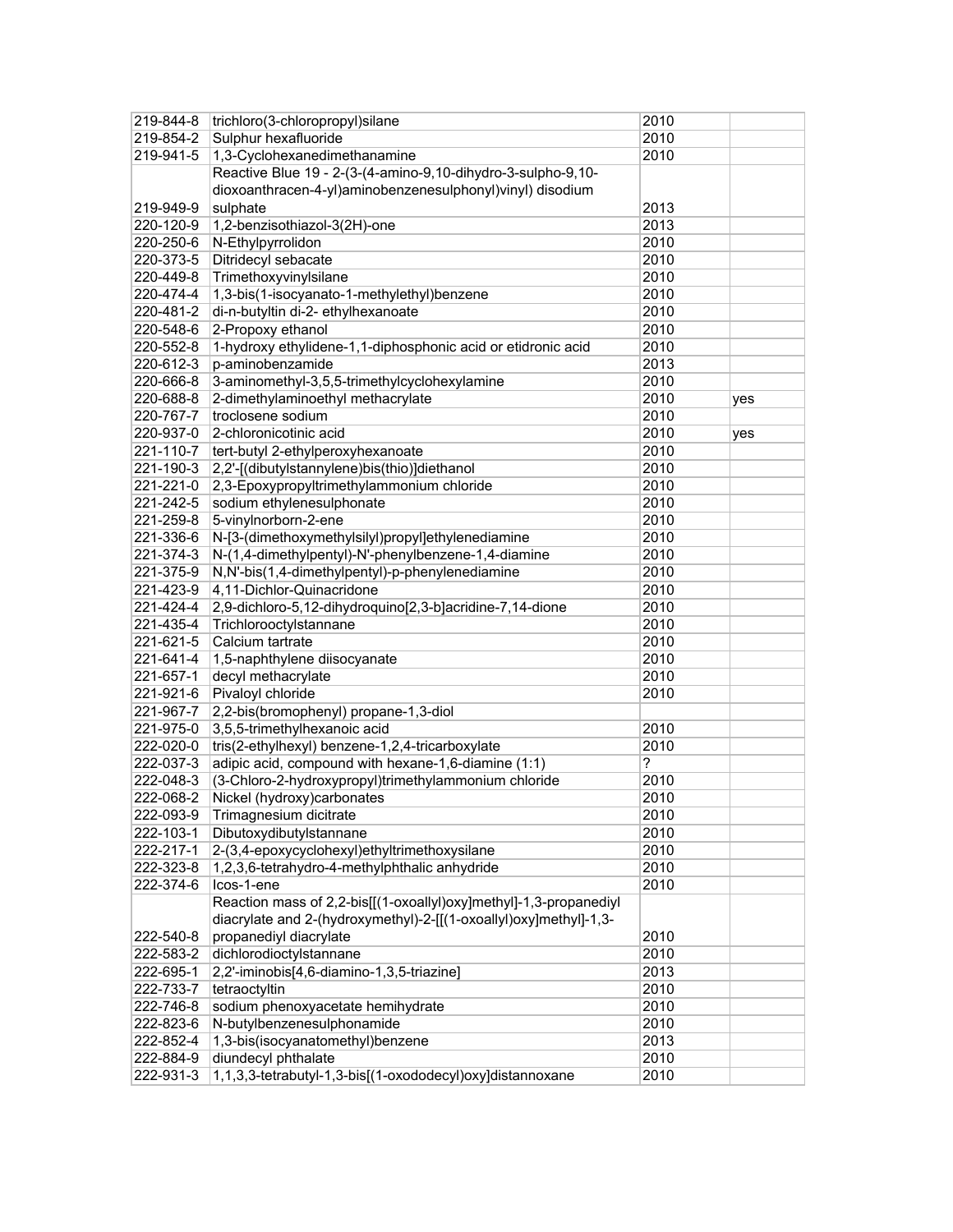| | | | |
|---|---|---|---|
| 219-844-8 | trichloro(3-chloropropyl)silane | 2010 | |
| 219-854-2 | Sulphur hexafluoride | 2010 | |
| 219-941-5 | 1,3-Cyclohexanedimethanamine | 2010 | |
| 219-949-9 | Reactive Blue 19 - 2-(3-(4-amino-9,10-dihydro-3-sulpho-9,10-dioxoanthracen-4-yl)aminobenzenesulphonyl)vinyl) disodium sulphate | 2013 | |
| 220-120-9 | 1,2-benzisothiazol-3(2H)-one | 2013 | |
| 220-250-6 | N-Ethylpyrrolidon | 2010 | |
| 220-373-5 | Ditridecyl sebacate | 2010 | |
| 220-449-8 | Trimethoxyvinylsilane | 2010 | |
| 220-474-4 | 1,3-bis(1-isocyanato-1-methylethyl)benzene | 2010 | |
| 220-481-2 | di-n-butyltin di-2- ethylhexanoate | 2010 | |
| 220-548-6 | 2-Propoxy ethanol | 2010 | |
| 220-552-8 | 1-hydroxy ethylidene-1,1-diphosphonic acid or etidronic acid | 2010 | |
| 220-612-3 | p-aminobenzamide | 2013 | |
| 220-666-8 | 3-aminomethyl-3,5,5-trimethylcyclohexylamine | 2010 | |
| 220-688-8 | 2-dimethylaminoethyl methacrylate | 2010 | yes |
| 220-767-7 | troclosene sodium | 2010 | |
| 220-937-0 | 2-chloronicotinic acid | 2010 | yes |
| 221-110-7 | tert-butyl 2-ethylperoxyhexanoate | 2010 | |
| 221-190-3 | 2,2'-[(dibutylstannylene)bis(thio)]diethanol | 2010 | |
| 221-221-0 | 2,3-Epoxypropyltrimethylammonium chloride | 2010 | |
| 221-242-5 | sodium ethylenesulphonate | 2010 | |
| 221-259-8 | 5-vinylnorborn-2-ene | 2010 | |
| 221-336-6 | N-[3-(dimethoxymethylsilyl)propyl]ethylenediamine | 2010 | |
| 221-374-3 | N-(1,4-dimethylpentyl)-N'-phenylbenzene-1,4-diamine | 2010 | |
| 221-375-9 | N,N'-bis(1,4-dimethylpentyl)-p-phenylenediamine | 2010 | |
| 221-423-9 | 4,11-Dichlor-Quinacridone | 2010 | |
| 221-424-4 | 2,9-dichloro-5,12-dihydroquino[2,3-b]acridine-7,14-dione | 2010 | |
| 221-435-4 | Trichlorooctylstannane | 2010 | |
| 221-621-5 | Calcium tartrate | 2010 | |
| 221-641-4 | 1,5-naphthylene diisocyanate | 2010 | |
| 221-657-1 | decyl methacrylate | 2010 | |
| 221-921-6 | Pivaloyl chloride | 2010 | |
| 221-967-7 | 2,2-bis(bromophenyl) propane-1,3-diol | | |
| 221-975-0 | 3,5,5-trimethylhexanoic acid | 2010 | |
| 222-020-0 | tris(2-ethylhexyl) benzene-1,2,4-tricarboxylate | 2010 | |
| 222-037-3 | adipic acid, compound with hexane-1,6-diamine (1:1) | ? | |
| 222-048-3 | (3-Chloro-2-hydroxypropyl)trimethylammonium chloride | 2010 | |
| 222-068-2 | Nickel (hydroxy)carbonates | 2010 | |
| 222-093-9 | Trimagnesium dicitrate | 2010 | |
| 222-103-1 | Dibutoxydibutylstannane | 2010 | |
| 222-217-1 | 2-(3,4-epoxycyclohexyl)ethyltrimethoxysilane | 2010 | |
| 222-323-8 | 1,2,3,6-tetrahydro-4-methylphthalic anhydride | 2010 | |
| 222-374-6 | Icos-1-ene | 2010 | |
| 222-540-8 | Reaction mass of 2,2-bis[[(1-oxoallyl)oxy]methyl]-1,3-propanediyl diacrylate and 2-(hydroxymethyl)-2-[[(1-oxoallyl)oxy]methyl]-1,3-propanediyl diacrylate | 2010 | |
| 222-583-2 | dichlorodioctylstannane | 2010 | |
| 222-695-1 | 2,2'-iminobis[4,6-diamino-1,3,5-triazine] | 2013 | |
| 222-733-7 | tetraoctyltin | 2010 | |
| 222-746-8 | sodium phenoxyacetate hemihydrate | 2010 | |
| 222-823-6 | N-butylbenzenesulphonamide | 2010 | |
| 222-852-4 | 1,3-bis(isocyanatomethyl)benzene | 2013 | |
| 222-884-9 | diundecyl phthalate | 2010 | |
| 222-931-3 | 1,1,3,3-tetrabutyl-1,3-bis[(1-oxododecyl)oxy]distannoxane | 2010 | |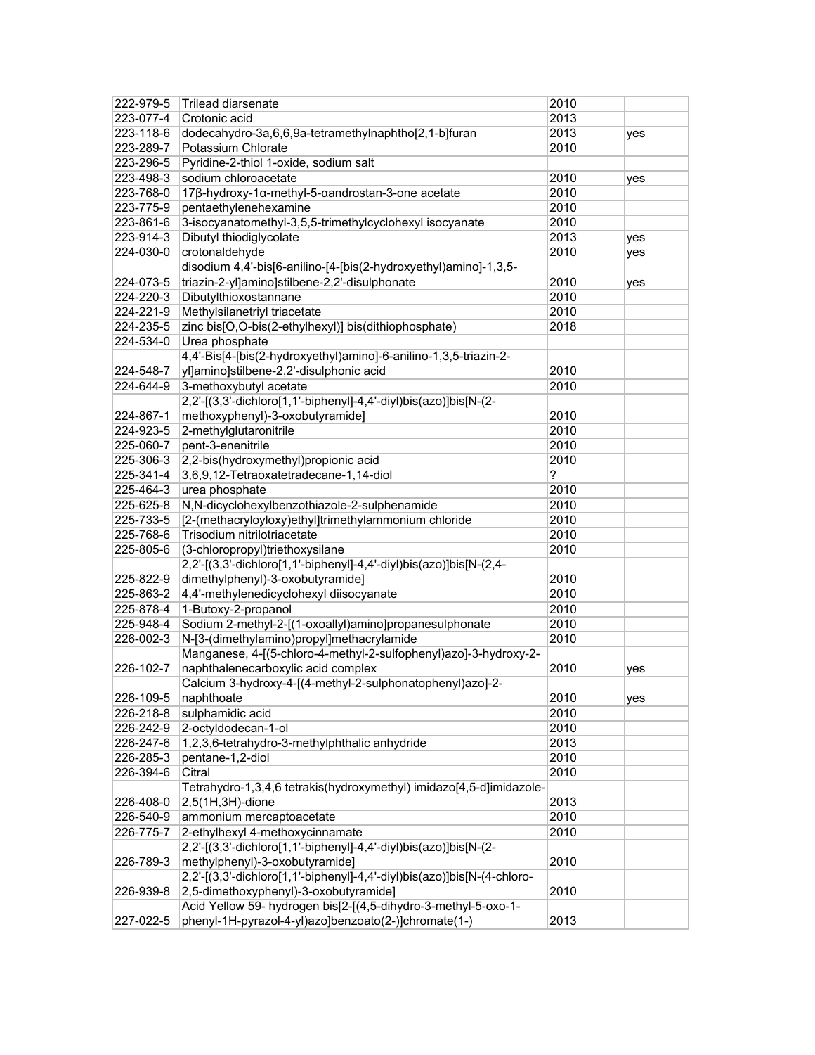| | | | |
|---|---|---|---|
| 222-979-5 | Trilead diarsenate | 2010 | |
| 223-077-4 | Crotonic acid | 2013 | |
| 223-118-6 | dodecahydro-3a,6,6,9a-tetramethylnaphtho[2,1-b]furan | 2013 | yes |
| 223-289-7 | Potassium Chlorate | 2010 | |
| 223-296-5 | Pyridine-2-thiol 1-oxide, sodium salt | | |
| 223-498-3 | sodium chloroacetate | 2010 | yes |
| 223-768-0 | 17β-hydroxy-1α-methyl-5-αandrostan-3-one acetate | 2010 | |
| 223-775-9 | pentaethylenehexamine | 2010 | |
| 223-861-6 | 3-isocyanatomethyl-3,5,5-trimethylcyclohexyl isocyanate | 2010 | |
| 223-914-3 | Dibutyl thiodiglycolate | 2013 | yes |
| 224-030-0 | crotonaldehyde | 2010 | yes |
| 224-073-5 | disodium 4,4'-bis[6-anilino-[4-[bis(2-hydroxyethyl)amino]-1,3,5-triazin-2-yl]amino]stilbene-2,2'-disulphonate | 2010 | yes |
| 224-220-3 | Dibutylthioxostannane | 2010 | |
| 224-221-9 | Methylsilanetriyl triacetate | 2010 | |
| 224-235-5 | zinc bis[O,O-bis(2-ethylhexyl)] bis(dithiophosphate) | 2018 | |
| 224-534-0 | Urea phosphate | | |
| 224-548-7 | 4,4'-Bis[4-[bis(2-hydroxyethyl)amino]-6-anilino-1,3,5-triazin-2-yl]amino]stilbene-2,2'-disulphonic acid | 2010 | |
| 224-644-9 | 3-methoxybutyl acetate | 2010 | |
| 224-867-1 | 2,2'-[(3,3'-dichloro[1,1'-biphenyl]-4,4'-diyl)bis(azo)]bis[N-(2-methoxyphenyl)-3-oxobutyramide] | 2010 | |
| 224-923-5 | 2-methylglutaronitrile | 2010 | |
| 225-060-7 | pent-3-enenitrile | 2010 | |
| 225-306-3 | 2,2-bis(hydroxymethyl)propionic acid | 2010 | |
| 225-341-4 | 3,6,9,12-Tetraoxatetradecane-1,14-diol | ? | |
| 225-464-3 | urea phosphate | 2010 | |
| 225-625-8 | N,N-dicyclohexylbenzothiazole-2-sulphenamide | 2010 | |
| 225-733-5 | [2-(methacryloyloxy)ethyl]trimethylammonium chloride | 2010 | |
| 225-768-6 | Trisodium nitrilotriacetate | 2010 | |
| 225-805-6 | (3-chloropropyl)triethoxysilane | 2010 | |
| 225-822-9 | 2,2'-[(3,3'-dichloro[1,1'-biphenyl]-4,4'-diyl)bis(azo)]bis[N-(2,4-dimethylphenyl)-3-oxobutyramide] | 2010 | |
| 225-863-2 | 4,4'-methylenedicyclohexyl diisocyanate | 2010 | |
| 225-878-4 | 1-Butoxy-2-propanol | 2010 | |
| 225-948-4 | Sodium 2-methyl-2-[(1-oxoallyl)amino]propanesulphonate | 2010 | |
| 226-002-3 | N-[3-(dimethylamino)propyl]methacrylamide | 2010 | |
| 226-102-7 | Manganese, 4-[(5-chloro-4-methyl-2-sulfophenyl)azo]-3-hydroxy-2-naphthalenecarboxylic acid complex | 2010 | yes |
| 226-109-5 | Calcium 3-hydroxy-4-[(4-methyl-2-sulphonatophenyl)azo]-2-naphthoate | 2010 | yes |
| 226-218-8 | sulphamidic acid | 2010 | |
| 226-242-9 | 2-octyldodecan-1-ol | 2010 | |
| 226-247-6 | 1,2,3,6-tetrahydro-3-methylphthalic anhydride | 2013 | |
| 226-285-3 | pentane-1,2-diol | 2010 | |
| 226-394-6 | Citral | 2010 | |
| 226-408-0 | Tetrahydro-1,3,4,6 tetrakis(hydroxymethyl) imidazo[4,5-d]imidazole-2,5(1H,3H)-dione | 2013 | |
| 226-540-9 | ammonium mercaptoacetate | 2010 | |
| 226-775-7 | 2-ethylhexyl 4-methoxycinnamate | 2010 | |
| 226-789-3 | 2,2'-[(3,3'-dichloro[1,1'-biphenyl]-4,4'-diyl)bis(azo)]bis[N-(2-methylphenyl)-3-oxobutyramide] | 2010 | |
| 226-939-8 | 2,2'-[(3,3'-dichloro[1,1'-biphenyl]-4,4'-diyl)bis(azo)]bis[N-(4-chloro-2,5-dimethoxyphenyl)-3-oxobutyramide] | 2010 | |
| 227-022-5 | Acid Yellow 59- hydrogen bis[2-[(4,5-dihydro-3-methyl-5-oxo-1-phenyl-1H-pyrazol-4-yl)azo]benzoato(2-)]chromate(1-) | 2013 | |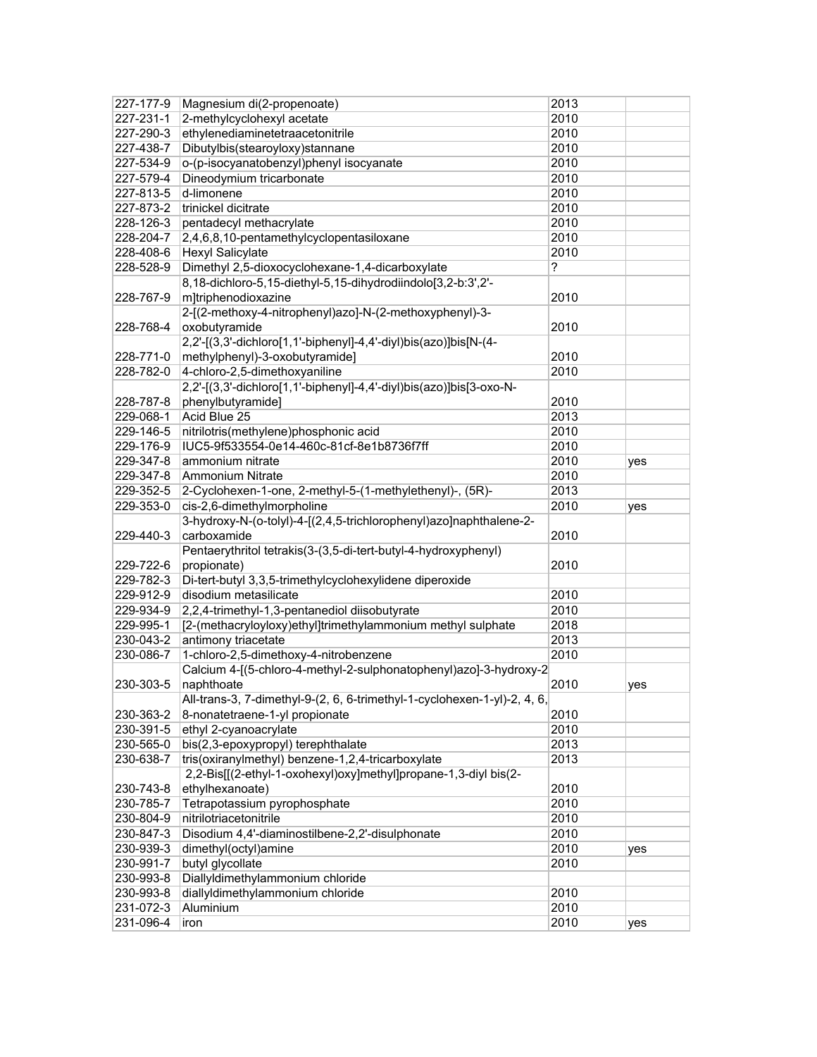| | | | |
|---|---|---|---|
| 227-177-9 | Magnesium di(2-propenoate) | 2013 | |
| 227-231-1 | 2-methylcyclohexyl acetate | 2010 | |
| 227-290-3 | ethylenediaminetetraacetonitrile | 2010 | |
| 227-438-7 | Dibutylbis(stearoyloxy)stannane | 2010 | |
| 227-534-9 | o-(p-isocyanatobenzyl)phenyl isocyanate | 2010 | |
| 227-579-4 | Dineodymium tricarbonate | 2010 | |
| 227-813-5 | d-limonene | 2010 | |
| 227-873-2 | trinickel dicitrate | 2010 | |
| 228-126-3 | pentadecyl methacrylate | 2010 | |
| 228-204-7 | 2,4,6,8,10-pentamethylcyclopentasiloxane | 2010 | |
| 228-408-6 | Hexyl Salicylate | 2010 | |
| 228-528-9 | Dimethyl 2,5-dioxocyclohexane-1,4-dicarboxylate | ? | |
| 228-767-9 | 8,18-dichloro-5,15-diethyl-5,15-dihydrodiindolo[3,2-b:3',2'-m]triphenodioxazine | 2010 | |
| 228-768-4 | 2-[(2-methoxy-4-nitrophenyl)azo]-N-(2-methoxyphenyl)-3-oxobutyramide | 2010 | |
| 228-771-0 | 2,2'-[(3,3'-dichloro[1,1'-biphenyl]-4,4'-diyl)bis(azo)]bis[N-(4-methylphenyl)-3-oxobutyramide] | 2010 | |
| 228-782-0 | 4-chloro-2,5-dimethoxyaniline | 2010 | |
| 228-787-8 | 2,2'-[(3,3'-dichloro[1,1'-biphenyl]-4,4'-diyl)bis(azo)]bis[3-oxo-N-phenylbutyramide] | 2010 | |
| 229-068-1 | Acid Blue 25 | 2013 | |
| 229-146-5 | nitrilotris(methylene)phosphonic acid | 2010 | |
| 229-176-9 | IUC5-9f533554-0e14-460c-81cf-8e1b8736f7ff | 2010 | |
| 229-347-8 | ammonium nitrate | 2010 | yes |
| 229-347-8 | Ammonium Nitrate | 2010 | |
| 229-352-5 | 2-Cyclohexen-1-one, 2-methyl-5-(1-methylethenyl)-, (5R)- | 2013 | |
| 229-353-0 | cis-2,6-dimethylmorpholine | 2010 | yes |
| 229-440-3 | 3-hydroxy-N-(o-tolyl)-4-[(2,4,5-trichlorophenyl)azo]naphthalene-2-carboxamide | 2010 | |
| 229-722-6 | Pentaerythritol tetrakis(3-(3,5-di-tert-butyl-4-hydroxyphenyl) propionate) | 2010 | |
| 229-782-3 | Di-tert-butyl 3,3,5-trimethylcyclohexylidene diperoxide | | |
| 229-912-9 | disodium metasilicate | 2010 | |
| 229-934-9 | 2,2,4-trimethyl-1,3-pentanediol diisobutyrate | 2010 | |
| 229-995-1 | [2-(methacryloyloxy)ethyl]trimethylammonium methyl sulphate | 2018 | |
| 230-043-2 | antimony triacetate | 2013 | |
| 230-086-7 | 1-chloro-2,5-dimethoxy-4-nitrobenzene | 2010 | |
| 230-303-5 | Calcium 4-[(5-chloro-4-methyl-2-sulphonatophenyl)azo]-3-hydroxy-2 naphthoate | 2010 | yes |
| 230-363-2 | All-trans-3, 7-dimethyl-9-(2, 6, 6-trimethyl-1-cyclohexen-1-yl)-2, 4, 6, 8-nonatetraene-1-yl propionate | 2010 | |
| 230-391-5 | ethyl 2-cyanoacrylate | 2010 | |
| 230-565-0 | bis(2,3-epoxypropyl) terephthalate | 2013 | |
| 230-638-7 | tris(oxiranylmethyl) benzene-1,2,4-tricarboxylate | 2013 | |
| 230-743-8 | 2,2-Bis[[(2-ethyl-1-oxohexyl)oxy]methyl]propane-1,3-diyl bis(2-ethylhexanoate) | 2010 | |
| 230-785-7 | Tetrapotassium pyrophosphate | 2010 | |
| 230-804-9 | nitrilotriacetonitrile | 2010 | |
| 230-847-3 | Disodium 4,4'-diaminostilbene-2,2'-disulphonate | 2010 | |
| 230-939-3 | dimethyl(octyl)amine | 2010 | yes |
| 230-991-7 | butyl glycollate | 2010 | |
| 230-993-8 | Diallyldimethylammonium chloride | | |
| 230-993-8 | diallyldimethylammonium chloride | 2010 | |
| 231-072-3 | Aluminium | 2010 | |
| 231-096-4 | iron | 2010 | yes |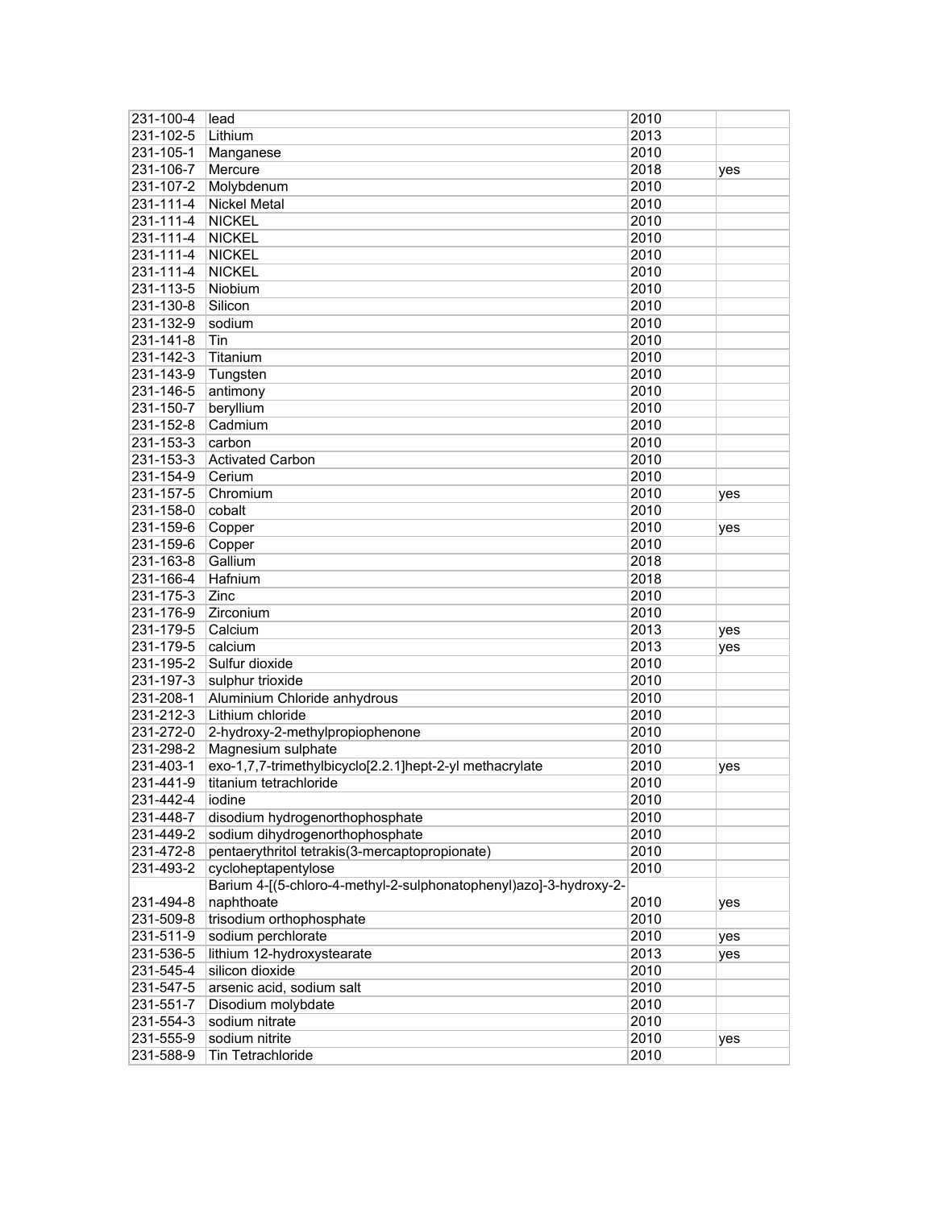| | | | |
|---|---|---|---|
| 231-100-4 | lead | 2010 | |
| 231-102-5 | Lithium | 2013 | |
| 231-105-1 | Manganese | 2010 | |
| 231-106-7 | Mercure | 2018 | yes |
| 231-107-2 | Molybdenum | 2010 | |
| 231-111-4 | Nickel Metal | 2010 | |
| 231-111-4 | NICKEL | 2010 | |
| 231-111-4 | NICKEL | 2010 | |
| 231-111-4 | NICKEL | 2010 | |
| 231-111-4 | NICKEL | 2010 | |
| 231-113-5 | Niobium | 2010 | |
| 231-130-8 | Silicon | 2010 | |
| 231-132-9 | sodium | 2010 | |
| 231-141-8 | Tin | 2010 | |
| 231-142-3 | Titanium | 2010 | |
| 231-143-9 | Tungsten | 2010 | |
| 231-146-5 | antimony | 2010 | |
| 231-150-7 | beryllium | 2010 | |
| 231-152-8 | Cadmium | 2010 | |
| 231-153-3 | carbon | 2010 | |
| 231-153-3 | Activated Carbon | 2010 | |
| 231-154-9 | Cerium | 2010 | |
| 231-157-5 | Chromium | 2010 | yes |
| 231-158-0 | cobalt | 2010 | |
| 231-159-6 | Copper | 2010 | yes |
| 231-159-6 | Copper | 2010 | |
| 231-163-8 | Gallium | 2018 | |
| 231-166-4 | Hafnium | 2018 | |
| 231-175-3 | Zinc | 2010 | |
| 231-176-9 | Zirconium | 2010 | |
| 231-179-5 | Calcium | 2013 | yes |
| 231-179-5 | calcium | 2013 | yes |
| 231-195-2 | Sulfur dioxide | 2010 | |
| 231-197-3 | sulphur trioxide | 2010 | |
| 231-208-1 | Aluminium Chloride anhydrous | 2010 | |
| 231-212-3 | Lithium chloride | 2010 | |
| 231-272-0 | 2-hydroxy-2-methylpropiophenone | 2010 | |
| 231-298-2 | Magnesium sulphate | 2010 | |
| 231-403-1 | exo-1,7,7-trimethylbicyclo[2.2.1]hept-2-yl methacrylate | 2010 | yes |
| 231-441-9 | titanium tetrachloride | 2010 | |
| 231-442-4 | iodine | 2010 | |
| 231-448-7 | disodium hydrogenorthophosphate | 2010 | |
| 231-449-2 | sodium dihydrogenorthophosphate | 2010 | |
| 231-472-8 | pentaerythritol tetrakis(3-mercaptopropionate) | 2010 | |
| 231-493-2 | cycloheptapentylose | 2010 | |
| 231-494-8 | Barium 4-[(5-chloro-4-methyl-2-sulphonatophenyl)azo]-3-hydroxy-2-naphthoate | 2010 | yes |
| 231-509-8 | trisodium orthophosphate | 2010 | |
| 231-511-9 | sodium perchlorate | 2010 | yes |
| 231-536-5 | lithium 12-hydroxystearate | 2013 | yes |
| 231-545-4 | silicon dioxide | 2010 | |
| 231-547-5 | arsenic acid, sodium salt | 2010 | |
| 231-551-7 | Disodium molybdate | 2010 | |
| 231-554-3 | sodium nitrate | 2010 | |
| 231-555-9 | sodium nitrite | 2010 | yes |
| 231-588-9 | Tin Tetrachloride | 2010 | |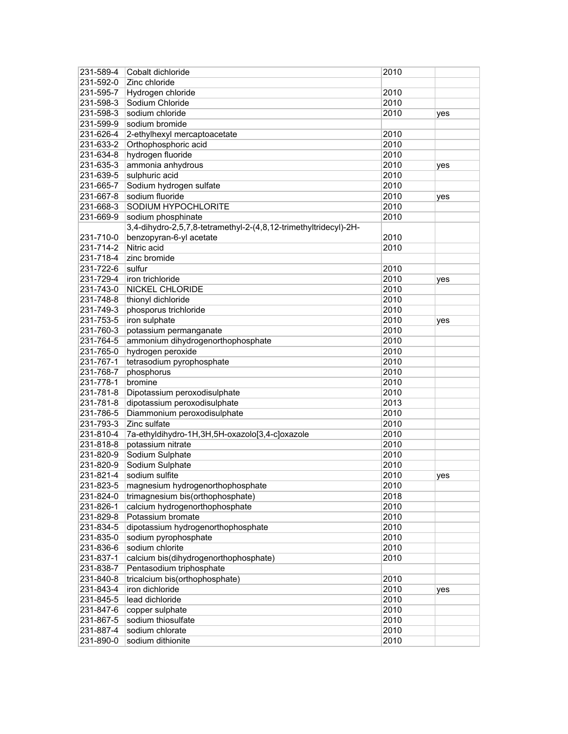| | | | |
|---|---|---|---|
| 231-589-4 | Cobalt dichloride | 2010 | |
| 231-592-0 | Zinc chloride | | |
| 231-595-7 | Hydrogen chloride | 2010 | |
| 231-598-3 | Sodium Chloride | 2010 | |
| 231-598-3 | sodium chloride | 2010 | yes |
| 231-599-9 | sodium bromide | | |
| 231-626-4 | 2-ethylhexyl mercaptoacetate | 2010 | |
| 231-633-2 | Orthophosphoric acid | 2010 | |
| 231-634-8 | hydrogen fluoride | 2010 | |
| 231-635-3 | ammonia anhydrous | 2010 | yes |
| 231-639-5 | sulphuric acid | 2010 | |
| 231-665-7 | Sodium hydrogen sulfate | 2010 | |
| 231-667-8 | sodium fluoride | 2010 | yes |
| 231-668-3 | SODIUM HYPOCHLORITE | 2010 | |
| 231-669-9 | sodium phosphinate | 2010 | |
| 231-710-0 | 3,4-dihydro-2,5,7,8-tetramethyl-2-(4,8,12-trimethyltridecyl)-2H-benzopyran-6-yl acetate | 2010 | |
| 231-714-2 | Nitric acid | 2010 | |
| 231-718-4 | zinc bromide | | |
| 231-722-6 | sulfur | 2010 | |
| 231-729-4 | iron trichloride | 2010 | yes |
| 231-743-0 | NICKEL CHLORIDE | 2010 | |
| 231-748-8 | thionyl dichloride | 2010 | |
| 231-749-3 | phosporus trichloride | 2010 | |
| 231-753-5 | iron sulphate | 2010 | yes |
| 231-760-3 | potassium permanganate | 2010 | |
| 231-764-5 | ammonium dihydrogenorthophosphate | 2010 | |
| 231-765-0 | hydrogen peroxide | 2010 | |
| 231-767-1 | tetrasodium pyrophosphate | 2010 | |
| 231-768-7 | phosphorus | 2010 | |
| 231-778-1 | bromine | 2010 | |
| 231-781-8 | Dipotassium peroxodisulphate | 2010 | |
| 231-781-8 | dipotassium peroxodisulphate | 2013 | |
| 231-786-5 | Diammonium peroxodisulphate | 2010 | |
| 231-793-3 | Zinc sulfate | 2010 | |
| 231-810-4 | 7a-ethyldihydro-1H,3H,5H-oxazolo[3,4-c]oxazole | 2010 | |
| 231-818-8 | potassium nitrate | 2010 | |
| 231-820-9 | Sodium Sulphate | 2010 | |
| 231-820-9 | Sodium Sulphate | 2010 | |
| 231-821-4 | sodium sulfite | 2010 | yes |
| 231-823-5 | magnesium hydrogenorthophosphate | 2010 | |
| 231-824-0 | trimagnesium bis(orthophosphate) | 2018 | |
| 231-826-1 | calcium hydrogenorthophosphate | 2010 | |
| 231-829-8 | Potassium bromate | 2010 | |
| 231-834-5 | dipotassium hydrogenorthophosphate | 2010 | |
| 231-835-0 | sodium pyrophosphate | 2010 | |
| 231-836-6 | sodium chlorite | 2010 | |
| 231-837-1 | calcium bis(dihydrogenorthophosphate) | 2010 | |
| 231-838-7 | Pentasodium triphosphate | | |
| 231-840-8 | tricalcium bis(orthophosphate) | 2010 | |
| 231-843-4 | iron dichloride | 2010 | yes |
| 231-845-5 | lead dichloride | 2010 | |
| 231-847-6 | copper sulphate | 2010 | |
| 231-867-5 | sodium thiosulfate | 2010 | |
| 231-887-4 | sodium chlorate | 2010 | |
| 231-890-0 | sodium dithionite | 2010 | |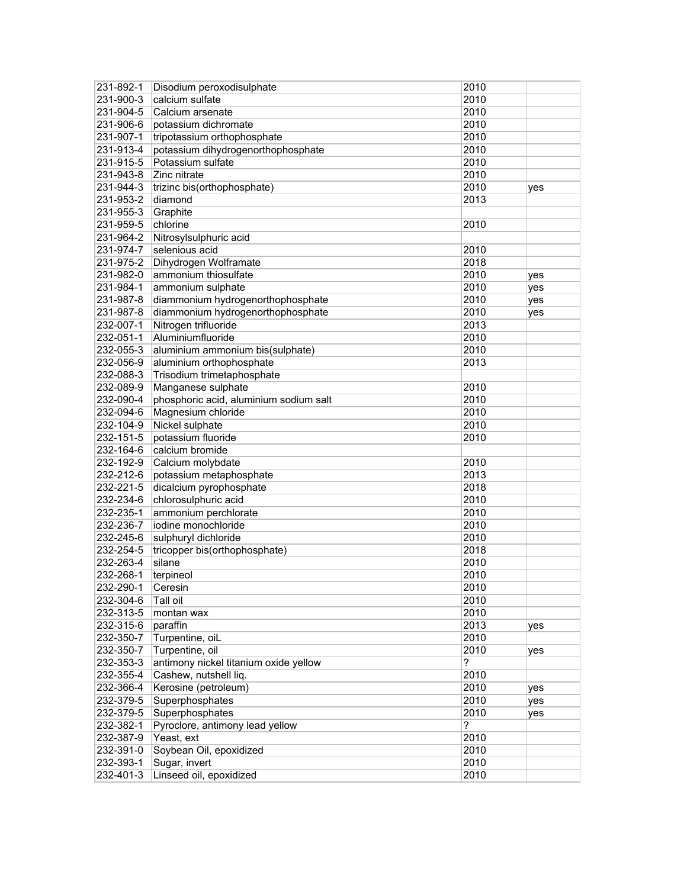| 231-892-1 | Disodium peroxodisulphate | 2010 | |
|---|---|---|---|
| 231-900-3 | calcium sulfate | 2010 | |
| 231-904-5 | Calcium arsenate | 2010 | |
| 231-906-6 | potassium dichromate | 2010 | |
| 231-907-1 | tripotassium orthophosphate | 2010 | |
| 231-913-4 | potassium dihydrogenorthophosphate | 2010 | |
| 231-915-5 | Potassium sulfate | 2010 | |
| 231-943-8 | Zinc nitrate | 2010 | |
| 231-944-3 | trizinc bis(orthophosphate) | 2010 | yes |
| 231-953-2 | diamond | 2013 | |
| 231-955-3 | Graphite | | |
| 231-959-5 | chlorine | 2010 | |
| 231-964-2 | Nitrosylsulphuric acid | | |
| 231-974-7 | selenious acid | 2010 | |
| 231-975-2 | Dihydrogen Wolframate | 2018 | |
| 231-982-0 | ammonium thiosulfate | 2010 | yes |
| 231-984-1 | ammonium sulphate | 2010 | yes |
| 231-987-8 | diammonium hydrogenorthophosphate | 2010 | yes |
| 231-987-8 | diammonium hydrogenorthophosphate | 2010 | yes |
| 232-007-1 | Nitrogen trifluoride | 2013 | |
| 232-051-1 | Aluminiumfluoride | 2010 | |
| 232-055-3 | aluminium ammonium bis(sulphate) | 2010 | |
| 232-056-9 | aluminium orthophosphate | 2013 | |
| 232-088-3 | Trisodium trimetaphosphate | | |
| 232-089-9 | Manganese sulphate | 2010 | |
| 232-090-4 | phosphoric acid, aluminium sodium salt | 2010 | |
| 232-094-6 | Magnesium chloride | 2010 | |
| 232-104-9 | Nickel sulphate | 2010 | |
| 232-151-5 | potassium fluoride | 2010 | |
| 232-164-6 | calcium bromide | | |
| 232-192-9 | Calcium molybdate | 2010 | |
| 232-212-6 | potassium metaphosphate | 2013 | |
| 232-221-5 | dicalcium pyrophosphate | 2018 | |
| 232-234-6 | chlorosulphuric acid | 2010 | |
| 232-235-1 | ammonium perchlorate | 2010 | |
| 232-236-7 | iodine monochloride | 2010 | |
| 232-245-6 | sulphuryl dichloride | 2010 | |
| 232-254-5 | tricopper bis(orthophosphate) | 2018 | |
| 232-263-4 | silane | 2010 | |
| 232-268-1 | terpineol | 2010 | |
| 232-290-1 | Ceresin | 2010 | |
| 232-304-6 | Tall oil | 2010 | |
| 232-313-5 | montan wax | 2010 | |
| 232-315-6 | paraffin | 2013 | yes |
| 232-350-7 | Turpentine, oiL | 2010 | |
| 232-350-7 | Turpentine, oil | 2010 | yes |
| 232-353-3 | antimony nickel titanium oxide yellow | ? | |
| 232-355-4 | Cashew, nutshell liq. | 2010 | |
| 232-366-4 | Kerosine (petroleum) | 2010 | yes |
| 232-379-5 | Superphosphates | 2010 | yes |
| 232-379-5 | Superphosphates | 2010 | yes |
| 232-382-1 | Pyroclore, antimony lead yellow | ? | |
| 232-387-9 | Yeast, ext | 2010 | |
| 232-391-0 | Soybean Oil, epoxidized | 2010 | |
| 232-393-1 | Sugar, invert | 2010 | |
| 232-401-3 | Linseed oil, epoxidized | 2010 | |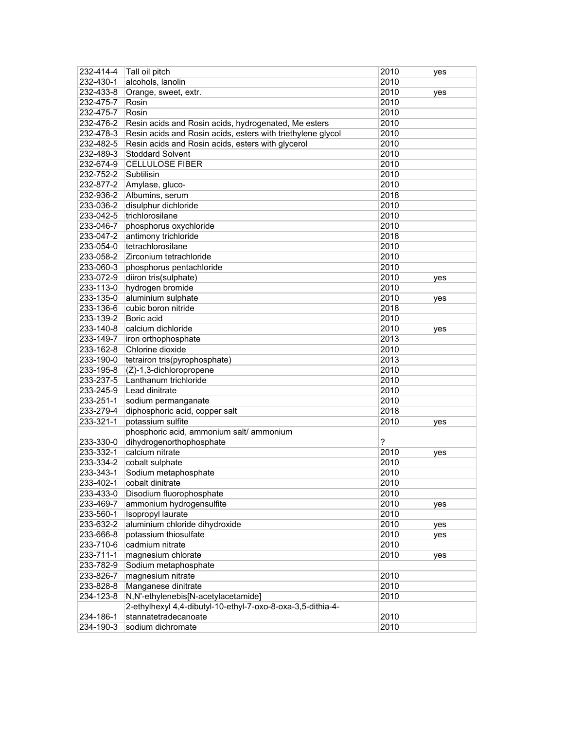| | | | |
|---|---|---|---|
| 232-414-4 | Tall oil pitch | 2010 | yes |
| 232-430-1 | alcohols, lanolin | 2010 | |
| 232-433-8 | Orange, sweet, extr. | 2010 | yes |
| 232-475-7 | Rosin | 2010 | |
| 232-475-7 | Rosin | 2010 | |
| 232-476-2 | Resin acids and Rosin acids, hydrogenated, Me esters | 2010 | |
| 232-478-3 | Resin acids and Rosin acids, esters with triethylene glycol | 2010 | |
| 232-482-5 | Resin acids and Rosin acids, esters with glycerol | 2010 | |
| 232-489-3 | Stoddard Solvent | 2010 | |
| 232-674-9 | CELLULOSE FIBER | 2010 | |
| 232-752-2 | Subtilisin | 2010 | |
| 232-877-2 | Amylase, gluco- | 2010 | |
| 232-936-2 | Albumins, serum | 2018 | |
| 233-036-2 | disulphur dichloride | 2010 | |
| 233-042-5 | trichlorosilane | 2010 | |
| 233-046-7 | phosphorus oxychloride | 2010 | |
| 233-047-2 | antimony trichloride | 2018 | |
| 233-054-0 | tetrachlorosilane | 2010 | |
| 233-058-2 | Zirconium tetrachloride | 2010 | |
| 233-060-3 | phosphorus pentachloride | 2010 | |
| 233-072-9 | diiron tris(sulphate) | 2010 | yes |
| 233-113-0 | hydrogen bromide | 2010 | |
| 233-135-0 | aluminium sulphate | 2010 | yes |
| 233-136-6 | cubic boron nitride | 2018 | |
| 233-139-2 | Boric acid | 2010 | |
| 233-140-8 | calcium dichloride | 2010 | yes |
| 233-149-7 | iron orthophosphate | 2013 | |
| 233-162-8 | Chlorine dioxide | 2010 | |
| 233-190-0 | tetrairon tris(pyrophosphate) | 2013 | |
| 233-195-8 | (Z)-1,3-dichloropropene | 2010 | |
| 233-237-5 | Lanthanum trichloride | 2010 | |
| 233-245-9 | Lead dinitrate | 2010 | |
| 233-251-1 | sodium permanganate | 2010 | |
| 233-279-4 | diphosphoric acid, copper salt | 2018 | |
| 233-321-1 | potassium sulfite | 2010 | yes |
| 233-330-0 | phosphoric acid, ammonium salt/ ammonium dihydrogenorthophosphate | ? | |
| 233-332-1 | calcium nitrate | 2010 | yes |
| 233-334-2 | cobalt sulphate | 2010 | |
| 233-343-1 | Sodium metaphosphate | 2010 | |
| 233-402-1 | cobalt dinitrate | 2010 | |
| 233-433-0 | Disodium fluorophosphate | 2010 | |
| 233-469-7 | ammonium hydrogensulfite | 2010 | yes |
| 233-560-1 | Isopropyl laurate | 2010 | |
| 233-632-2 | aluminium chloride dihydroxide | 2010 | yes |
| 233-666-8 | potassium thiosulfate | 2010 | yes |
| 233-710-6 | cadmium nitrate | 2010 | |
| 233-711-1 | magnesium chlorate | 2010 | yes |
| 233-782-9 | Sodium metaphosphate | | |
| 233-826-7 | magnesium nitrate | 2010 | |
| 233-828-8 | Manganese dinitrate | 2010 | |
| 234-123-8 | N,N'-ethylenebis[N-acetylacetamide] | 2010 | |
| 234-186-1 | 2-ethylhexyl 4,4-dibutyl-10-ethyl-7-oxo-8-oxa-3,5-dithia-4-stannatetradecanoate | 2010 | |
| 234-190-3 | sodium dichromate | 2010 | |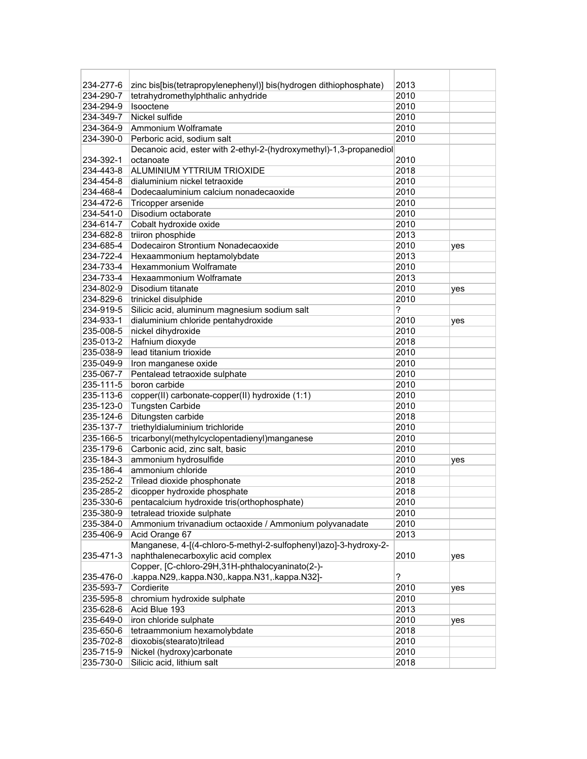| | | | |
|---|---|---|---|
| 234-277-6 | zinc bis[bis(tetrapropylenephenyl)] bis(hydrogen dithiophosphate) | 2013 | |
| 234-290-7 | tetrahydromethylphthalic anhydride | 2010 | |
| 234-294-9 | Isooctene | 2010 | |
| 234-349-7 | Nickel sulfide | 2010 | |
| 234-364-9 | Ammonium Wolframate | 2010 | |
| 234-390-0 | Perboric acid, sodium salt | 2010 | |
| 234-392-1 | Decanoic acid, ester with 2-ethyl-2-(hydroxymethyl)-1,3-propanediol octanoate | 2010 | |
| 234-443-8 | ALUMINIUM YTTRIUM TRIOXIDE | 2018 | |
| 234-454-8 | dialuminium nickel tetraoxide | 2010 | |
| 234-468-4 | Dodecaaluminium calcium nonadecaoxide | 2010 | |
| 234-472-6 | Tricopper arsenide | 2010 | |
| 234-541-0 | Disodium octaborate | 2010 | |
| 234-614-7 | Cobalt hydroxide oxide | 2010 | |
| 234-682-8 | triiron phosphide | 2013 | |
| 234-685-4 | Dodecairon Strontium Nonadecaoxide | 2010 | yes |
| 234-722-4 | Hexaammonium heptamolybdate | 2013 | |
| 234-733-4 | Hexammonium Wolframate | 2010 | |
| 234-733-4 | Hexaammonium Wolframate | 2013 | |
| 234-802-9 | Disodium titanate | 2010 | yes |
| 234-829-6 | trinickel disulphide | 2010 | |
| 234-919-5 | Silicic acid, aluminum magnesium sodium salt | ? | |
| 234-933-1 | dialuminium chloride pentahydroxide | 2010 | yes |
| 235-008-5 | nickel dihydroxide | 2010 | |
| 235-013-2 | Hafnium dioxyde | 2018 | |
| 235-038-9 | lead titanium trioxide | 2010 | |
| 235-049-9 | Iron manganese oxide | 2010 | |
| 235-067-7 | Pentalead tetraoxide sulphate | 2010 | |
| 235-111-5 | boron carbide | 2010 | |
| 235-113-6 | copper(II) carbonate-copper(II) hydroxide (1:1) | 2010 | |
| 235-123-0 | Tungsten Carbide | 2010 | |
| 235-124-6 | Ditungsten carbide | 2018 | |
| 235-137-7 | triethyldialuminium trichloride | 2010 | |
| 235-166-5 | tricarbonyl(methylcyclopentadienyl)manganese | 2010 | |
| 235-179-6 | Carbonic acid, zinc salt, basic | 2010 | |
| 235-184-3 | ammonium hydrosulfide | 2010 | yes |
| 235-186-4 | ammonium chloride | 2010 | |
| 235-252-2 | Trilead dioxide phosphonate | 2018 | |
| 235-285-2 | dicopper hydroxide phosphate | 2018 | |
| 235-330-6 | pentacalcium hydroxide tris(orthophosphate) | 2010 | |
| 235-380-9 | tetralead trioxide sulphate | 2010 | |
| 235-384-0 | Ammonium trivanadium octaoxide / Ammonium polyvanadate | 2010 | |
| 235-406-9 | Acid Orange 67 | 2013 | |
| 235-471-3 | Manganese, 4-[(4-chloro-5-methyl-2-sulfophenyl)azo]-3-hydroxy-2-naphthalenecarboxylic acid complex | 2010 | yes |
| 235-476-0 | Copper, [C-chloro-29H,31H-phthalocyaninato(2-)-.kappa.N29,.kappa.N30,.kappa.N31,.kappa.N32]- | ? | |
| 235-593-7 | Cordierite | 2010 | yes |
| 235-595-8 | chromium hydroxide sulphate | 2010 | |
| 235-628-6 | Acid Blue 193 | 2013 | |
| 235-649-0 | iron chloride sulphate | 2010 | yes |
| 235-650-6 | tetraammonium hexamolybdate | 2018 | |
| 235-702-8 | dioxobis(stearato)trilead | 2010 | |
| 235-715-9 | Nickel (hydroxy)carbonate | 2010 | |
| 235-730-0 | Silicic acid, lithium salt | 2018 | |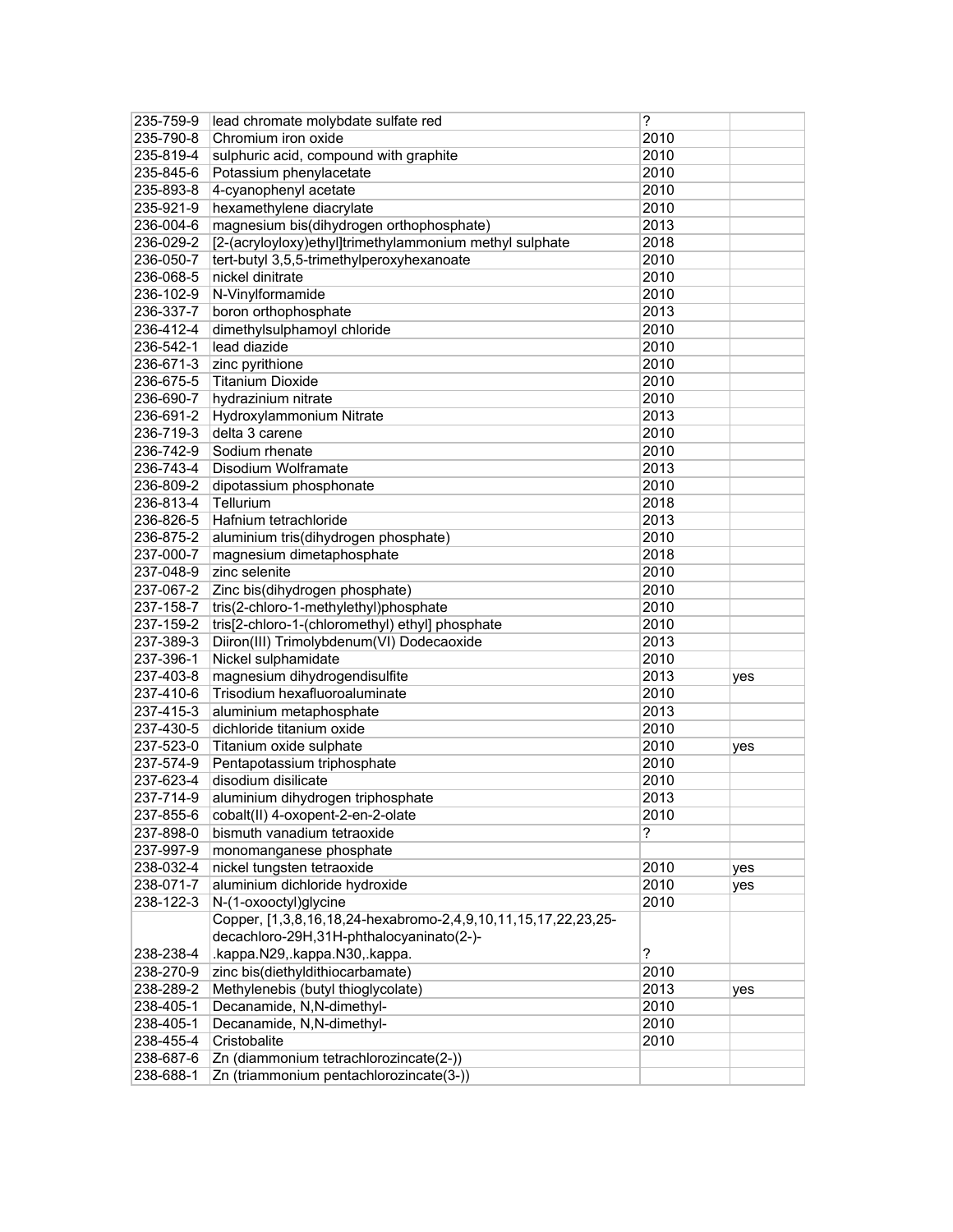| | | | |
|---|---|---|---|
| 235-759-9 | lead chromate molybdate sulfate red | ? | |
| 235-790-8 | Chromium iron oxide | 2010 | |
| 235-819-4 | sulphuric acid, compound with graphite | 2010 | |
| 235-845-6 | Potassium phenylacetate | 2010 | |
| 235-893-8 | 4-cyanophenyl acetate | 2010 | |
| 235-921-9 | hexamethylene diacrylate | 2010 | |
| 236-004-6 | magnesium bis(dihydrogen orthophosphate) | 2013 | |
| 236-029-2 | [2-(acryloyloxy)ethyl]trimethylammonium methyl sulphate | 2018 | |
| 236-050-7 | tert-butyl 3,5,5-trimethylperoxyhexanoate | 2010 | |
| 236-068-5 | nickel dinitrate | 2010 | |
| 236-102-9 | N-Vinylformamide | 2010 | |
| 236-337-7 | boron orthophosphate | 2013 | |
| 236-412-4 | dimethylsulphamoyl chloride | 2010 | |
| 236-542-1 | lead diazide | 2010 | |
| 236-671-3 | zinc pyrithione | 2010 | |
| 236-675-5 | Titanium Dioxide | 2010 | |
| 236-690-7 | hydrazinium nitrate | 2010 | |
| 236-691-2 | Hydroxylammonium Nitrate | 2013 | |
| 236-719-3 | delta 3 carene | 2010 | |
| 236-742-9 | Sodium rhenate | 2010 | |
| 236-743-4 | Disodium Wolframate | 2013 | |
| 236-809-2 | dipotassium phosphonate | 2010 | |
| 236-813-4 | Tellurium | 2018 | |
| 236-826-5 | Hafnium tetrachloride | 2013 | |
| 236-875-2 | aluminium tris(dihydrogen phosphate) | 2010 | |
| 237-000-7 | magnesium dimetaphosphate | 2018 | |
| 237-048-9 | zinc selenite | 2010 | |
| 237-067-2 | Zinc bis(dihydrogen phosphate) | 2010 | |
| 237-158-7 | tris(2-chloro-1-methylethyl)phosphate | 2010 | |
| 237-159-2 | tris[2-chloro-1-(chloromethyl) ethyl] phosphate | 2010 | |
| 237-389-3 | Diiron(III) Trimolybdenum(VI) Dodecaoxide | 2013 | |
| 237-396-1 | Nickel sulphamidate | 2010 | |
| 237-403-8 | magnesium dihydrogendisulfite | 2013 | yes |
| 237-410-6 | Trisodium hexafluoroaluminate | 2010 | |
| 237-415-3 | aluminium metaphosphate | 2013 | |
| 237-430-5 | dichloride titanium oxide | 2010 | |
| 237-523-0 | Titanium oxide sulphate | 2010 | yes |
| 237-574-9 | Pentapotassium triphosphate | 2010 | |
| 237-623-4 | disodium disilicate | 2010 | |
| 237-714-9 | aluminium dihydrogen triphosphate | 2013 | |
| 237-855-6 | cobalt(II) 4-oxopent-2-en-2-olate | 2010 | |
| 237-898-0 | bismuth vanadium tetraoxide | ? | |
| 237-997-9 | monomanganese phosphate | | |
| 238-032-4 | nickel tungsten tetraoxide | 2010 | yes |
| 238-071-7 | aluminium dichloride hydroxide | 2010 | yes |
| 238-122-3 | N-(1-oxooctyl)glycine | 2010 | |
| 238-238-4 | Copper, [1,3,8,16,18,24-hexabromo-2,4,9,10,11,15,17,22,23,25-decachloro-29H,31H-phthalocyaninato(2-)-.kappa.N29,.kappa.N30,.kappa. | ? | |
| 238-270-9 | zinc bis(diethyldithiocarbamate) | 2010 | |
| 238-289-2 | Methylenebis (butyl thioglycolate) | 2013 | yes |
| 238-405-1 | Decanamide, N,N-dimethyl- | 2010 | |
| 238-405-1 | Decanamide, N,N-dimethyl- | 2010 | |
| 238-455-4 | Cristobalite | 2010 | |
| 238-687-6 | Zn (diammonium tetrachlorozincate(2-)) | | |
| 238-688-1 | Zn (triammonium pentachlorozincate(3-)) | | |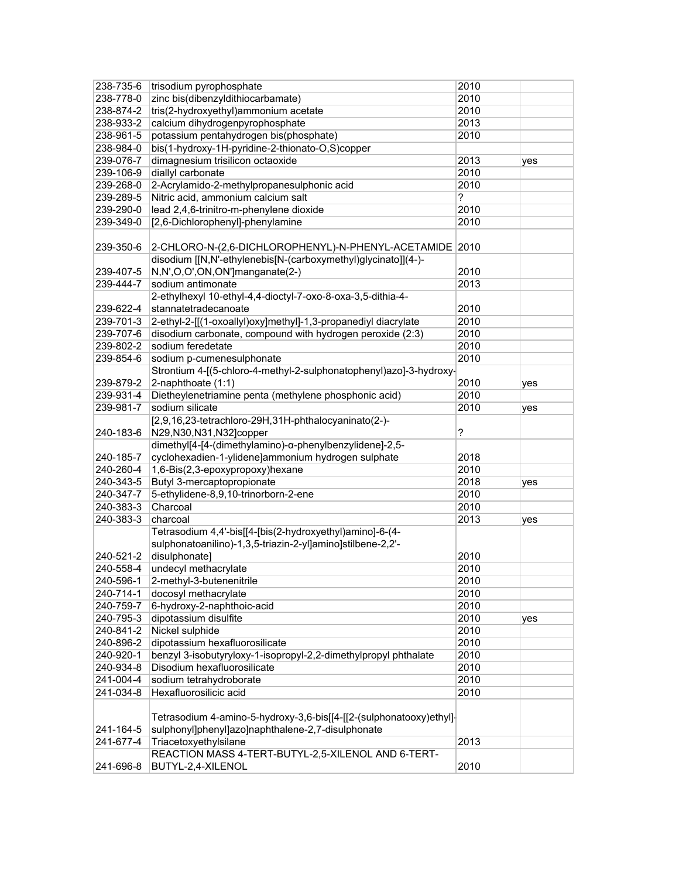| | | | |
|---|---|---|---|
| 238-735-6 | trisodium pyrophosphate | 2010 | |
| 238-778-0 | zinc bis(dibenzyldithiocarbamate) | 2010 | |
| 238-874-2 | tris(2-hydroxyethyl)ammonium acetate | 2010 | |
| 238-933-2 | calcium dihydrogenpyrophosphate | 2013 | |
| 238-961-5 | potassium pentahydrogen bis(phosphate) | 2010 | |
| 238-984-0 | bis(1-hydroxy-1H-pyridine-2-thionato-O,S)copper | | |
| 239-076-7 | dimagnesium trisilicon octaoxide | 2013 | yes |
| 239-106-9 | diallyl carbonate | 2010 | |
| 239-268-0 | 2-Acrylamido-2-methylpropanesulphonic acid | 2010 | |
| 239-289-5 | Nitric acid, ammonium calcium salt | ? | |
| 239-290-0 | lead 2,4,6-trinitro-m-phenylene dioxide | 2010 | |
| 239-349-0 | [2,6-Dichlorophenyl]-phenylamine | 2010 | |
| 239-350-6 | 2-CHLORO-N-(2,6-DICHLOROPHENYL)-N-PHENYL-ACETAMIDE | 2010 | |
| 239-407-5 | disodium [[N,N'-ethylenebis[N-(carboxymethyl)glycinato]](4-)-N,N',O,O',ON,ON']manganate(2-) | 2010 | |
| 239-444-7 | sodium antimonate | 2013 | |
| 239-622-4 | 2-ethylhexyl 10-ethyl-4,4-dioctyl-7-oxo-8-oxa-3,5-dithia-4-stannatetradecanoate | 2010 | |
| 239-701-3 | 2-ethyl-2-[[(1-oxoallyl)oxy]methyl]-1,3-propanediyl diacrylate | 2010 | |
| 239-707-6 | disodium carbonate, compound with hydrogen peroxide (2:3) | 2010 | |
| 239-802-2 | sodium feredetate | 2010 | |
| 239-854-6 | sodium p-cumenesulphonate | 2010 | |
| 239-879-2 | Strontium 4-[(5-chloro-4-methyl-2-sulphonatophenyl)azo]-3-hydroxy-2-naphthoate (1:1) | 2010 | yes |
| 239-931-4 | Dietheylenetriamine penta (methylene phosphonic acid) | 2010 | |
| 239-981-7 | sodium silicate | 2010 | yes |
| 240-183-6 | [2,9,16,23-tetrachloro-29H,31H-phthalocyaninato(2-)-N29,N30,N31,N32]copper | ? | |
| 240-185-7 | dimethyl[4-[4-(dimethylamino)-α-phenylbenzylidene]-2,5-cyclohexadien-1-ylidene]ammonium hydrogen sulphate | 2018 | |
| 240-260-4 | 1,6-Bis(2,3-epoxypropoxy)hexane | 2010 | |
| 240-343-5 | Butyl 3-mercaptopropionate | 2018 | yes |
| 240-347-7 | 5-ethylidene-8,9,10-trinorborn-2-ene | 2010 | |
| 240-383-3 | Charcoal | 2010 | |
| 240-383-3 | charcoal | 2013 | yes |
| 240-521-2 | Tetrasodium 4,4'-bis[[4-[bis(2-hydroxyethyl)amino]-6-(4-sulphonatoanilino)-1,3,5-triazin-2-yl]amino]stilbene-2,2'-disulphonate] | 2010 | |
| 240-558-4 | undecyl methacrylate | 2010 | |
| 240-596-1 | 2-methyl-3-butenenitrile | 2010 | |
| 240-714-1 | docosyl methacrylate | 2010 | |
| 240-759-7 | 6-hydroxy-2-naphthoic-acid | 2010 | |
| 240-795-3 | dipotassium disulfite | 2010 | yes |
| 240-841-2 | Nickel sulphide | 2010 | |
| 240-896-2 | dipotassium hexafluorosilicate | 2010 | |
| 240-920-1 | benzyl 3-isobutyryloxy-1-isopropyl-2,2-dimethylpropyl phthalate | 2010 | |
| 240-934-8 | Disodium hexafluorosilicate | 2010 | |
| 241-004-4 | sodium tetrahydroborate | 2010 | |
| 241-034-8 | Hexafluorosilicic acid | 2010 | |
| 241-164-5 | Tetrasodium 4-amino-5-hydroxy-3,6-bis[[4-[[2-(sulphonatooxy)ethyl]sulphonyl]phenyl]azo]naphthalene-2,7-disulphonate | | |
| 241-677-4 | Triacetoxyethylsilane | 2013 | |
| 241-696-8 | REACTION MASS 4-TERT-BUTYL-2,5-XILENOL AND 6-TERT-BUTYL-2,4-XILENOL | 2010 | |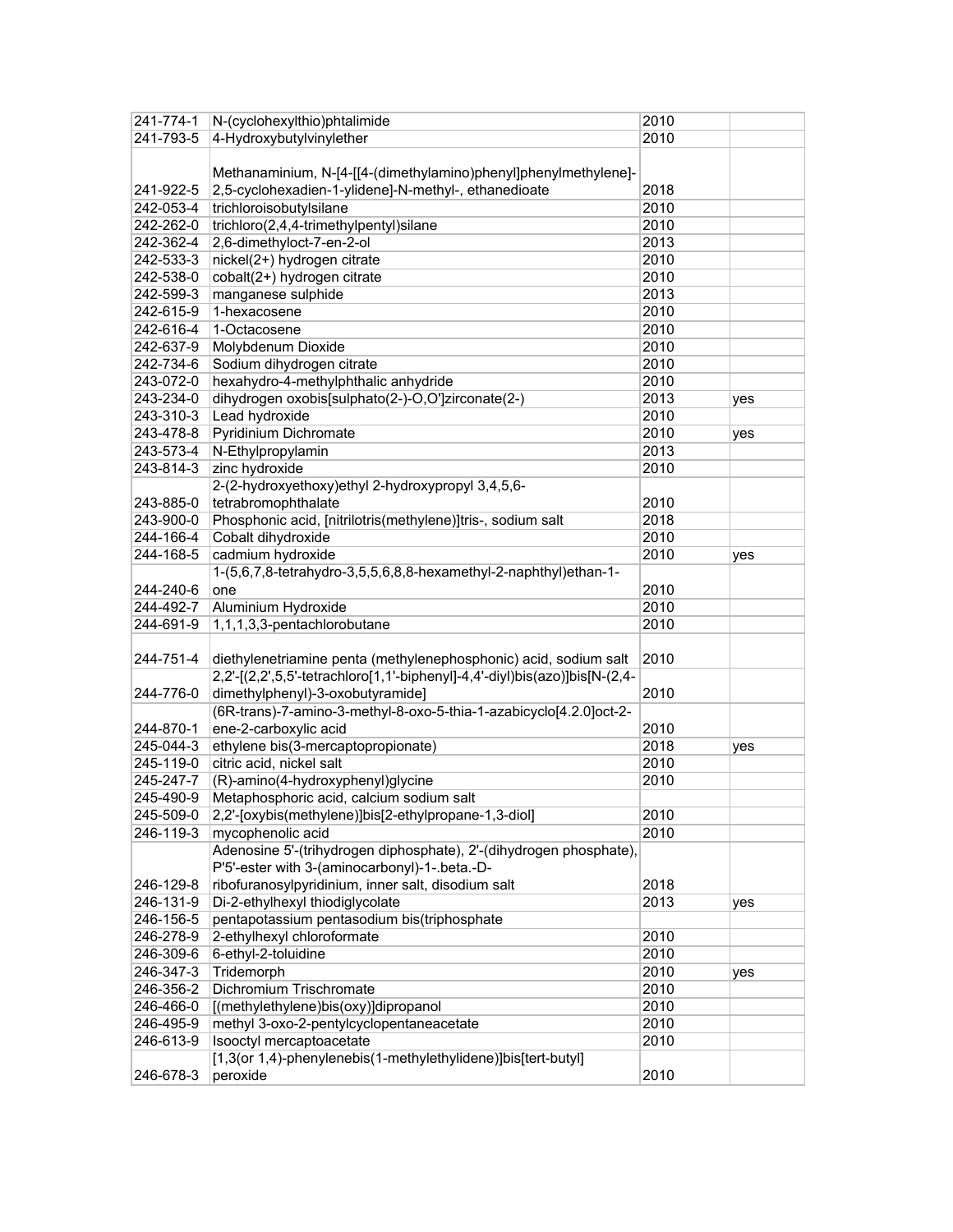| | | | |
|---|---|---|---|
| 241-774-1 | N-(cyclohexylthio)phtalimide | 2010 | |
| 241-793-5 | 4-Hydroxybutylvinylether | 2010 | |
| 241-922-5 | Methanaminium, N-[4-[[4-(dimethylamino)phenyl]phenylmethylene]-2,5-cyclohexadien-1-ylidene]-N-methyl-, ethanedioate | 2018 | |
| 242-053-4 | trichloroisobutylsilane | 2010 | |
| 242-262-0 | trichloro(2,4,4-trimethylpentyl)silane | 2010 | |
| 242-362-4 | 2,6-dimethyloct-7-en-2-ol | 2013 | |
| 242-533-3 | nickel(2+) hydrogen citrate | 2010 | |
| 242-538-0 | cobalt(2+) hydrogen citrate | 2010 | |
| 242-599-3 | manganese sulphide | 2013 | |
| 242-615-9 | 1-hexacosene | 2010 | |
| 242-616-4 | 1-Octacosene | 2010 | |
| 242-637-9 | Molybdenum Dioxide | 2010 | |
| 242-734-6 | Sodium dihydrogen citrate | 2010 | |
| 243-072-0 | hexahydro-4-methylphthalic anhydride | 2010 | |
| 243-234-0 | dihydrogen oxobis[sulphato(2-)-O,O']zirconate(2-) | 2013 | yes |
| 243-310-3 | Lead hydroxide | 2010 | |
| 243-478-8 | Pyridinium Dichromate | 2010 | yes |
| 243-573-4 | N-Ethylpropylamin | 2013 | |
| 243-814-3 | zinc hydroxide | 2010 | |
| 243-885-0 | 2-(2-hydroxyethoxy)ethyl 2-hydroxypropyl 3,4,5,6-tetrabromophthalate | 2010 | |
| 243-900-0 | Phosphonic acid, [nitrilotris(methylene)]tris-, sodium salt | 2018 | |
| 244-166-4 | Cobalt dihydroxide | 2010 | |
| 244-168-5 | cadmium hydroxide | 2010 | yes |
| 244-240-6 | 1-(5,6,7,8-tetrahydro-3,5,5,6,8,8-hexamethyl-2-naphthyl)ethan-1-one | 2010 | |
| 244-492-7 | Aluminium Hydroxide | 2010 | |
| 244-691-9 | 1,1,1,3,3-pentachlorobutane | 2010 | |
| 244-751-4 | diethylenetriamine penta (methylenephosphonic) acid, sodium salt | 2010 | |
| 244-776-0 | 2,2'-[(2,2',5,5'-tetrachloro[1,1'-biphenyl]-4,4'-diyl)bis(azo)]bis[N-(2,4-dimethylphenyl)-3-oxobutyramide] | 2010 | |
| 244-870-1 | (6R-trans)-7-amino-3-methyl-8-oxo-5-thia-1-azabicyclo[4.2.0]oct-2-ene-2-carboxylic acid | 2010 | |
| 245-044-3 | ethylene bis(3-mercaptopropionate) | 2018 | yes |
| 245-119-0 | citric acid, nickel salt | 2010 | |
| 245-247-7 | (R)-amino(4-hydroxyphenyl)glycine | 2010 | |
| 245-490-9 | Metaphosphoric acid, calcium sodium salt | | |
| 245-509-0 | 2,2'-[oxybis(methylene)]bis[2-ethylpropane-1,3-diol] | 2010 | |
| 246-119-3 | mycophenolic acid | 2010 | |
| 246-129-8 | Adenosine 5'-(trihydrogen diphosphate), 2'-(dihydrogen phosphate), P'5'-ester with 3-(aminocarbonyl)-1-.beta.-D-ribofuranosylpyridinium, inner salt, disodium salt | 2018 | |
| 246-131-9 | Di-2-ethylhexyl thiodiglycolate | 2013 | yes |
| 246-156-5 | pentapotassium pentasodium bis(triphosphate | | |
| 246-278-9 | 2-ethylhexyl chloroformate | 2010 | |
| 246-309-6 | 6-ethyl-2-toluidine | 2010 | |
| 246-347-3 | Tridemorph | 2010 | yes |
| 246-356-2 | Dichromium Trischromate | 2010 | |
| 246-466-0 | [(methylethylene)bis(oxy)]dipropanol | 2010 | |
| 246-495-9 | methyl 3-oxo-2-pentylcyclopentaneacetate | 2010 | |
| 246-613-9 | Isooctyl mercaptoacetate | 2010 | |
| 246-678-3 | [1,3(or 1,4)-phenylenebis(1-methylethylidene)]bis[tert-butyl] peroxide | 2010 | |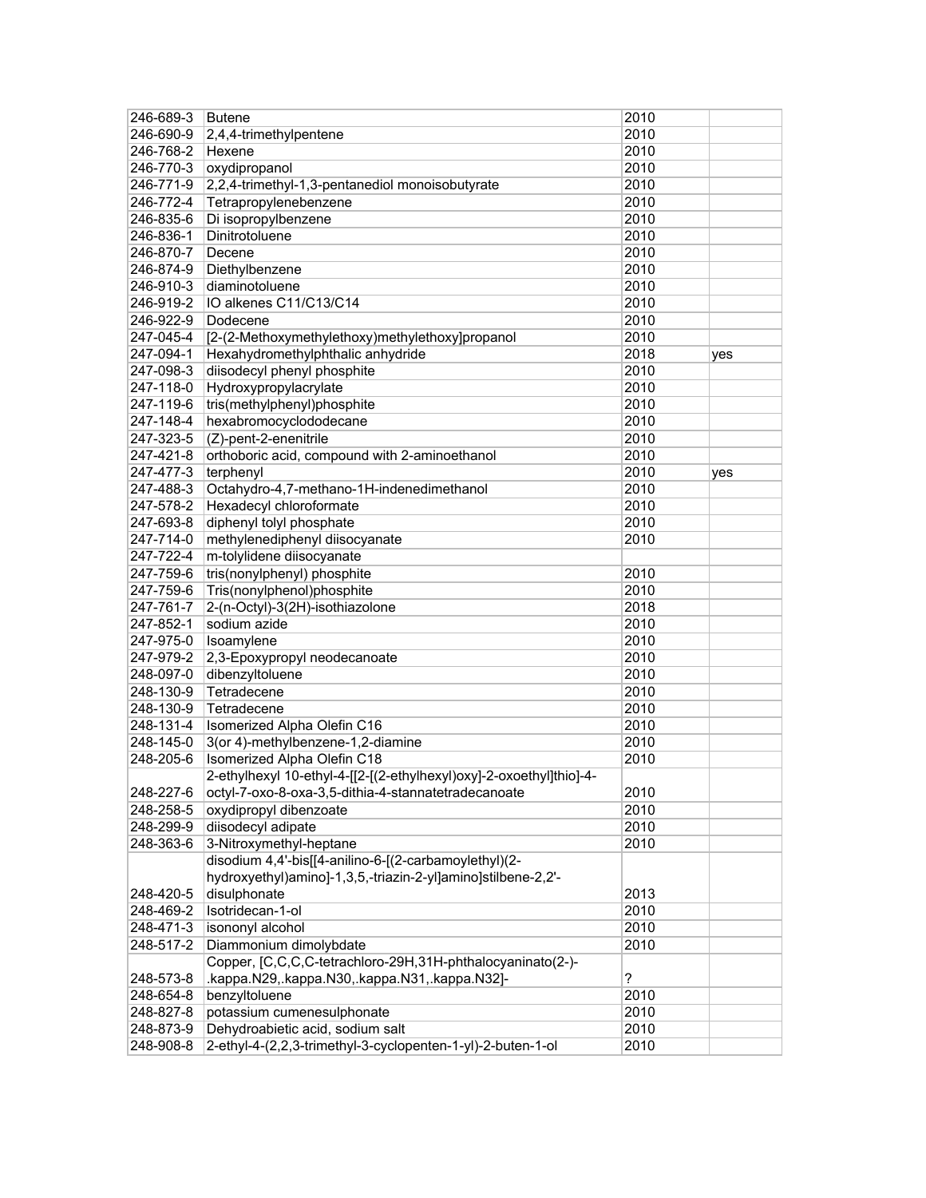| | | | |
|---|---|---|---|
| 246-689-3 | Butene | 2010 | |
| 246-690-9 | 2,4,4-trimethylpentene | 2010 | |
| 246-768-2 | Hexene | 2010 | |
| 246-770-3 | oxydipropanol | 2010 | |
| 246-771-9 | 2,2,4-trimethyl-1,3-pentanediol monoisobutyrate | 2010 | |
| 246-772-4 | Tetrapropylenebenzene | 2010 | |
| 246-835-6 | Di isopropylbenzene | 2010 | |
| 246-836-1 | Dinitrotoluene | 2010 | |
| 246-870-7 | Decene | 2010 | |
| 246-874-9 | Diethylbenzene | 2010 | |
| 246-910-3 | diaminotoluene | 2010 | |
| 246-919-2 | IO alkenes C11/C13/C14 | 2010 | |
| 246-922-9 | Dodecene | 2010 | |
| 247-045-4 | [2-(2-Methoxymethylethoxy)methylethoxy]propanol | 2010 | |
| 247-094-1 | Hexahydromethylphthalic anhydride | 2018 | yes |
| 247-098-3 | diisodecyl phenyl phosphite | 2010 | |
| 247-118-0 | Hydroxypropylacrylate | 2010 | |
| 247-119-6 | tris(methylphenyl)phosphite | 2010 | |
| 247-148-4 | hexabromocyclododecane | 2010 | |
| 247-323-5 | (Z)-pent-2-enenitrile | 2010 | |
| 247-421-8 | orthoboric acid, compound with 2-aminoethanol | 2010 | |
| 247-477-3 | terphenyl | 2010 | yes |
| 247-488-3 | Octahydro-4,7-methano-1H-indenedimethanol | 2010 | |
| 247-578-2 | Hexadecyl chloroformate | 2010 | |
| 247-693-8 | diphenyl tolyl phosphate | 2010 | |
| 247-714-0 | methylenediphenyl diisocyanate | 2010 | |
| 247-722-4 | m-tolylidene diisocyanate | | |
| 247-759-6 | tris(nonylphenyl) phosphite | 2010 | |
| 247-759-6 | Tris(nonylphenol)phosphite | 2010 | |
| 247-761-7 | 2-(n-Octyl)-3(2H)-isothiazolone | 2018 | |
| 247-852-1 | sodium azide | 2010 | |
| 247-975-0 | Isoamylene | 2010 | |
| 247-979-2 | 2,3-Epoxypropyl neodecanoate | 2010 | |
| 248-097-0 | dibenzyltoluene | 2010 | |
| 248-130-9 | Tetradecene | 2010 | |
| 248-130-9 | Tetradecene | 2010 | |
| 248-131-4 | Isomerized Alpha Olefin C16 | 2010 | |
| 248-145-0 | 3(or 4)-methylbenzene-1,2-diamine | 2010 | |
| 248-205-6 | Isomerized Alpha Olefin C18 | 2010 | |
| 248-227-6 | 2-ethylhexyl 10-ethyl-4-[[2-[(2-ethylhexyl)oxy]-2-oxoethyl]thio]-4-octyl-7-oxo-8-oxa-3,5-dithia-4-stannatetradecanoate | 2010 | |
| 248-258-5 | oxydipropyl dibenzoate | 2010 | |
| 248-299-9 | diisodecyl adipate | 2010 | |
| 248-363-6 | 3-Nitroxymethyl-heptane | 2010 | |
| 248-420-5 | disodium 4,4'-bis[[4-anilino-6-[(2-carbamoylethyl)(2-hydroxyethyl)amino]-1,3,5,-triazin-2-yl]amino]stilbene-2,2'-disulphonate | 2013 | |
| 248-469-2 | Isotridecan-1-ol | 2010 | |
| 248-471-3 | isononyl alcohol | 2010 | |
| 248-517-2 | Diammonium dimolybdate | 2010 | |
| 248-573-8 | Copper, [C,C,C,C-tetrachloro-29H,31H-phthalocyaninato(2-)-.kappa.N29,.kappa.N30,.kappa.N31,.kappa.N32]- | ? | |
| 248-654-8 | benzyltoluene | 2010 | |
| 248-827-8 | potassium cumenesulphonate | 2010 | |
| 248-873-9 | Dehydroabietic acid, sodium salt | 2010 | |
| 248-908-8 | 2-ethyl-4-(2,2,3-trimethyl-3-cyclopenten-1-yl)-2-buten-1-ol | 2010 | |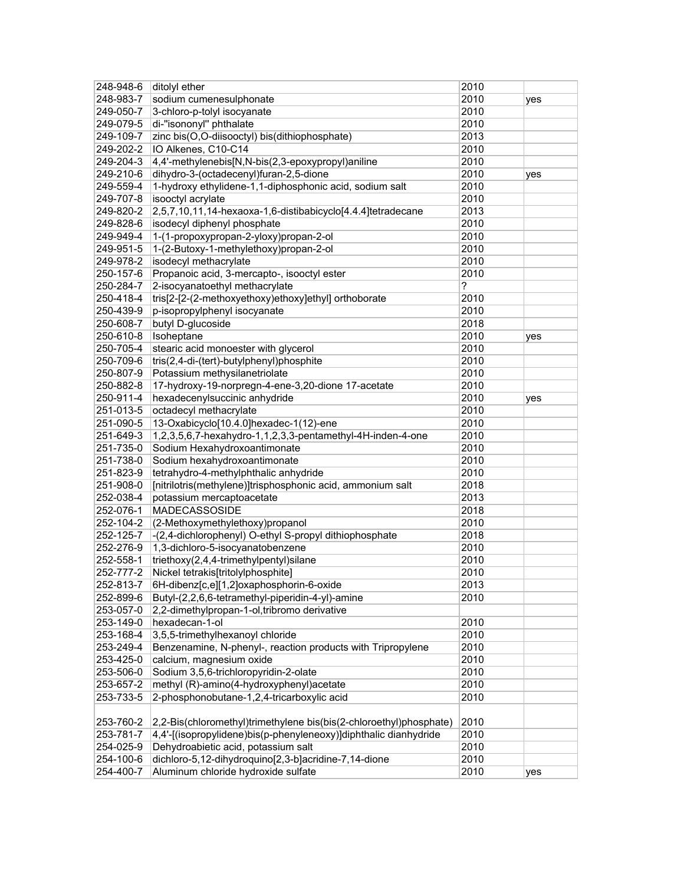| | | | |
|---|---|---|---|
| 248-948-6 | ditolyl ether | 2010 | |
| 248-983-7 | sodium cumenesulphonate | 2010 | yes |
| 249-050-7 | 3-chloro-p-tolyl isocyanate | 2010 | |
| 249-079-5 | di-"isononyl" phthalate | 2010 | |
| 249-109-7 | zinc bis(O,O-diisooctyl) bis(dithiophosphate) | 2013 | |
| 249-202-2 | IO Alkenes, C10-C14 | 2010 | |
| 249-204-3 | 4,4'-methylenebis[N,N-bis(2,3-epoxypropyl)aniline | 2010 | |
| 249-210-6 | dihydro-3-(octadecenyl)furan-2,5-dione | 2010 | yes |
| 249-559-4 | 1-hydroxy ethylidene-1,1-diphosphonic acid, sodium salt | 2010 | |
| 249-707-8 | isooctyl acrylate | 2010 | |
| 249-820-2 | 2,5,7,10,11,14-hexaoxa-1,6-distibabicyclo[4.4.4]tetradecane | 2013 | |
| 249-828-6 | isodecyl diphenyl phosphate | 2010 | |
| 249-949-4 | 1-(1-propoxypropan-2-yloxy)propan-2-ol | 2010 | |
| 249-951-5 | 1-(2-Butoxy-1-methylethoxy)propan-2-ol | 2010 | |
| 249-978-2 | isodecyl methacrylate | 2010 | |
| 250-157-6 | Propanoic acid, 3-mercapto-, isooctyl ester | 2010 | |
| 250-284-7 | 2-isocyanatoethyl methacrylate | ? | |
| 250-418-4 | tris[2-[2-(2-methoxyethoxy)ethoxy]ethyl] orthoborate | 2010 | |
| 250-439-9 | p-isopropylphenyl isocyanate | 2010 | |
| 250-608-7 | butyl D-glucoside | 2018 | |
| 250-610-8 | Isoheptane | 2010 | yes |
| 250-705-4 | stearic acid monoester with glycerol | 2010 | |
| 250-709-6 | tris(2,4-di-(tert)-butylphenyl)phosphite | 2010 | |
| 250-807-9 | Potassium methysilanetriolate | 2010 | |
| 250-882-8 | 17-hydroxy-19-norpregn-4-ene-3,20-dione 17-acetate | 2010 | |
| 250-911-4 | hexadecenylsuccinic anhydride | 2010 | yes |
| 251-013-5 | octadecyl methacrylate | 2010 | |
| 251-090-5 | 13-Oxabicyclo[10.4.0]hexadec-1(12)-ene | 2010 | |
| 251-649-3 | 1,2,3,5,6,7-hexahydro-1,1,2,3,3-pentamethyl-4H-inden-4-one | 2010 | |
| 251-735-0 | Sodium Hexahydroxoantimonate | 2010 | |
| 251-738-0 | Sodium hexahydroxoantimonate | 2010 | |
| 251-823-9 | tetrahydro-4-methylphthalic anhydride | 2010 | |
| 251-908-0 | [nitrilotris(methylene)]trisphosphonic acid, ammonium salt | 2018 | |
| 252-038-4 | potassium mercaptoacetate | 2013 | |
| 252-076-1 | MADECASSOSIDE | 2018 | |
| 252-104-2 | (2-Methoxymethylethoxy)propanol | 2010 | |
| 252-125-7 | -(2,4-dichlorophenyl) O-ethyl S-propyl dithiophosphate | 2018 | |
| 252-276-9 | 1,3-dichloro-5-isocyanatobenzene | 2010 | |
| 252-558-1 | triethoxy(2,4,4-trimethylpentyl)silane | 2010 | |
| 252-777-2 | Nickel tetrakis[tritolylphosphite] | 2010 | |
| 252-813-7 | 6H-dibenz[c,e][1,2]oxaphosphorin-6-oxide | 2013 | |
| 252-899-6 | Butyl-(2,2,6,6-tetramethyl-piperidin-4-yl)-amine | 2010 | |
| 253-057-0 | 2,2-dimethylpropan-1-ol,tribromo derivative | | |
| 253-149-0 | hexadecan-1-ol | 2010 | |
| 253-168-4 | 3,5,5-trimethylhexanoyl chloride | 2010 | |
| 253-249-4 | Benzenamine, N-phenyl-, reaction products with Tripropylene | 2010 | |
| 253-425-0 | calcium, magnesium oxide | 2010 | |
| 253-506-0 | Sodium 3,5,6-trichloropyridin-2-olate | 2010 | |
| 253-657-2 | methyl (R)-amino(4-hydroxyphenyl)acetate | 2010 | |
| 253-733-5 | 2-phosphonobutane-1,2,4-tricarboxylic acid | 2010 | |
| 253-760-2 | 2,2-Bis(chloromethyl)trimethylene bis(bis(2-chloroethyl)phosphate) | 2010 | |
| 253-781-7 | 4,4'-[(isopropylidene)bis(p-phenyleneoxy)]diphthalic dianhydride | 2010 | |
| 254-025-9 | Dehydroabietic acid, potassium salt | 2010 | |
| 254-100-6 | dichloro-5,12-dihydroquino[2,3-b]acridine-7,14-dione | 2010 | |
| 254-400-7 | Aluminum chloride hydroxide sulfate | 2010 | yes |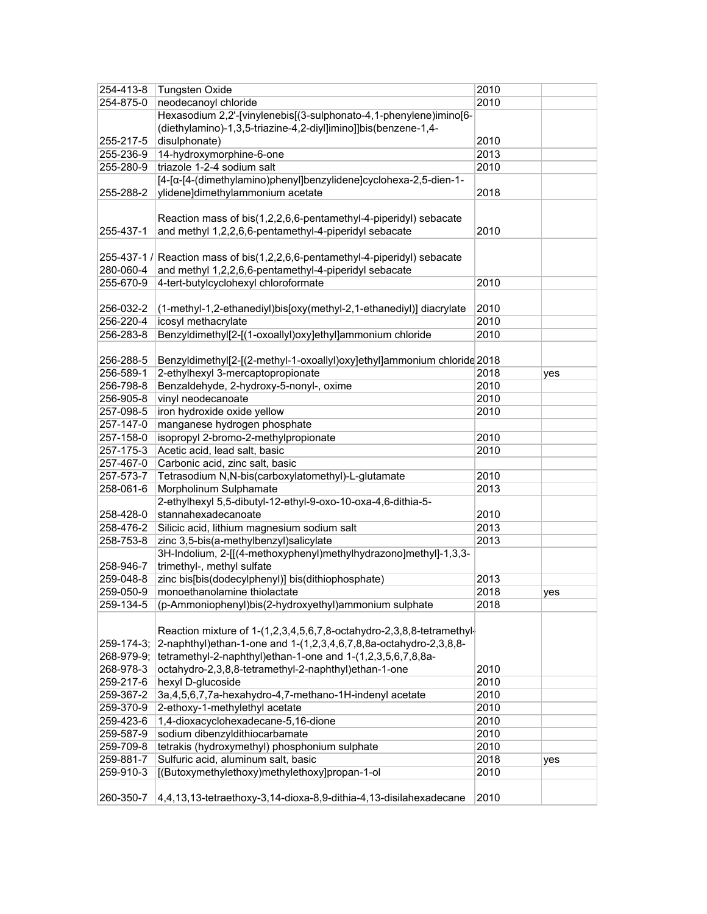| | | | |
|---|---|---|---|
| 254-413-8 | Tungsten Oxide | 2010 | |
| 254-875-0 | neodecanoyl chloride | 2010 | |
| 255-217-5 | Hexasodium 2,2'-[vinylenebis[(3-sulphonato-4,1-phenylene)imino[6-(diethylamino)-1,3,5-triazine-4,2-diyl]imino]]bis(benzene-1,4-disulphonate) | 2010 | |
| 255-236-9 | 14-hydroxymorphine-6-one | 2013 | |
| 255-280-9 | triazole 1-2-4 sodium salt | 2010 | |
| 255-288-2 | [4-[α-[4-(dimethylamino)phenyl]benzylidene]cyclohexa-2,5-dien-1-ylidene]dimethylammonium acetate | 2018 | |
| 255-437-1 | Reaction mass of bis(1,2,2,6,6-pentamethyl-4-piperidyl) sebacate and methyl 1,2,2,6,6-pentamethyl-4-piperidyl sebacate | 2010 | |
| 255-437-1 / 280-060-4 | Reaction mass of bis(1,2,2,6,6-pentamethyl-4-piperidyl) sebacate and methyl 1,2,2,6,6-pentamethyl-4-piperidyl sebacate | | |
| 255-670-9 | 4-tert-butylcyclohexyl chloroformate | 2010 | |
| 256-032-2 | (1-methyl-1,2-ethanediyl)bis[oxy(methyl-2,1-ethanediyl)] diacrylate | 2010 | |
| 256-220-4 | icosyl methacrylate | 2010 | |
| 256-283-8 | Benzyldimethyl[2-[(1-oxoallyl)oxy]ethyl]ammonium chloride | 2010 | |
| 256-288-5 | Benzyldimethyl[2-[(2-methyl-1-oxoallyl)oxy]ethyl]ammonium chloride | 2018 | |
| 256-589-1 | 2-ethylhexyl 3-mercaptopropionate | 2018 | yes |
| 256-798-8 | Benzaldehyde, 2-hydroxy-5-nonyl-, oxime | 2010 | |
| 256-905-8 | vinyl neodecanoate | 2010 | |
| 257-098-5 | iron hydroxide oxide yellow | 2010 | |
| 257-147-0 | manganese hydrogen phosphate | | |
| 257-158-0 | isopropyl 2-bromo-2-methylpropionate | 2010 | |
| 257-175-3 | Acetic acid, lead salt, basic | 2010 | |
| 257-467-0 | Carbonic acid, zinc salt, basic | | |
| 257-573-7 | Tetrasodium N,N-bis(carboxylatomethyl)-L-glutamate | 2010 | |
| 258-061-6 | Morpholinum Sulphamate | 2013 | |
| 258-428-0 | 2-ethylhexyl 5,5-dibutyl-12-ethyl-9-oxo-10-oxa-4,6-dithia-5-stannahexadecanoate | 2010 | |
| 258-476-2 | Silicic acid, lithium magnesium sodium salt | 2013 | |
| 258-753-8 | zinc 3,5-bis(a-methylbenzyl)salicylate | 2013 | |
| 258-946-7 | 3H-Indolium, 2-[[(4-methoxyphenyl)methylhydrazono]methyl]-1,3,3-trimethyl-, methyl sulfate | | |
| 259-048-8 | zinc bis[bis(dodecylphenyl)] bis(dithiophosphate) | 2013 | |
| 259-050-9 | monoethanolamine thiolactate | 2018 | yes |
| 259-134-5 | (p-Ammoniophenyl)bis(2-hydroxyethyl)ammonium sulphate | 2018 | |
| 259-174-3; 268-979-9; 268-978-3 | Reaction mixture of 1-(1,2,3,4,5,6,7,8-octahydro-2,3,8,8-tetramethyl-2-naphthyl)ethan-1-one and 1-(1,2,3,4,6,7,8,8a-octahydro-2,3,8,8-tetramethyl-2-naphthyl)ethan-1-one and 1-(1,2,3,5,6,7,8,8a-octahydro-2,3,8,8-tetramethyl-2-naphthyl)ethan-1-one | 2010 | |
| 259-217-6 | hexyl D-glucoside | 2010 | |
| 259-367-2 | 3a,4,5,6,7,7a-hexahydro-4,7-methano-1H-indenyl acetate | 2010 | |
| 259-370-9 | 2-ethoxy-1-methylethyl acetate | 2010 | |
| 259-423-6 | 1,4-dioxacyclohexadecane-5,16-dione | 2010 | |
| 259-587-9 | sodium dibenzyldithiocarbamate | 2010 | |
| 259-709-8 | tetrakis (hydroxymethyl) phosphonium sulphate | 2010 | |
| 259-881-7 | Sulfuric acid, aluminum salt, basic | 2018 | yes |
| 259-910-3 | [(Butoxymethylethoxy)methylethoxy]propan-1-ol | 2010 | |
| 260-350-7 | 4,4,13,13-tetraethoxy-3,14-dioxa-8,9-dithia-4,13-disilahexadecane | 2010 | |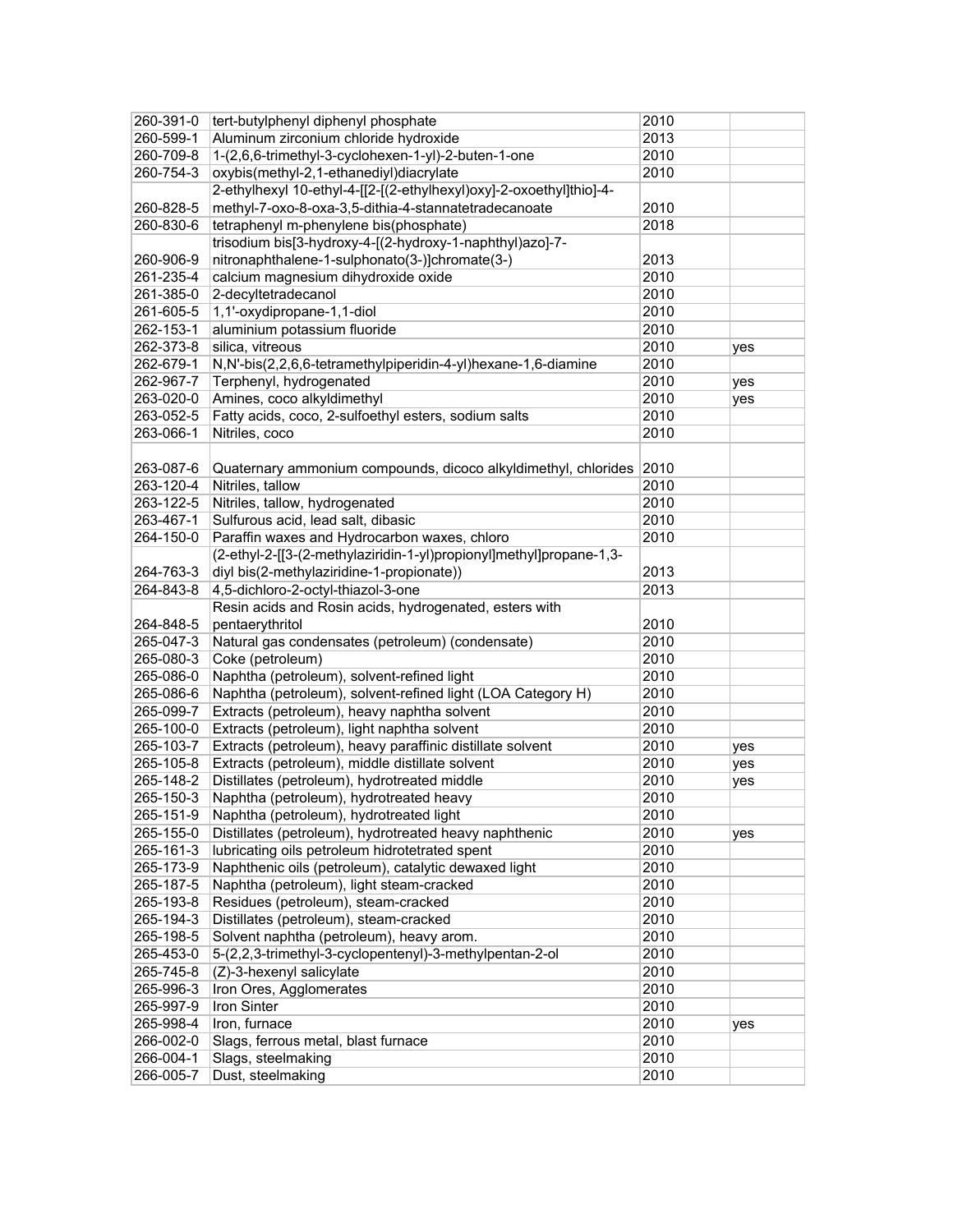| | | | |
|---|---|---|---|
| 260-391-0 | tert-butylphenyl diphenyl phosphate | 2010 | |
| 260-599-1 | Aluminum zirconium chloride hydroxide | 2013 | |
| 260-709-8 | 1-(2,6,6-trimethyl-3-cyclohexen-1-yl)-2-buten-1-one | 2010 | |
| 260-754-3 | oxybis(methyl-2,1-ethanediyl)diacrylate | 2010 | |
| 260-828-5 | 2-ethylhexyl 10-ethyl-4-[[2-[(2-ethylhexyl)oxy]-2-oxoethyl]thio]-4-methyl-7-oxo-8-oxa-3,5-dithia-4-stannatetradecanoate | 2010 | |
| 260-830-6 | tetraphenyl m-phenylene bis(phosphate) | 2018 | |
| 260-906-9 | trisodium bis[3-hydroxy-4-[(2-hydroxy-1-naphthyl)azo]-7-nitronaphthalene-1-sulphonato(3-)]chromate(3-) | 2013 | |
| 261-235-4 | calcium magnesium dihydroxide oxide | 2010 | |
| 261-385-0 | 2-decyltetradecanol | 2010 | |
| 261-605-5 | 1,1'-oxydipropane-1,1-diol | 2010 | |
| 262-153-1 | aluminium potassium fluoride | 2010 | |
| 262-373-8 | silica, vitreous | 2010 | yes |
| 262-679-1 | N,N'-bis(2,2,6,6-tetramethylpiperidin-4-yl)hexane-1,6-diamine | 2010 | |
| 262-967-7 | Terphenyl, hydrogenated | 2010 | yes |
| 263-020-0 | Amines, coco alkyldimethyl | 2010 | yes |
| 263-052-5 | Fatty acids, coco, 2-sulfoethyl esters, sodium salts | 2010 | |
| 263-066-1 | Nitriles, coco | 2010 | |
| 263-087-6 | Quaternary ammonium compounds, dicoco alkyldimethyl, chlorides | 2010 | |
| 263-120-4 | Nitriles, tallow | 2010 | |
| 263-122-5 | Nitriles, tallow, hydrogenated | 2010 | |
| 263-467-1 | Sulfurous acid, lead salt, dibasic | 2010 | |
| 264-150-0 | Paraffin waxes and Hydrocarbon waxes, chloro | 2010 | |
| 264-763-3 | (2-ethyl-2-[[3-(2-methylaziridin-1-yl)propionyl]methyl]propane-1,3-diyl bis(2-methylaziridine-1-propionate)) | 2013 | |
| 264-843-8 | 4,5-dichloro-2-octyl-thiazol-3-one | 2013 | |
| 264-848-5 | Resin acids and Rosin acids, hydrogenated, esters with pentaerythritol | 2010 | |
| 265-047-3 | Natural gas condensates (petroleum) (condensate) | 2010 | |
| 265-080-3 | Coke (petroleum) | 2010 | |
| 265-086-0 | Naphtha (petroleum), solvent-refined light | 2010 | |
| 265-086-6 | Naphtha (petroleum), solvent-refined light (LOA Category H) | 2010 | |
| 265-099-7 | Extracts (petroleum), heavy naphtha solvent | 2010 | |
| 265-100-0 | Extracts (petroleum), light naphtha solvent | 2010 | |
| 265-103-7 | Extracts (petroleum), heavy paraffinic distillate solvent | 2010 | yes |
| 265-105-8 | Extracts (petroleum), middle distillate solvent | 2010 | yes |
| 265-148-2 | Distillates (petroleum), hydrotreated middle | 2010 | yes |
| 265-150-3 | Naphtha (petroleum), hydrotreated heavy | 2010 | |
| 265-151-9 | Naphtha (petroleum), hydrotreated light | 2010 | |
| 265-155-0 | Distillates (petroleum), hydrotreated heavy naphthenic | 2010 | yes |
| 265-161-3 | lubricating oils petroleum hidrotetrated spent | 2010 | |
| 265-173-9 | Naphthenic oils (petroleum), catalytic dewaxed light | 2010 | |
| 265-187-5 | Naphtha (petroleum), light steam-cracked | 2010 | |
| 265-193-8 | Residues (petroleum), steam-cracked | 2010 | |
| 265-194-3 | Distillates (petroleum), steam-cracked | 2010 | |
| 265-198-5 | Solvent naphtha (petroleum), heavy arom. | 2010 | |
| 265-453-0 | 5-(2,2,3-trimethyl-3-cyclopentenyl)-3-methylpentan-2-ol | 2010 | |
| 265-745-8 | (Z)-3-hexenyl salicylate | 2010 | |
| 265-996-3 | Iron Ores, Agglomerates | 2010 | |
| 265-997-9 | Iron Sinter | 2010 | |
| 265-998-4 | Iron, furnace | 2010 | yes |
| 266-002-0 | Slags, ferrous metal, blast furnace | 2010 | |
| 266-004-1 | Slags, steelmaking | 2010 | |
| 266-005-7 | Dust, steelmaking | 2010 | |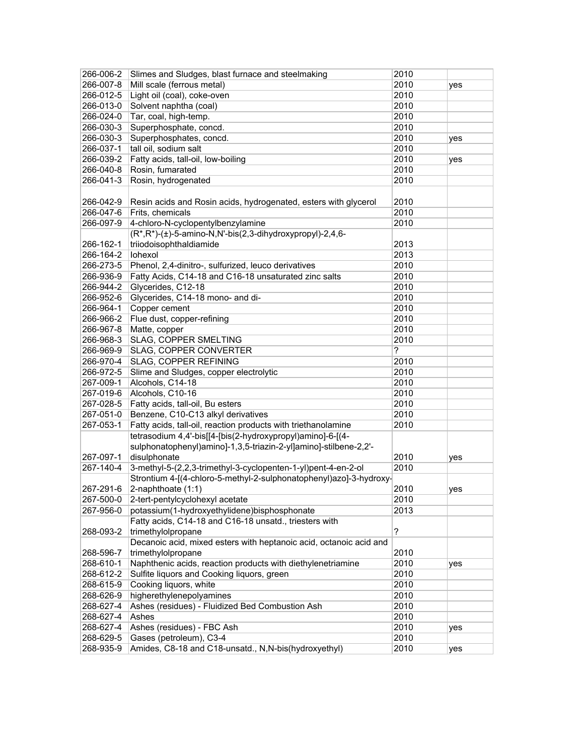| | | | |
|---|---|---|---|
| 266-006-2 | Slimes and Sludges, blast furnace and steelmaking | 2010 | |
| 266-007-8 | Mill scale (ferrous metal) | 2010 | yes |
| 266-012-5 | Light oil (coal), coke-oven | 2010 | |
| 266-013-0 | Solvent naphtha (coal) | 2010 | |
| 266-024-0 | Tar, coal, high-temp. | 2010 | |
| 266-030-3 | Superphosphate, concd. | 2010 | |
| 266-030-3 | Superphosphates, concd. | 2010 | yes |
| 266-037-1 | tall oil, sodium salt | 2010 | |
| 266-039-2 | Fatty acids, tall-oil, low-boiling | 2010 | yes |
| 266-040-8 | Rosin, fumarated | 2010 | |
| 266-041-3 | Rosin, hydrogenated | 2010 | |
| 266-042-9 | Resin acids and Rosin acids, hydrogenated, esters with glycerol | 2010 | |
| 266-047-6 | Frits, chemicals | 2010 | |
| 266-097-9 | 4-chloro-N-cyclopentylbenzylamine | 2010 | |
| 266-162-1 | (R*,R*)-(±)-5-amino-N,N'-bis(2,3-dihydroxypropyl)-2,4,6-triiodoisophthaldiamide | 2013 | |
| 266-164-2 | Iohexol | 2013 | |
| 266-273-5 | Phenol, 2,4-dinitro-, sulfurized, leuco derivatives | 2010 | |
| 266-936-9 | Fatty Acids, C14-18 and C16-18 unsaturated zinc salts | 2010 | |
| 266-944-2 | Glycerides, C12-18 | 2010 | |
| 266-952-6 | Glycerides, C14-18 mono- and di- | 2010 | |
| 266-964-1 | Copper cement | 2010 | |
| 266-966-2 | Flue dust, copper-refining | 2010 | |
| 266-967-8 | Matte, copper | 2010 | |
| 266-968-3 | SLAG, COPPER SMELTING | 2010 | |
| 266-969-9 | SLAG, COPPER CONVERTER | ? | |
| 266-970-4 | SLAG, COPPER REFINING | 2010 | |
| 266-972-5 | Slime and Sludges, copper electrolytic | 2010 | |
| 267-009-1 | Alcohols, C14-18 | 2010 | |
| 267-019-6 | Alcohols, C10-16 | 2010 | |
| 267-028-5 | Fatty acids, tall-oil, Bu esters | 2010 | |
| 267-051-0 | Benzene, C10-C13 alkyl derivatives | 2010 | |
| 267-053-1 | Fatty acids, tall-oil, reaction products with triethanolamine | 2010 | |
| 267-097-1 | tetrasodium 4,4'-bis[[4-[bis(2-hydroxypropyl)amino]-6-[(4-sulphonatophenyl)amino]-1,3,5-triazin-2-yl]amino]-stilbene-2,2'-disulphonate | 2010 | yes |
| 267-140-4 | 3-methyl-5-(2,2,3-trimethyl-3-cyclopenten-1-yl)pent-4-en-2-ol | 2010 | |
| 267-291-6 | Strontium 4-[(4-chloro-5-methyl-2-sulphonatophenyl)azo]-3-hydroxy-2-naphthoate (1:1) | 2010 | yes |
| 267-500-0 | 2-tert-pentylcyclohexyl acetate | 2010 | |
| 267-956-0 | potassium(1-hydroxyethylidene)bisphosphonate | 2013 | |
| 268-093-2 | Fatty acids, C14-18 and C16-18 unsatd., triesters with trimethylolpropane | ? | |
| 268-596-7 | Decanoic acid, mixed esters with heptanoic acid, octanoic acid and trimethylolpropane | 2010 | |
| 268-610-1 | Naphthenic acids, reaction products with diethylenetriamine | 2010 | yes |
| 268-612-2 | Sulfite liquors and Cooking liquors, green | 2010 | |
| 268-615-9 | Cooking liquors, white | 2010 | |
| 268-626-9 | higherethylenepolyamines | 2010 | |
| 268-627-4 | Ashes (residues) - Fluidized Bed Combustion Ash | 2010 | |
| 268-627-4 | Ashes | 2010 | |
| 268-627-4 | Ashes (residues) - FBC Ash | 2010 | yes |
| 268-629-5 | Gases (petroleum), C3-4 | 2010 | |
| 268-935-9 | Amides, C8-18 and C18-unsatd., N,N-bis(hydroxyethyl) | 2010 | yes |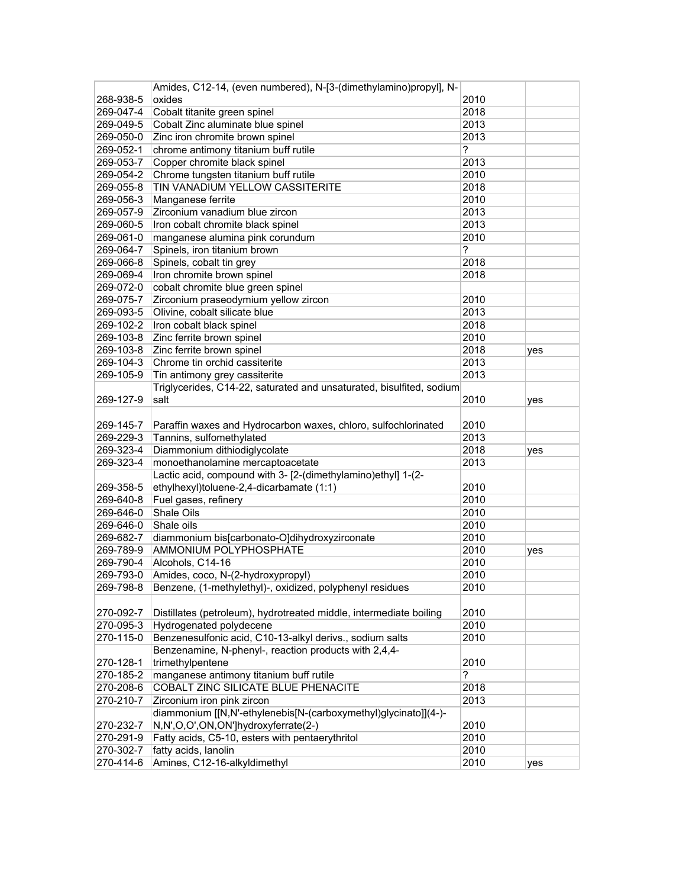| | | | |
|---|---|---|---|
| 268-938-5 | Amides, C12-14, (even numbered), N-[3-(dimethylamino)propyl], N-oxides | 2010 | |
| 269-047-4 | Cobalt titanite green spinel | 2018 | |
| 269-049-5 | Cobalt Zinc aluminate blue spinel | 2013 | |
| 269-050-0 | Zinc iron chromite brown spinel | 2013 | |
| 269-052-1 | chrome antimony titanium buff rutile | ? | |
| 269-053-7 | Copper chromite black spinel | 2013 | |
| 269-054-2 | Chrome tungsten titanium buff rutile | 2010 | |
| 269-055-8 | TIN VANADIUM YELLOW CASSITERITE | 2018 | |
| 269-056-3 | Manganese ferrite | 2010 | |
| 269-057-9 | Zirconium vanadium blue zircon | 2013 | |
| 269-060-5 | Iron cobalt chromite black spinel | 2013 | |
| 269-061-0 | manganese alumina pink corundum | 2010 | |
| 269-064-7 | Spinels, iron titanium brown | ? | |
| 269-066-8 | Spinels, cobalt tin grey | 2018 | |
| 269-069-4 | Iron chromite brown spinel | 2018 | |
| 269-072-0 | cobalt chromite blue green spinel | | |
| 269-075-7 | Zirconium praseodymium yellow zircon | 2010 | |
| 269-093-5 | Olivine, cobalt silicate blue | 2013 | |
| 269-102-2 | Iron cobalt black spinel | 2018 | |
| 269-103-8 | Zinc ferrite brown spinel | 2010 | |
| 269-103-8 | Zinc ferrite brown spinel | 2018 | yes |
| 269-104-3 | Chrome tin orchid cassiterite | 2013 | |
| 269-105-9 | Tin antimony grey cassiterite | 2013 | |
| 269-127-9 | Triglycerides, C14-22, saturated and unsaturated, bisulfited, sodium salt | 2010 | yes |
| 269-145-7 | Paraffin waxes and Hydrocarbon waxes, chloro, sulfochlorinated | 2010 | |
| 269-229-3 | Tannins, sulfomethylated | 2013 | |
| 269-323-4 | Diammonium dithiodiglycolate | 2018 | yes |
| 269-323-4 | monoethanolamine mercaptoacetate | 2013 | |
| 269-358-5 | Lactic acid, compound with 3- [2-(dimethylamino)ethyl] 1-(2-ethylhexyl)toluene-2,4-dicarbamate (1:1) | 2010 | |
| 269-640-8 | Fuel gases, refinery | 2010 | |
| 269-646-0 | Shale Oils | 2010 | |
| 269-646-0 | Shale oils | 2010 | |
| 269-682-7 | diammonium bis[carbonato-O]dihydroxyzirconate | 2010 | |
| 269-789-9 | AMMONIUM POLYPHOSPHATE | 2010 | yes |
| 269-790-4 | Alcohols, C14-16 | 2010 | |
| 269-793-0 | Amides, coco, N-(2-hydroxypropyl) | 2010 | |
| 269-798-8 | Benzene, (1-methylethyl)-, oxidized, polyphenyl residues | 2010 | |
| 270-092-7 | Distillates (petroleum), hydrotreated middle, intermediate boiling | 2010 | |
| 270-095-3 | Hydrogenated polydecene | 2010 | |
| 270-115-0 | Benzenesulfonic acid, C10-13-alkyl derivs., sodium salts | 2010 | |
| 270-128-1 | Benzenamine, N-phenyl-, reaction products with 2,4,4-trimethylpentene | 2010 | |
| 270-185-2 | manganese antimony titanium buff rutile | ? | |
| 270-208-6 | COBALT ZINC SILICATE BLUE PHENACITE | 2018 | |
| 270-210-7 | Zirconium iron pink zircon | 2013 | |
| 270-232-7 | diammonium [[N,N'-ethylenebis[N-(carboxymethyl)glycinato]](4-)-N,N',O,O',ON,ON']hydroxyferrate(2-) | 2010 | |
| 270-291-9 | Fatty acids, C5-10, esters with pentaerythritol | 2010 | |
| 270-302-7 | fatty acids, lanolin | 2010 | |
| 270-414-6 | Amines, C12-16-alkyldimethyl | 2010 | yes |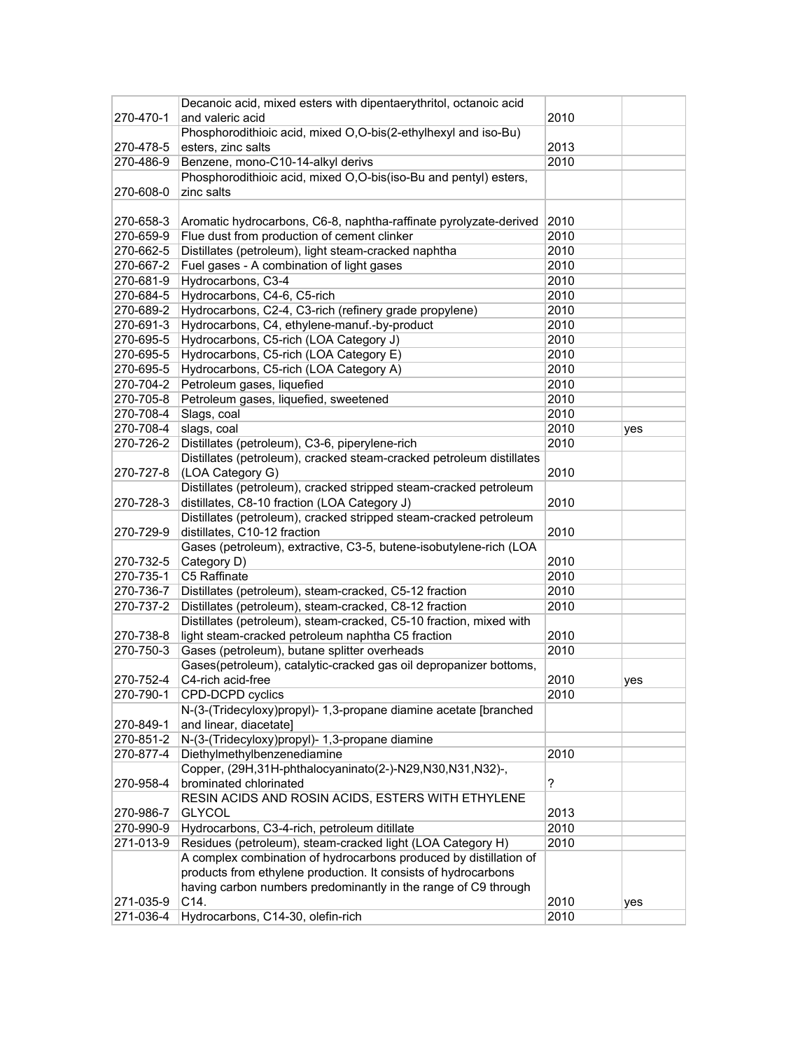| | | | |
|---|---|---|---|
| 270-470-1 | Decanoic acid, mixed esters with dipentaerythritol, octanoic acid and valeric acid | 2010 | |
| 270-478-5 | Phosphorodithioic acid, mixed O,O-bis(2-ethylhexyl and iso-Bu) esters, zinc salts | 2013 | |
| 270-486-9 | Benzene, mono-C10-14-alkyl derivs | 2010 | |
| 270-608-0 | Phosphorodithioic acid, mixed O,O-bis(iso-Bu and pentyl) esters, zinc salts | | |
| 270-658-3 | Aromatic hydrocarbons, C6-8, naphtha-raffinate pyrolyzate-derived | 2010 | |
| 270-659-9 | Flue dust from production of cement clinker | 2010 | |
| 270-662-5 | Distillates (petroleum), light steam-cracked naphtha | 2010 | |
| 270-667-2 | Fuel gases - A combination of light gases | 2010 | |
| 270-681-9 | Hydrocarbons, C3-4 | 2010 | |
| 270-684-5 | Hydrocarbons, C4-6, C5-rich | 2010 | |
| 270-689-2 | Hydrocarbons, C2-4, C3-rich (refinery grade propylene) | 2010 | |
| 270-691-3 | Hydrocarbons, C4, ethylene-manuf.-by-product | 2010 | |
| 270-695-5 | Hydrocarbons, C5-rich (LOA Category J) | 2010 | |
| 270-695-5 | Hydrocarbons, C5-rich (LOA Category E) | 2010 | |
| 270-695-5 | Hydrocarbons, C5-rich (LOA Category A) | 2010 | |
| 270-704-2 | Petroleum gases, liquefied | 2010 | |
| 270-705-8 | Petroleum gases, liquefied, sweetened | 2010 | |
| 270-708-4 | Slags, coal | 2010 | |
| 270-708-4 | slags, coal | 2010 | yes |
| 270-726-2 | Distillates (petroleum), C3-6, piperylene-rich | 2010 | |
| 270-727-8 | Distillates (petroleum), cracked steam-cracked petroleum distillates (LOA Category G) | 2010 | |
| 270-728-3 | Distillates (petroleum), cracked stripped steam-cracked petroleum distillates, C8-10 fraction (LOA Category J) | 2010 | |
| 270-729-9 | Distillates (petroleum), cracked stripped steam-cracked petroleum distillates, C10-12 fraction | 2010 | |
| 270-732-5 | Gases (petroleum), extractive, C3-5, butene-isobutylene-rich (LOA Category D) | 2010 | |
| 270-735-1 | C5 Raffinate | 2010 | |
| 270-736-7 | Distillates (petroleum), steam-cracked, C5-12 fraction | 2010 | |
| 270-737-2 | Distillates (petroleum), steam-cracked, C8-12 fraction | 2010 | |
| 270-738-8 | Distillates (petroleum), steam-cracked, C5-10 fraction, mixed with light steam-cracked petroleum naphtha C5 fraction | 2010 | |
| 270-750-3 | Gases (petroleum), butane splitter overheads | 2010 | |
| 270-752-4 | Gases(petroleum), catalytic-cracked gas oil depropanizer bottoms, C4-rich acid-free | 2010 | yes |
| 270-790-1 | CPD-DCPD cyclics | 2010 | |
| 270-849-1 | N-(3-(Tridecyloxy)propyl)- 1,3-propane diamine acetate [branched and linear, diacetate] | | |
| 270-851-2 | N-(3-(Tridecyloxy)propyl)- 1,3-propane diamine | | |
| 270-877-4 | Diethylmethylbenzenediamine | 2010 | |
| 270-958-4 | Copper, (29H,31H-phthalocyaninato(2-)-N29,N30,N31,N32)-, brominated chlorinated | ? | |
| 270-986-7 | RESIN ACIDS AND ROSIN ACIDS, ESTERS WITH ETHYLENE GLYCOL | 2013 | |
| 270-990-9 | Hydrocarbons, C3-4-rich, petroleum ditillate | 2010 | |
| 271-013-9 | Residues (petroleum), steam-cracked light (LOA Category H) | 2010 | |
| 271-035-9 | A complex combination of hydrocarbons produced by distillation of products from ethylene production. It consists of hydrocarbons having carbon numbers predominantly in the range of C9 through C14. | 2010 | yes |
| 271-036-4 | Hydrocarbons, C14-30, olefin-rich | 2010 | |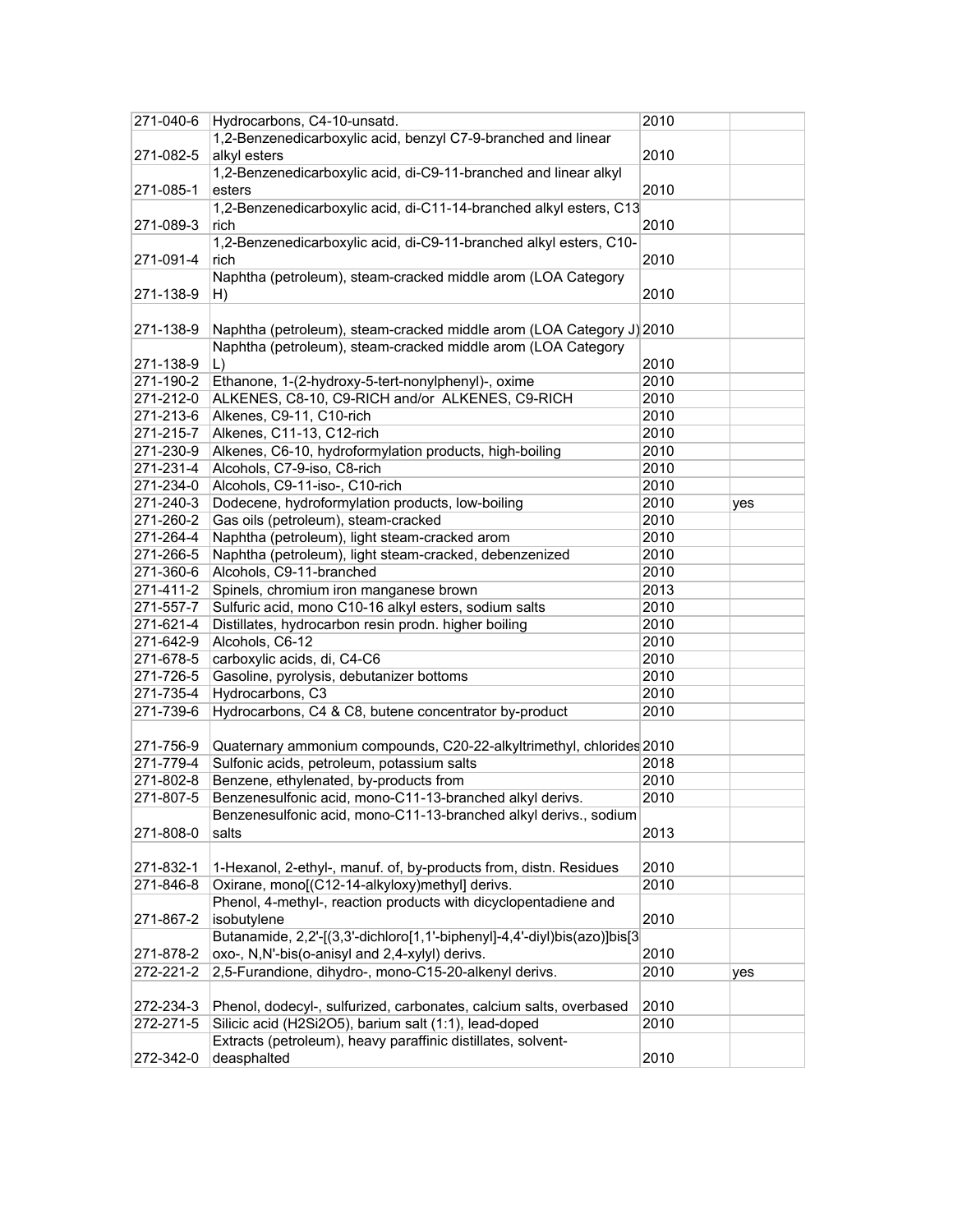| | | | |
|---|---|---|---|
| 271-040-6 | Hydrocarbons, C4-10-unsatd. | 2010 | |
| 271-082-5 | 1,2-Benzenedicarboxylic acid, benzyl C7-9-branched and linear alkyl esters | 2010 | |
| 271-085-1 | 1,2-Benzenedicarboxylic acid, di-C9-11-branched and linear alkyl esters | 2010 | |
| 271-089-3 | 1,2-Benzenedicarboxylic acid, di-C11-14-branched alkyl esters, C13 rich | 2010 | |
| 271-091-4 | 1,2-Benzenedicarboxylic acid, di-C9-11-branched alkyl esters, C10-rich | 2010 | |
| 271-138-9 | Naphtha (petroleum), steam-cracked middle arom (LOA Category H) | 2010 | |
| 271-138-9 | Naphtha (petroleum), steam-cracked middle arom (LOA Category J) | 2010 | |
| 271-138-9 | Naphtha (petroleum), steam-cracked middle arom (LOA Category L) | 2010 | |
| 271-190-2 | Ethanone, 1-(2-hydroxy-5-tert-nonylphenyl)-, oxime | 2010 | |
| 271-212-0 | ALKENES, C8-10, C9-RICH and/or ALKENES, C9-RICH | 2010 | |
| 271-213-6 | Alkenes, C9-11, C10-rich | 2010 | |
| 271-215-7 | Alkenes, C11-13, C12-rich | 2010 | |
| 271-230-9 | Alkenes, C6-10, hydroformylation products, high-boiling | 2010 | |
| 271-231-4 | Alcohols, C7-9-iso, C8-rich | 2010 | |
| 271-234-0 | Alcohols, C9-11-iso-, C10-rich | 2010 | |
| 271-240-3 | Dodecene, hydroformylation products, low-boiling | 2010 | yes |
| 271-260-2 | Gas oils (petroleum), steam-cracked | 2010 | |
| 271-264-4 | Naphtha (petroleum), light steam-cracked arom | 2010 | |
| 271-266-5 | Naphtha (petroleum), light steam-cracked, debenzenized | 2010 | |
| 271-360-6 | Alcohols, C9-11-branched | 2010 | |
| 271-411-2 | Spinels, chromium iron manganese brown | 2013 | |
| 271-557-7 | Sulfuric acid, mono C10-16 alkyl esters, sodium salts | 2010 | |
| 271-621-4 | Distillates, hydrocarbon resin prodn. higher boiling | 2010 | |
| 271-642-9 | Alcohols, C6-12 | 2010 | |
| 271-678-5 | carboxylic acids, di, C4-C6 | 2010 | |
| 271-726-5 | Gasoline, pyrolysis, debutanizer bottoms | 2010 | |
| 271-735-4 | Hydrocarbons, C3 | 2010 | |
| 271-739-6 | Hydrocarbons, C4 & C8, butene concentrator by-product | 2010 | |
| 271-756-9 | Quaternary ammonium compounds, C20-22-alkyltrimethyl, chlorides | 2010 | |
| 271-779-4 | Sulfonic acids, petroleum, potassium salts | 2018 | |
| 271-802-8 | Benzene, ethylenated, by-products from | 2010 | |
| 271-807-5 | Benzenesulfonic acid, mono-C11-13-branched alkyl derivs. | 2010 | |
| 271-808-0 | Benzenesulfonic acid, mono-C11-13-branched alkyl derivs., sodium salts | 2013 | |
| 271-832-1 | 1-Hexanol, 2-ethyl-, manuf. of, by-products from, distn. Residues | 2010 | |
| 271-846-8 | Oxirane, mono[(C12-14-alkyloxy)methyl] derivs. | 2010 | |
| 271-867-2 | Phenol, 4-methyl-, reaction products with dicyclopentadiene and isobutylene | 2010 | |
| 271-878-2 | Butanamide, 2,2'-[(3,3'-dichloro[1,1'-biphenyl]-4,4'-diyl)bis(azo)]bis[3 oxo-, N,N'-bis(o-anisyl and 2,4-xylyl) derivs. | 2010 | |
| 272-221-2 | 2,5-Furandione, dihydro-, mono-C15-20-alkenyl derivs. | 2010 | yes |
| 272-234-3 | Phenol, dodecyl-, sulfurized, carbonates, calcium salts, overbased | 2010 | |
| 272-271-5 | Silicic acid (H2Si2O5), barium salt (1:1), lead-doped | 2010 | |
| 272-342-0 | Extracts (petroleum), heavy paraffinic distillates, solvent-deasphalted | 2010 | |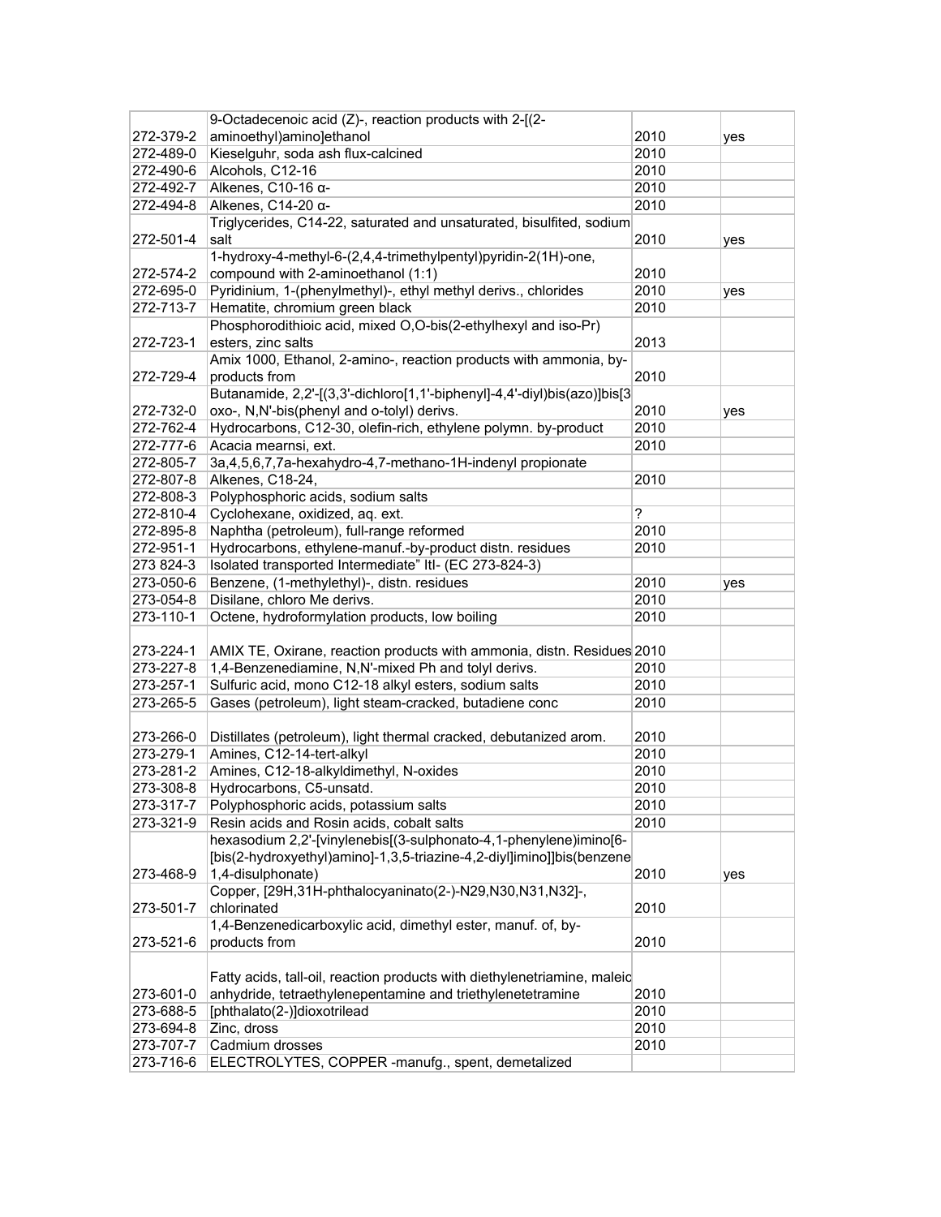| 272-379-2 | 9-Octadecenoic acid (Z)-, reaction products with 2-[(2-aminoethyl)amino]ethanol | 2010 | yes |
|---|---|---|---|
| 272-489-0 | Kieselguhr, soda ash flux-calcined | 2010 | |
| 272-490-6 | Alcohols, C12-16 | 2010 | |
| 272-492-7 | Alkenes, C10-16 α- | 2010 | |
| 272-494-8 | Alkenes, C14-20 α- | 2010 | |
| 272-501-4 | Triglycerides, C14-22, saturated and unsaturated, bisulfited, sodium salt | 2010 | yes |
| 272-574-2 | 1-hydroxy-4-methyl-6-(2,4,4-trimethylpentyl)pyridin-2(1H)-one, compound with 2-aminoethanol (1:1) | 2010 | |
| 272-695-0 | Pyridinium, 1-(phenylmethyl)-, ethyl methyl derivs., chlorides | 2010 | yes |
| 272-713-7 | Hematite, chromium green black | 2010 | |
| 272-723-1 | Phosphorodithioic acid, mixed O,O-bis(2-ethylhexyl and iso-Pr) esters, zinc salts | 2013 | |
| 272-729-4 | Amix 1000, Ethanol, 2-amino-, reaction products with ammonia, by-products from | 2010 | |
| 272-732-0 | Butanamide, 2,2'-[(3,3'-dichloro[1,1'-biphenyl]-4,4'-diyl)bis(azo)]bis[3 oxo-, N,N'-bis(phenyl and o-tolyl) derivs. | 2010 | yes |
| 272-762-4 | Hydrocarbons, C12-30, olefin-rich, ethylene polymn. by-product | 2010 | |
| 272-777-6 | Acacia mearnsi, ext. | 2010 | |
| 272-805-7 | 3a,4,5,6,7,7a-hexahydro-4,7-methano-1H-indenyl propionate | | |
| 272-807-8 | Alkenes, C18-24, | 2010 | |
| 272-808-3 | Polyphosphoric acids, sodium salts | | |
| 272-810-4 | Cyclohexane, oxidized, aq. ext. | ? | |
| 272-895-8 | Naphtha (petroleum), full-range reformed | 2010 | |
| 272-951-1 | Hydrocarbons, ethylene-manuf.-by-product distn. residues | 2010 | |
| 273 824-3 | Isolated transported Intermediate" ItI- (EC 273-824-3) | | |
| 273-050-6 | Benzene, (1-methylethyl)-, distn. residues | 2010 | yes |
| 273-054-8 | Disilane, chloro Me derivs. | 2010 | |
| 273-110-1 | Octene, hydroformylation products, low boiling | 2010 | |
| 273-224-1 | AMIX TE, Oxirane, reaction products with ammonia, distn. Residues | 2010 | |
| 273-227-8 | 1,4-Benzenediamine, N,N'-mixed Ph and tolyl derivs. | 2010 | |
| 273-257-1 | Sulfuric acid, mono C12-18 alkyl esters, sodium salts | 2010 | |
| 273-265-5 | Gases (petroleum), light steam-cracked, butadiene conc | 2010 | |
| 273-266-0 | Distillates (petroleum), light thermal cracked, debutanized arom. | 2010 | |
| 273-279-1 | Amines, C12-14-tert-alkyl | 2010 | |
| 273-281-2 | Amines, C12-18-alkyldimethyl, N-oxides | 2010 | |
| 273-308-8 | Hydrocarbons, C5-unsatd. | 2010 | |
| 273-317-7 | Polyphosphoric acids, potassium salts | 2010 | |
| 273-321-9 | Resin acids and Rosin acids, cobalt salts | 2010 | |
| 273-468-9 | hexasodium 2,2'-[vinylenebis[(3-sulphonato-4,1-phenylene)imino[6-[bis(2-hydroxyethyl)amino]-1,3,5-triazine-4,2-diyl]imino]]bis(benzene 1,4-disulphonate) | 2010 | yes |
| 273-501-7 | Copper, [29H,31H-phthalocyaninato(2-)-N29,N30,N31,N32]-, chlorinated | 2010 | |
| 273-521-6 | 1,4-Benzenedicarboxylic acid, dimethyl ester, manuf. of, by-products from | 2010 | |
| 273-601-0 | Fatty acids, tall-oil, reaction products with diethylenetriamine, maleic anhydride, tetraethylenepentamine and triethylenetetramine | 2010 | |
| 273-688-5 | [phthalato(2-)]dioxotrilead | 2010 | |
| 273-694-8 | Zinc, dross | 2010 | |
| 273-707-7 | Cadmium drosses | 2010 | |
| 273-716-6 | ELECTROLYTES, COPPER -manufg., spent, demetalized | | |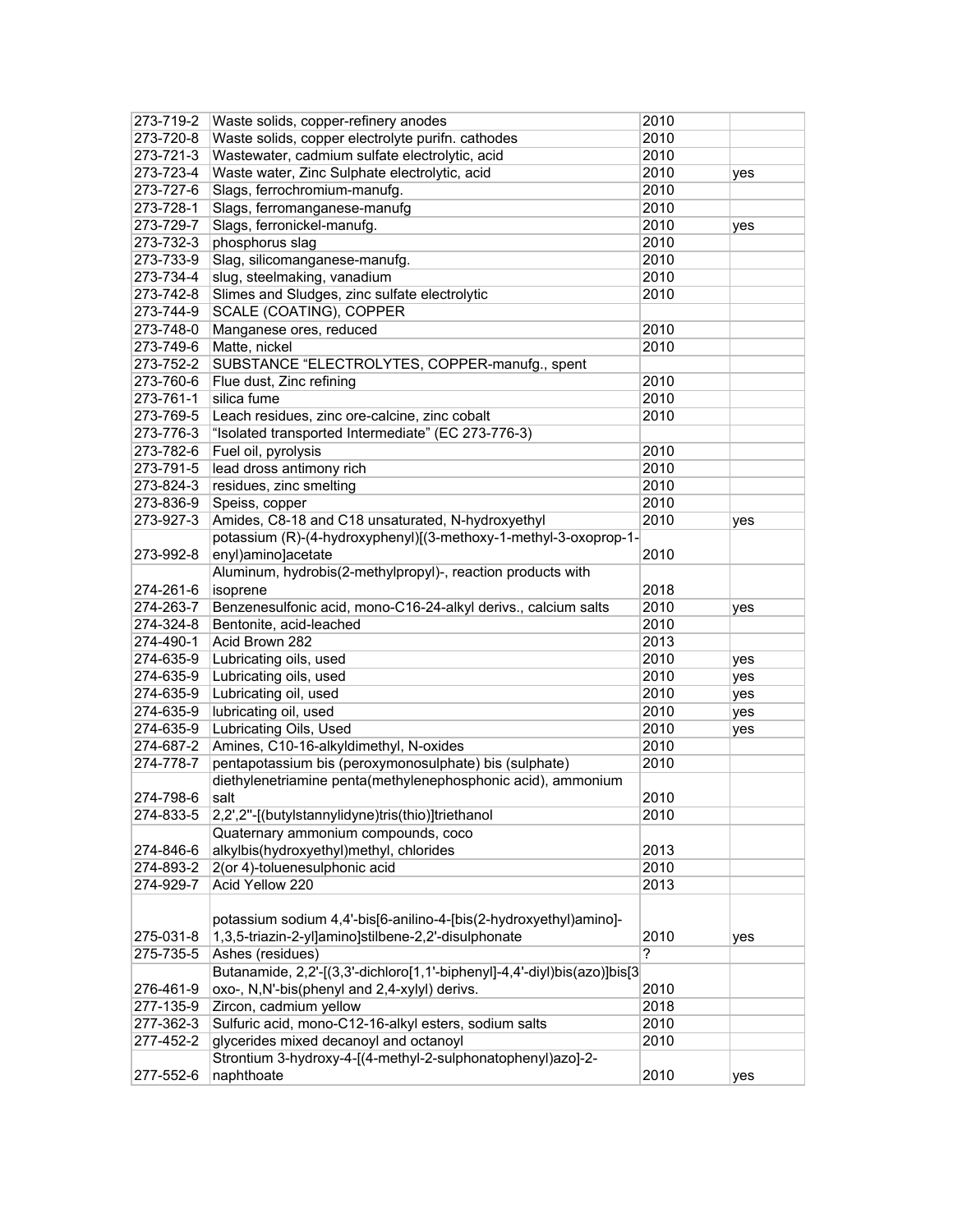| | | | |
|---|---|---|---|
| 273-719-2 | Waste solids, copper-refinery anodes | 2010 | |
| 273-720-8 | Waste solids, copper electrolyte purifn. cathodes | 2010 | |
| 273-721-3 | Wastewater, cadmium sulfate electrolytic, acid | 2010 | |
| 273-723-4 | Waste water, Zinc Sulphate electrolytic, acid | 2010 | yes |
| 273-727-6 | Slags, ferrochromium-manufg. | 2010 | |
| 273-728-1 | Slags, ferromanganese-manufg | 2010 | |
| 273-729-7 | Slags, ferronickel-manufg. | 2010 | yes |
| 273-732-3 | phosphorus slag | 2010 | |
| 273-733-9 | Slag, silicomanganese-manufg. | 2010 | |
| 273-734-4 | slug, steelmaking, vanadium | 2010 | |
| 273-742-8 | Slimes and Sludges, zinc sulfate electrolytic | 2010 | |
| 273-744-9 | SCALE (COATING), COPPER | | |
| 273-748-0 | Manganese ores, reduced | 2010 | |
| 273-749-6 | Matte, nickel | 2010 | |
| 273-752-2 | SUBSTANCE “ELECTROLYTES, COPPER-manufg., spent | | |
| 273-760-6 | Flue dust, Zinc refining | 2010 | |
| 273-761-1 | silica fume | 2010 | |
| 273-769-5 | Leach residues, zinc ore-calcine, zinc cobalt | 2010 | |
| 273-776-3 | “Isolated transported Intermediate” (EC 273-776-3) | | |
| 273-782-6 | Fuel oil, pyrolysis | 2010 | |
| 273-791-5 | lead dross antimony rich | 2010 | |
| 273-824-3 | residues, zinc smelting | 2010 | |
| 273-836-9 | Speiss, copper | 2010 | |
| 273-927-3 | Amides, C8-18 and C18 unsaturated, N-hydroxyethyl | 2010 | yes |
| 273-992-8 | potassium (R)-(4-hydroxyphenyl)[(3-methoxy-1-methyl-3-oxoprop-1-enyl)amino]acetate | 2010 | |
| 274-261-6 | Aluminum, hydrobis(2-methylpropyl)-, reaction products with isoprene | 2018 | |
| 274-263-7 | Benzenesulfonic acid, mono-C16-24-alkyl derivs., calcium salts | 2010 | yes |
| 274-324-8 | Bentonite, acid-leached | 2010 | |
| 274-490-1 | Acid Brown 282 | 2013 | |
| 274-635-9 | Lubricating oils, used | 2010 | yes |
| 274-635-9 | Lubricating oils, used | 2010 | yes |
| 274-635-9 | Lubricating oil, used | 2010 | yes |
| 274-635-9 | lubricating oil, used | 2010 | yes |
| 274-635-9 | Lubricating Oils, Used | 2010 | yes |
| 274-687-2 | Amines, C10-16-alkyldimethyl, N-oxides | 2010 | |
| 274-778-7 | pentapotassium bis (peroxymonosulphate) bis (sulphate) | 2010 | |
| 274-798-6 | diethylenetriamine penta(methylenephosphonic acid), ammonium salt | 2010 | |
| 274-833-5 | 2,2',2''-[(butylstannylidyne)tris(thio)]triethanol | 2010 | |
| 274-846-6 | Quaternary ammonium compounds, coco alkylbis(hydroxyethyl)methyl, chlorides | 2013 | |
| 274-893-2 | 2(or 4)-toluenesulphonic acid | 2010 | |
| 274-929-7 | Acid Yellow 220 | 2013 | |
| 275-031-8 | potassium sodium 4,4'-bis[6-anilino-4-[bis(2-hydroxyethyl)amino]-1,3,5-triazin-2-yl]amino]stilbene-2,2'-disulphonate | 2010 | yes |
| 275-735-5 | Ashes (residues) | ? | |
| 276-461-9 | Butanamide, 2,2'-[(3,3'-dichloro[1,1'-biphenyl]-4,4'-diyl)bis(azo)]bis[3-oxo-, N,N'-bis(phenyl and 2,4-xylyl) derivs. | 2010 | |
| 277-135-9 | Zircon, cadmium yellow | 2018 | |
| 277-362-3 | Sulfuric acid, mono-C12-16-alkyl esters, sodium salts | 2010 | |
| 277-452-2 | glycerides mixed decanoyl and octanoyl | 2010 | |
| 277-552-6 | Strontium 3-hydroxy-4-[(4-methyl-2-sulphonatophenyl)azo]-2-naphthoate | 2010 | yes |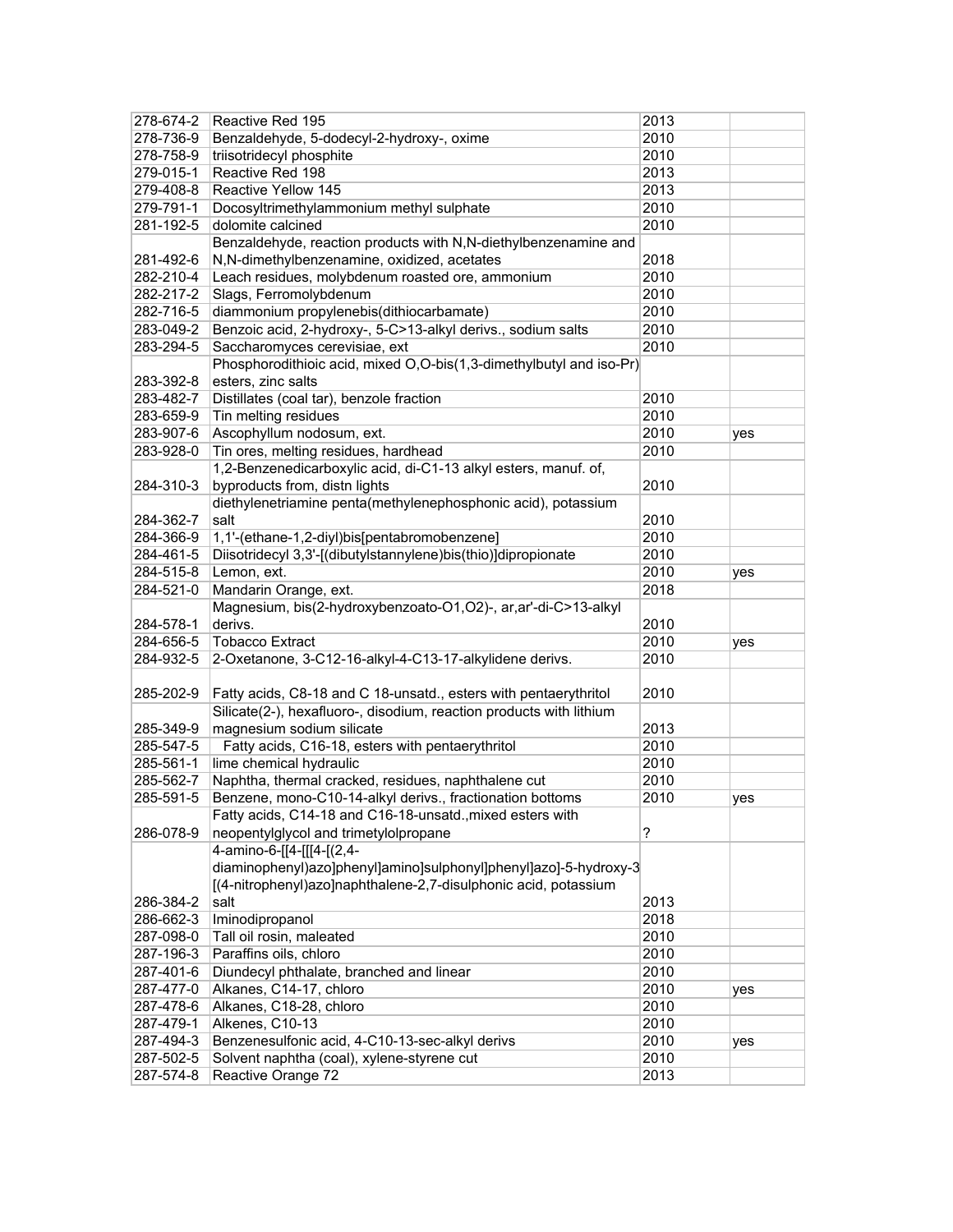| | | | |
|---|---|---|---|
| 278-674-2 | Reactive Red 195 | 2013 | |
| 278-736-9 | Benzaldehyde, 5-dodecyl-2-hydroxy-, oxime | 2010 | |
| 278-758-9 | triisotridecyl phosphite | 2010 | |
| 279-015-1 | Reactive Red 198 | 2013 | |
| 279-408-8 | Reactive Yellow 145 | 2013 | |
| 279-791-1 | Docosyltrimethylammonium methyl sulphate | 2010 | |
| 281-192-5 | dolomite calcined | 2010 | |
| 281-492-6 | Benzaldehyde, reaction products with N,N-diethylbenzenamine and N,N-dimethylbenzenamine, oxidized, acetates | 2018 | |
| 282-210-4 | Leach residues, molybdenum roasted ore, ammonium | 2010 | |
| 282-217-2 | Slags, Ferromolybdenum | 2010 | |
| 282-716-5 | diammonium propylenebis(dithiocarbamate) | 2010 | |
| 283-049-2 | Benzoic acid, 2-hydroxy-, 5-C>13-alkyl derivs., sodium salts | 2010 | |
| 283-294-5 | Saccharomyces cerevisiae, ext | 2010 | |
| 283-392-8 | Phosphorodithioic acid, mixed O,O-bis(1,3-dimethylbutyl and iso-Pr) esters, zinc salts | | |
| 283-482-7 | Distillates (coal tar), benzole fraction | 2010 | |
| 283-659-9 | Tin melting residues | 2010 | |
| 283-907-6 | Ascophyllum nodosum, ext. | 2010 | yes |
| 283-928-0 | Tin ores, melting residues, hardhead | 2010 | |
| 284-310-3 | 1,2-Benzenedicarboxylic acid, di-C1-13 alkyl esters, manuf. of, byproducts from, distn lights | 2010 | |
| 284-362-7 | diethylenetriamine penta(methylenephosphonic acid), potassium salt | 2010 | |
| 284-366-9 | 1,1'-(ethane-1,2-diyl)bis[pentabromobenzene] | 2010 | |
| 284-461-5 | Diisotridecyl 3,3'-[(dibutylstannylene)bis(thio)]dipropionate | 2010 | |
| 284-515-8 | Lemon, ext. | 2010 | yes |
| 284-521-0 | Mandarin Orange, ext. | 2018 | |
| 284-578-1 | Magnesium, bis(2-hydroxybenzoato-O1,O2)-, ar,ar'-di-C>13-alkyl derivs. | 2010 | |
| 284-656-5 | Tobacco Extract | 2010 | yes |
| 284-932-5 | 2-Oxetanone, 3-C12-16-alkyl-4-C13-17-alkylidene derivs. | 2010 | |
| 285-202-9 | Fatty acids, C8-18 and C 18-unsatd., esters with pentaerythritol | 2010 | |
| 285-349-9 | Silicate(2-), hexafluoro-, disodium, reaction products with lithium magnesium sodium silicate | 2013 | |
| 285-547-5 | Fatty acids, C16-18, esters with pentaerythritol | 2010 | |
| 285-561-1 | lime chemical hydraulic | 2010 | |
| 285-562-7 | Naphtha, thermal cracked, residues, naphthalene cut | 2010 | |
| 285-591-5 | Benzene, mono-C10-14-alkyl derivs., fractionation bottoms | 2010 | yes |
| 286-078-9 | Fatty acids, C14-18 and C16-18-unsatd.,mixed esters with neopentylglycol and trimetylolpropane | ? | |
| 286-384-2 | 4-amino-6-[[4-[[[4-[(2,4-diaminophenyl)azo]phenyl]amino]sulphonyl]phenyl]azo]-5-hydroxy-3[(4-nitrophenyl)azo]naphthalene-2,7-disulphonic acid, potassium salt | 2013 | |
| 286-662-3 | Iminodipropanol | 2018 | |
| 287-098-0 | Tall oil rosin, maleated | 2010 | |
| 287-196-3 | Paraffins oils, chloro | 2010 | |
| 287-401-6 | Diundecyl phthalate, branched and linear | 2010 | |
| 287-477-0 | Alkanes, C14-17, chloro | 2010 | yes |
| 287-478-6 | Alkanes, C18-28, chloro | 2010 | |
| 287-479-1 | Alkenes, C10-13 | 2010 | |
| 287-494-3 | Benzenesulfonic acid, 4-C10-13-sec-alkyl derivs | 2010 | yes |
| 287-502-5 | Solvent naphtha (coal), xylene-styrene cut | 2010 | |
| 287-574-8 | Reactive Orange 72 | 2013 | |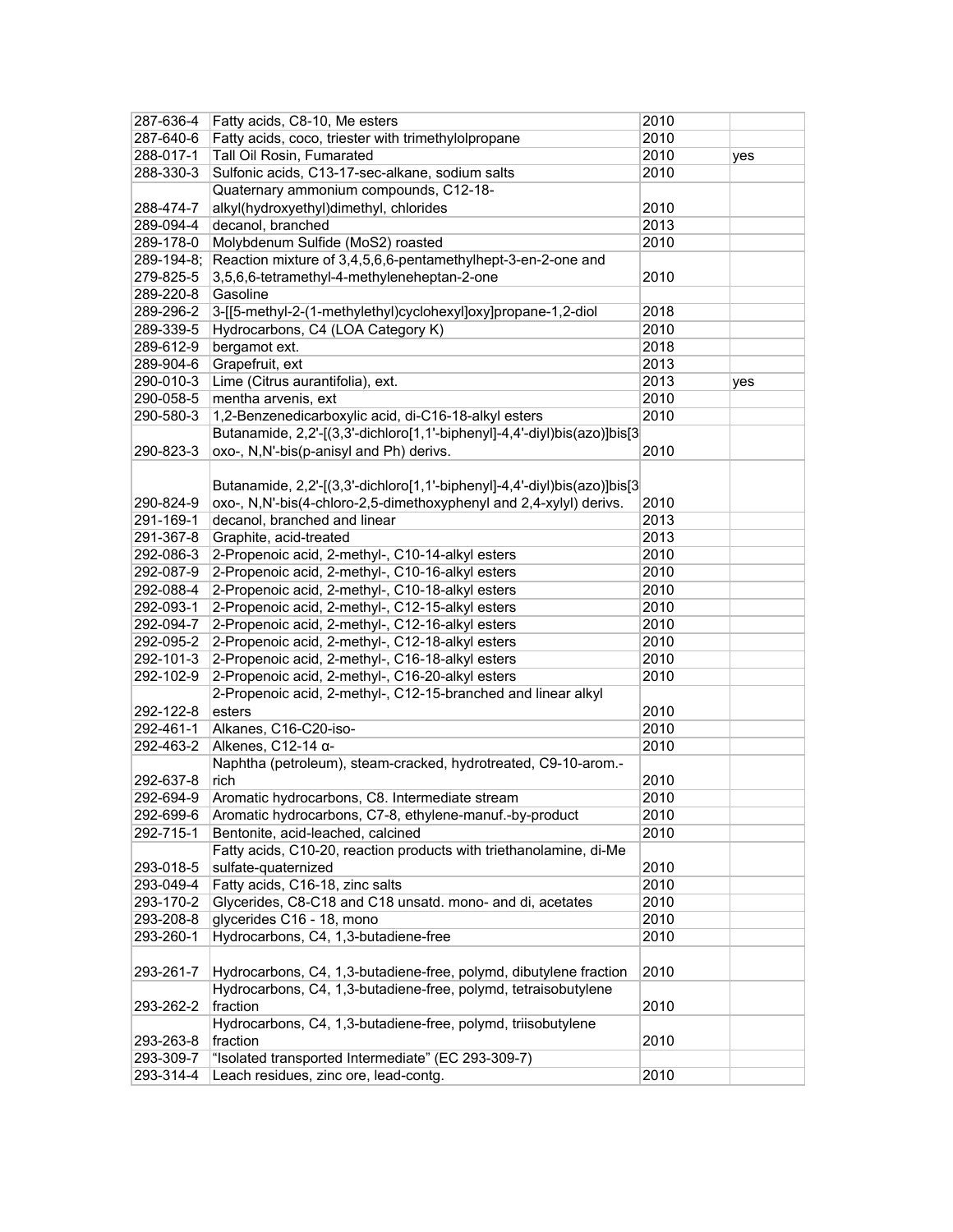| | | | |
|---|---|---|---|
| 287-636-4 | Fatty acids, C8-10, Me esters | 2010 | |
| 287-640-6 | Fatty acids, coco, triester with trimethylolpropane | 2010 | |
| 288-017-1 | Tall Oil Rosin, Fumarated | 2010 | yes |
| 288-330-3 | Sulfonic acids, C13-17-sec-alkane, sodium salts | 2010 | |
| 288-474-7 | Quaternary ammonium compounds, C12-18-alkyl(hydroxyethyl)dimethyl, chlorides | 2010 | |
| 289-094-4 | decanol, branched | 2013 | |
| 289-178-0 | Molybdenum Sulfide (MoS2) roasted | 2010 | |
| 289-194-8; 279-825-5 | Reaction mixture of 3,4,5,6,6-pentamethylhept-3-en-2-one and 3,5,6,6-tetramethyl-4-methyleneheptan-2-one | 2010 | |
| 289-220-8 | Gasoline | | |
| 289-296-2 | 3-[[5-methyl-2-(1-methylethyl)cyclohexyl]oxy]propane-1,2-diol | 2018 | |
| 289-339-5 | Hydrocarbons, C4 (LOA Category K) | 2010 | |
| 289-612-9 | bergamot ext. | 2018 | |
| 289-904-6 | Grapefruit, ext | 2013 | |
| 290-010-3 | Lime (Citrus aurantifolia), ext. | 2013 | yes |
| 290-058-5 | mentha arvenis, ext | 2010 | |
| 290-580-3 | 1,2-Benzenedicarboxylic acid, di-C16-18-alkyl esters | 2010 | |
| 290-823-3 | Butanamide, 2,2'-[(3,3'-dichloro[1,1'-biphenyl]-4,4'-diyl)bis(azo)]bis[3-oxo-, N,N'-bis(p-anisyl and Ph) derivs. | 2010 | |
| 290-824-9 | Butanamide, 2,2'-[(3,3'-dichloro[1,1'-biphenyl]-4,4'-diyl)bis(azo)]bis[3-oxo-, N,N'-bis(4-chloro-2,5-dimethoxyphenyl and 2,4-xylyl) derivs. | 2010 | |
| 291-169-1 | decanol, branched and linear | 2013 | |
| 291-367-8 | Graphite, acid-treated | 2013 | |
| 292-086-3 | 2-Propenoic acid, 2-methyl-, C10-14-alkyl esters | 2010 | |
| 292-087-9 | 2-Propenoic acid, 2-methyl-, C10-16-alkyl esters | 2010 | |
| 292-088-4 | 2-Propenoic acid, 2-methyl-, C10-18-alkyl esters | 2010 | |
| 292-093-1 | 2-Propenoic acid, 2-methyl-, C12-15-alkyl esters | 2010 | |
| 292-094-7 | 2-Propenoic acid, 2-methyl-, C12-16-alkyl esters | 2010 | |
| 292-095-2 | 2-Propenoic acid, 2-methyl-, C12-18-alkyl esters | 2010 | |
| 292-101-3 | 2-Propenoic acid, 2-methyl-, C16-18-alkyl esters | 2010 | |
| 292-102-9 | 2-Propenoic acid, 2-methyl-, C16-20-alkyl esters | 2010 | |
| 292-122-8 | 2-Propenoic acid, 2-methyl-, C12-15-branched and linear alkyl esters | 2010 | |
| 292-461-1 | Alkanes, C16-C20-iso- | 2010 | |
| 292-463-2 | Alkenes, C12-14 α- | 2010 | |
| 292-637-8 | Naphtha (petroleum), steam-cracked, hydrotreated, C9-10-arom.-rich | 2010 | |
| 292-694-9 | Aromatic hydrocarbons, C8. Intermediate stream | 2010 | |
| 292-699-6 | Aromatic hydrocarbons, C7-8, ethylene-manuf.-by-product | 2010 | |
| 292-715-1 | Bentonite, acid-leached, calcined | 2010 | |
| 293-018-5 | Fatty acids, C10-20, reaction products with triethanolamine, di-Me sulfate-quaternized | 2010 | |
| 293-049-4 | Fatty acids, C16-18, zinc salts | 2010 | |
| 293-170-2 | Glycerides, C8-C18 and C18 unsatd. mono- and di, acetates | 2010 | |
| 293-208-8 | glycerides C16 - 18, mono | 2010 | |
| 293-260-1 | Hydrocarbons, C4, 1,3-butadiene-free | 2010 | |
| 293-261-7 | Hydrocarbons, C4, 1,3-butadiene-free, polymd, dibutylene fraction | 2010 | |
| 293-262-2 | Hydrocarbons, C4, 1,3-butadiene-free, polymd, tetraisobutylene fraction | 2010 | |
| 293-263-8 | Hydrocarbons, C4, 1,3-butadiene-free, polymd, triisobutylene fraction | 2010 | |
| 293-309-7 | "Isolated transported Intermediate" (EC 293-309-7) | | |
| 293-314-4 | Leach residues, zinc ore, lead-contg. | 2010 | |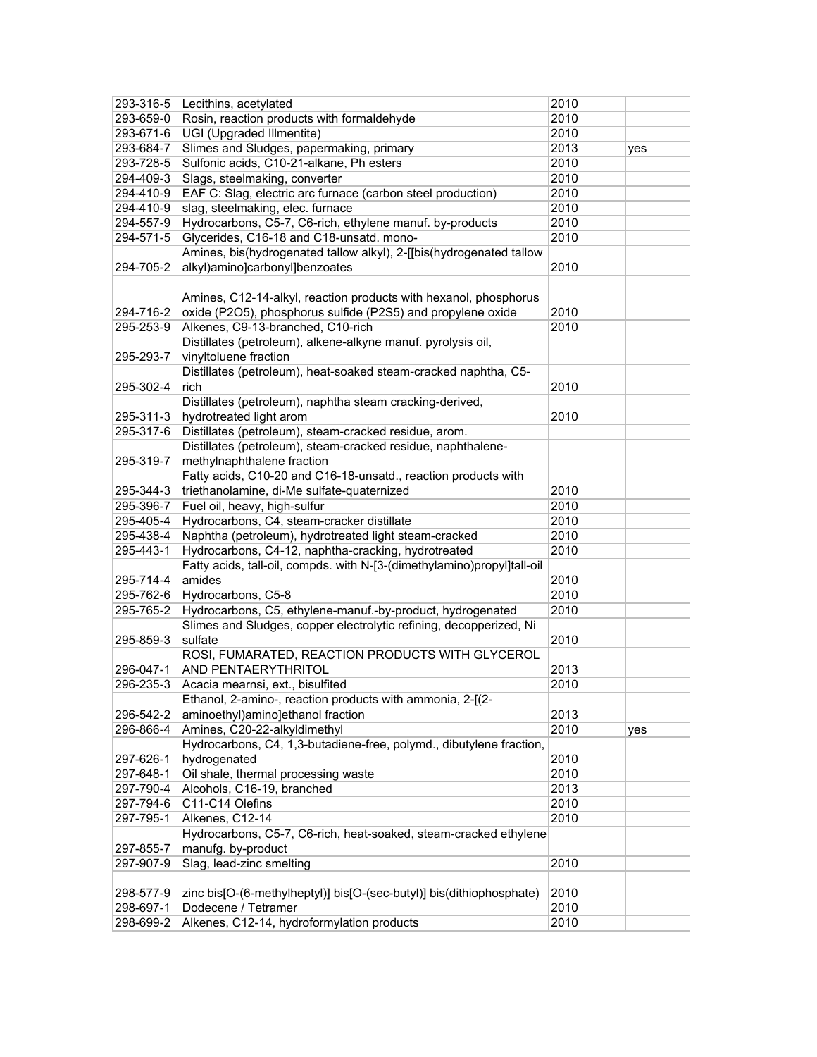| | | | |
|---|---|---|---|
| 293-316-5 | Lecithins, acetylated | 2010 | |
| 293-659-0 | Rosin, reaction products with formaldehyde | 2010 | |
| 293-671-6 | UGI (Upgraded Illmentite) | 2010 | |
| 293-684-7 | Slimes and Sludges, papermaking, primary | 2013 | yes |
| 293-728-5 | Sulfonic acids, C10-21-alkane, Ph esters | 2010 | |
| 294-409-3 | Slags, steelmaking, converter | 2010 | |
| 294-410-9 | EAF C: Slag, electric arc furnace (carbon steel production) | 2010 | |
| 294-410-9 | slag, steelmaking, elec. furnace | 2010 | |
| 294-557-9 | Hydrocarbons, C5-7, C6-rich, ethylene manuf. by-products | 2010 | |
| 294-571-5 | Glycerides, C16-18 and C18-unsatd. mono- | 2010 | |
| 294-705-2 | Amines, bis(hydrogenated tallow alkyl), 2-[[bis(hydrogenated tallow alkyl)amino]carbonyl]benzoates | 2010 | |
| 294-716-2 | Amines, C12-14-alkyl, reaction products with hexanol, phosphorus oxide (P2O5), phosphorus sulfide (P2S5) and propylene oxide | 2010 | |
| 295-253-9 | Alkenes, C9-13-branched, C10-rich | 2010 | |
| 295-293-7 | Distillates (petroleum), alkene-alkyne manuf. pyrolysis oil, vinyltoluene fraction | | |
| 295-302-4 | Distillates (petroleum), heat-soaked steam-cracked naphtha, C5-rich | 2010 | |
| 295-311-3 | Distillates (petroleum), naphtha steam cracking-derived, hydrotreated light arom | 2010 | |
| 295-317-6 | Distillates (petroleum), steam-cracked residue, arom. | | |
| 295-319-7 | Distillates (petroleum), steam-cracked residue, naphthalene-methylnaphthalene fraction | | |
| 295-344-3 | Fatty acids, C10-20 and C16-18-unsatd., reaction products with triethanolamine, di-Me sulfate-quaternized | 2010 | |
| 295-396-7 | Fuel oil, heavy, high-sulfur | 2010 | |
| 295-405-4 | Hydrocarbons, C4, steam-cracker distillate | 2010 | |
| 295-438-4 | Naphtha (petroleum), hydrotreated light steam-cracked | 2010 | |
| 295-443-1 | Hydrocarbons, C4-12, naphtha-cracking, hydrotreated | 2010 | |
| 295-714-4 | Fatty acids, tall-oil, compds. with N-[3-(dimethylamino)propyl]tall-oil amides | 2010 | |
| 295-762-6 | Hydrocarbons, C5-8 | 2010 | |
| 295-765-2 | Hydrocarbons, C5, ethylene-manuf.-by-product, hydrogenated | 2010 | |
| 295-859-3 | Slimes and Sludges, copper electrolytic refining, decopperized, Ni sulfate | 2010 | |
| 296-047-1 | ROSI, FUMARATED, REACTION PRODUCTS WITH GLYCEROL AND PENTAERYTHRITOL | 2013 | |
| 296-235-3 | Acacia mearnsi, ext., bisulfited | 2010 | |
| 296-542-2 | Ethanol, 2-amino-, reaction products with ammonia, 2-[(2-aminoethyl)amino]ethanol fraction | 2013 | |
| 296-866-4 | Amines, C20-22-alkyldimethyl | 2010 | yes |
| 297-626-1 | Hydrocarbons, C4, 1,3-butadiene-free, polymd., dibutylene fraction, hydrogenated | 2010 | |
| 297-648-1 | Oil shale, thermal processing waste | 2010 | |
| 297-790-4 | Alcohols, C16-19, branched | 2013 | |
| 297-794-6 | C11-C14 Olefins | 2010 | |
| 297-795-1 | Alkenes, C12-14 | 2010 | |
| 297-855-7 | Hydrocarbons, C5-7, C6-rich, heat-soaked, steam-cracked ethylene manufg. by-product | | |
| 297-907-9 | Slag, lead-zinc smelting | 2010 | |
| 298-577-9 | zinc bis[O-(6-methylheptyl)] bis[O-(sec-butyl)] bis(dithiophosphate) | 2010 | |
| 298-697-1 | Dodecene / Tetramer | 2010 | |
| 298-699-2 | Alkenes, C12-14, hydroformylation products | 2010 | |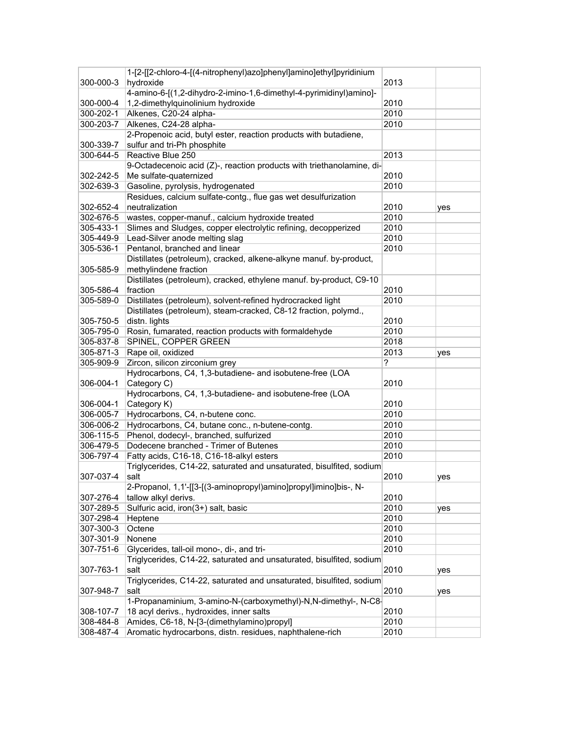| | | | |
|---|---|---|---|
| 300-000-3 | 1-[2-[[2-chloro-4-[(4-nitrophenyl)azo]phenyl]amino]ethyl]pyridinium hydroxide | 2013 | |
| 300-000-4 | 4-amino-6-[(1,2-dihydro-2-imino-1,6-dimethyl-4-pyrimidinyl)amino]-1,2-dimethylquinolinium hydroxide | 2010 | |
| 300-202-1 | Alkenes, C20-24 alpha- | 2010 | |
| 300-203-7 | Alkenes, C24-28 alpha- | 2010 | |
| 300-339-7 | 2-Propenoic acid, butyl ester, reaction products with butadiene, sulfur and tri-Ph phosphite | | |
| 300-644-5 | Reactive Blue 250 | 2013 | |
| 302-242-5 | 9-Octadecenoic acid (Z)-, reaction products with triethanolamine, di-Me sulfate-quaternized | 2010 | |
| 302-639-3 | Gasoline, pyrolysis, hydrogenated | 2010 | |
| 302-652-4 | Residues, calcium sulfate-contg., flue gas wet desulfurization neutralization | 2010 | yes |
| 302-676-5 | wastes, copper-manuf., calcium hydroxide treated | 2010 | |
| 305-433-1 | Slimes and Sludges, copper electrolytic refining, decopperized | 2010 | |
| 305-449-9 | Lead-Silver anode melting slag | 2010 | |
| 305-536-1 | Pentanol, branched and linear | 2010 | |
| 305-585-9 | Distillates (petroleum), cracked, alkene-alkyne manuf. by-product, methylindene fraction | | |
| 305-586-4 | Distillates (petroleum), cracked, ethylene manuf. by-product, C9-10 fraction | 2010 | |
| 305-589-0 | Distillates (petroleum), solvent-refined hydrocracked light | 2010 | |
| 305-750-5 | Distillates (petroleum), steam-cracked, C8-12 fraction, polymd., distn. lights | 2010 | |
| 305-795-0 | Rosin, fumarated, reaction products with formaldehyde | 2010 | |
| 305-837-8 | SPINEL, COPPER GREEN | 2018 | |
| 305-871-3 | Rape oil, oxidized | 2013 | yes |
| 305-909-9 | Zircon, silicon zirconium grey | ? | |
| 306-004-1 | Hydrocarbons, C4, 1,3-butadiene- and isobutene-free (LOA Category C) | 2010 | |
| 306-004-1 | Hydrocarbons, C4, 1,3-butadiene- and isobutene-free (LOA Category K) | 2010 | |
| 306-005-7 | Hydrocarbons, C4, n-butene conc. | 2010 | |
| 306-006-2 | Hydrocarbons, C4, butane conc., n-butene-contg. | 2010 | |
| 306-115-5 | Phenol, dodecyl-, branched, sulfurized | 2010 | |
| 306-479-5 | Dodecene branched - Trimer of Butenes | 2010 | |
| 306-797-4 | Fatty acids, C16-18, C16-18-alkyl esters | 2010 | |
| 307-037-4 | Triglycerides, C14-22, saturated and unsaturated, bisulfited, sodium salt | 2010 | yes |
| 307-276-4 | 2-Propanol, 1,1'-[[3-[(3-aminopropyl)amino]propyl]imino]bis-, N-tallow alkyl derivs. | 2010 | |
| 307-289-5 | Sulfuric acid, iron(3+) salt, basic | 2010 | yes |
| 307-298-4 | Heptene | 2010 | |
| 307-300-3 | Octene | 2010 | |
| 307-301-9 | Nonene | 2010 | |
| 307-751-6 | Glycerides, tall-oil mono-, di-, and tri- | 2010 | |
| 307-763-1 | Triglycerides, C14-22, saturated and unsaturated, bisulfited, sodium salt | 2010 | yes |
| 307-948-7 | Triglycerides, C14-22, saturated and unsaturated, bisulfited, sodium salt | 2010 | yes |
| 308-107-7 | 1-Propanaminium, 3-amino-N-(carboxymethyl)-N,N-dimethyl-, N-C8-18 acyl derivs., hydroxides, inner salts | 2010 | |
| 308-484-8 | Amides, C6-18, N-[3-(dimethylamino)propyl] | 2010 | |
| 308-487-4 | Aromatic hydrocarbons, distn. residues, naphthalene-rich | 2010 | |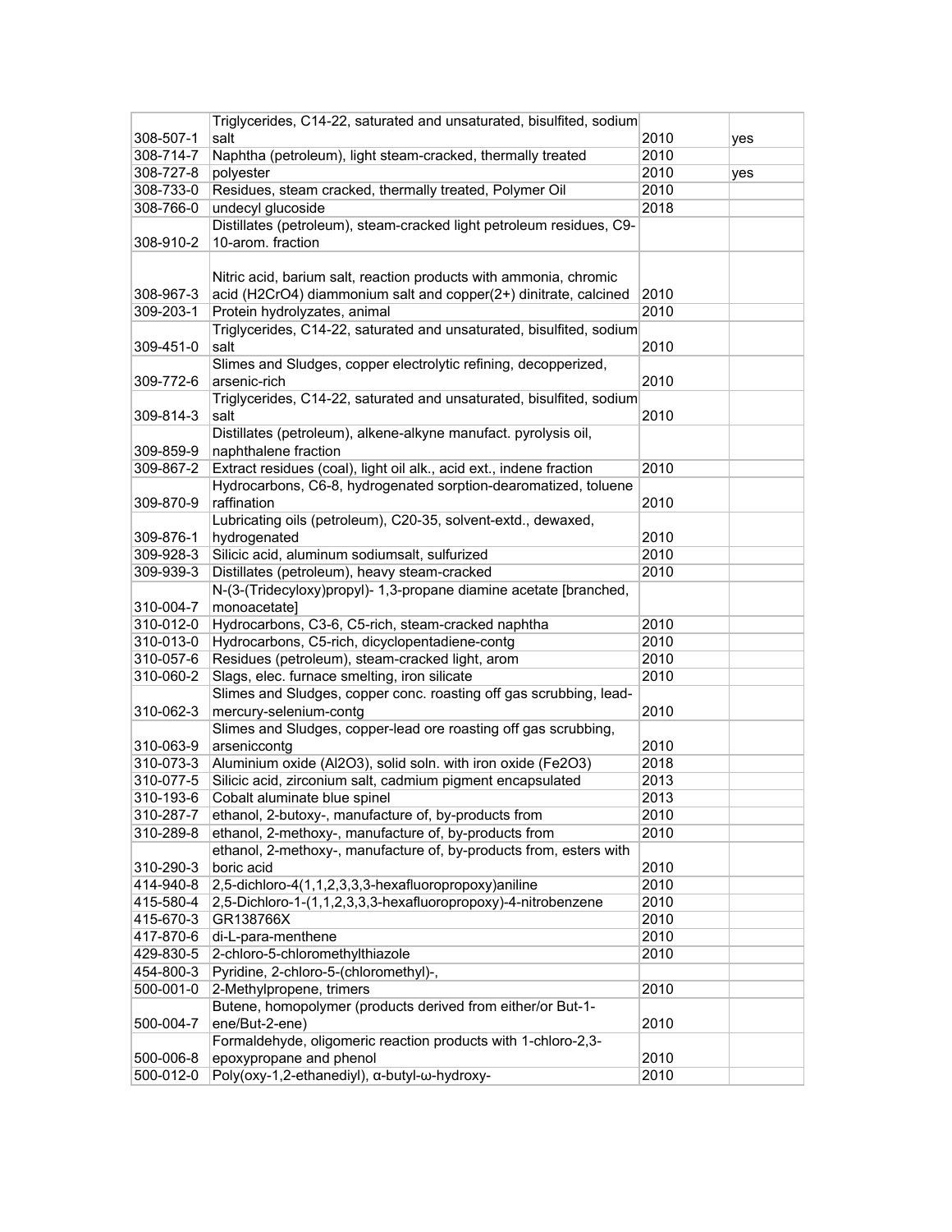| | | | |
|---|---|---|---|
| 308-507-1 | Triglycerides, C14-22, saturated and unsaturated, bisulfited, sodium salt | 2010 | yes |
| 308-714-7 | Naphtha (petroleum), light steam-cracked, thermally treated | 2010 | |
| 308-727-8 | polyester | 2010 | yes |
| 308-733-0 | Residues, steam cracked, thermally treated, Polymer Oil | 2010 | |
| 308-766-0 | undecyl glucoside | 2018 | |
| 308-910-2 | Distillates (petroleum), steam-cracked light petroleum residues, C9-10-arom. fraction | | |
| 308-967-3 | Nitric acid, barium salt, reaction products with ammonia, chromic acid (H2CrO4) diammonium salt and copper(2+) dinitrate, calcined | 2010 | |
| 309-203-1 | Protein hydrolyzates, animal | 2010 | |
| 309-451-0 | Triglycerides, C14-22, saturated and unsaturated, bisulfited, sodium salt | 2010 | |
| 309-772-6 | Slimes and Sludges, copper electrolytic refining, decopperized, arsenic-rich | 2010 | |
| 309-814-3 | Triglycerides, C14-22, saturated and unsaturated, bisulfited, sodium salt | 2010 | |
| 309-859-9 | Distillates (petroleum), alkene-alkyne manufact. pyrolysis oil, naphthalene fraction | | |
| 309-867-2 | Extract residues (coal), light oil alk., acid ext., indene fraction | 2010 | |
| 309-870-9 | Hydrocarbons, C6-8, hydrogenated sorption-dearomatized, toluene raffination | 2010 | |
| 309-876-1 | Lubricating oils (petroleum), C20-35, solvent-extd., dewaxed, hydrogenated | 2010 | |
| 309-928-3 | Silicic acid, aluminum sodiumsalt, sulfurized | 2010 | |
| 309-939-3 | Distillates (petroleum), heavy steam-cracked | 2010 | |
| 310-004-7 | N-(3-(Tridecyloxy)propyl)- 1,3-propane diamine acetate [branched, monoacetate] | | |
| 310-012-0 | Hydrocarbons, C3-6, C5-rich, steam-cracked naphtha | 2010 | |
| 310-013-0 | Hydrocarbons, C5-rich, dicyclopentadiene-contg | 2010 | |
| 310-057-6 | Residues (petroleum), steam-cracked light, arom | 2010 | |
| 310-060-2 | Slags, elec. furnace smelting, iron silicate | 2010 | |
| 310-062-3 | Slimes and Sludges, copper conc. roasting off gas scrubbing, lead-mercury-selenium-contg | 2010 | |
| 310-063-9 | Slimes and Sludges, copper-lead ore roasting off gas scrubbing, arseniccontg | 2010 | |
| 310-073-3 | Aluminium oxide (Al2O3), solid soln. with iron oxide (Fe2O3) | 2018 | |
| 310-077-5 | Silicic acid, zirconium salt, cadmium pigment encapsulated | 2013 | |
| 310-193-6 | Cobalt aluminate blue spinel | 2013 | |
| 310-287-7 | ethanol, 2-butoxy-, manufacture of, by-products from | 2010 | |
| 310-289-8 | ethanol, 2-methoxy-, manufacture of, by-products from | 2010 | |
| 310-290-3 | ethanol, 2-methoxy-, manufacture of, by-products from, esters with boric acid | 2010 | |
| 414-940-8 | 2,5-dichloro-4(1,1,2,3,3,3-hexafluoropropoxy)aniline | 2010 | |
| 415-580-4 | 2,5-Dichloro-1-(1,1,2,3,3,3-hexafluoropropoxy)-4-nitrobenzene | 2010 | |
| 415-670-3 | GR138766X | 2010 | |
| 417-870-6 | di-L-para-menthene | 2010 | |
| 429-830-5 | 2-chloro-5-chloromethylthiazole | 2010 | |
| 454-800-3 | Pyridine, 2-chloro-5-(chloromethyl)-, | | |
| 500-001-0 | 2-Methylpropene, trimers | 2010 | |
| 500-004-7 | Butene, homopolymer (products derived from either/or But-1-ene/But-2-ene) | 2010 | |
| 500-006-8 | Formaldehyde, oligomeric reaction products with 1-chloro-2,3-epoxypropane and phenol | 2010 | |
| 500-012-0 | Poly(oxy-1,2-ethanediyl), α-butyl-ω-hydroxy- | 2010 | |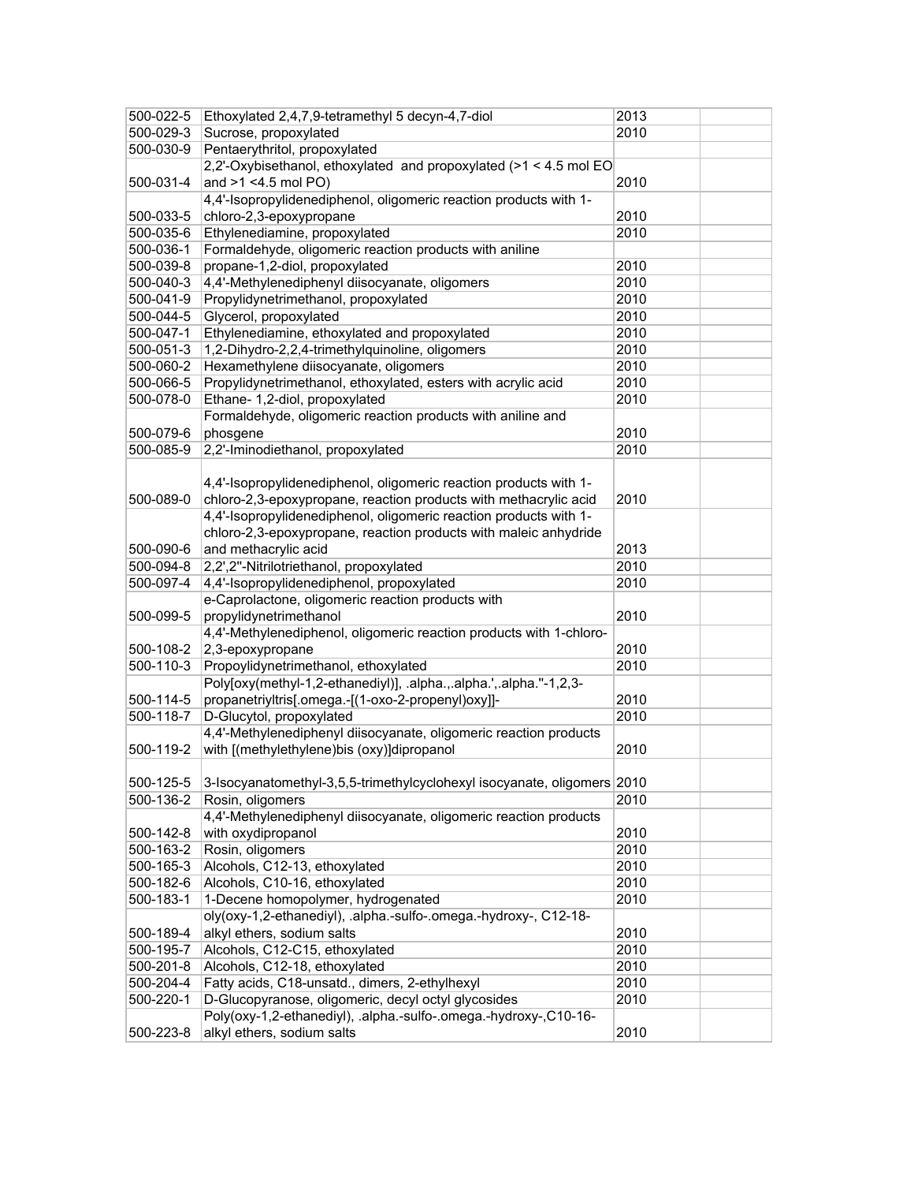| | | | |
|---|---|---|---|
| 500-022-5 | Ethoxylated 2,4,7,9-tetramethyl 5 decyn-4,7-diol | 2013 | |
| 500-029-3 | Sucrose, propoxylated | 2010 | |
| 500-030-9 | Pentaerythritol, propoxylated | | |
| 500-031-4 | 2,2'-Oxybisethanol, ethoxylated and propoxylated (>1 < 4.5 mol EO and >1 <4.5 mol PO) | 2010 | |
| 500-033-5 | 4,4'-Isopropylidenediphenol, oligomeric reaction products with 1-chloro-2,3-epoxypropane | 2010 | |
| 500-035-6 | Ethylenediamine, propoxylated | 2010 | |
| 500-036-1 | Formaldehyde, oligomeric reaction products with aniline | | |
| 500-039-8 | propane-1,2-diol, propoxylated | 2010 | |
| 500-040-3 | 4,4'-Methylenediphenyl diisocyanate, oligomers | 2010 | |
| 500-041-9 | Propylidynetrimethanol, propoxylated | 2010 | |
| 500-044-5 | Glycerol, propoxylated | 2010 | |
| 500-047-1 | Ethylenediamine, ethoxylated and propoxylated | 2010 | |
| 500-051-3 | 1,2-Dihydro-2,2,4-trimethylquinoline, oligomers | 2010 | |
| 500-060-2 | Hexamethylene diisocyanate, oligomers | 2010 | |
| 500-066-5 | Propylidynetrimethanol, ethoxylated, esters with acrylic acid | 2010 | |
| 500-078-0 | Ethane- 1,2-diol, propoxylated | 2010 | |
| 500-079-6 | Formaldehyde, oligomeric reaction products with aniline and phosgene | 2010 | |
| 500-085-9 | 2,2'-Iminodiethanol, propoxylated | 2010 | |
| 500-089-0 | 4,4'-Isopropylidenediphenol, oligomeric reaction products with 1-chloro-2,3-epoxypropane, reaction products with methacrylic acid | 2010 | |
| 500-090-6 | 4,4'-Isopropylidenediphenol, oligomeric reaction products with 1-chloro-2,3-epoxypropane, reaction products with maleic anhydride and methacrylic acid | 2013 | |
| 500-094-8 | 2,2',2''-Nitrilotriethanol, propoxylated | 2010 | |
| 500-097-4 | 4,4'-Isopropylidenediphenol, propoxylated | 2010 | |
| 500-099-5 | e-Caprolactone, oligomeric reaction products with propylidynetrimethanol | 2010 | |
| 500-108-2 | 4,4'-Methylenediphenol, oligomeric reaction products with 1-chloro-2,3-epoxypropane | 2010 | |
| 500-110-3 | Propoylidynetrimethanol, ethoxylated | 2010 | |
| 500-114-5 | Poly[oxy(methyl-1,2-ethanediyl)], .alpha.,.alpha.',.alpha.''-1,2,3-propanetriyltris[.omega.-[(1-oxo-2-propenyl)oxy]]- | 2010 | |
| 500-118-7 | D-Glucytol, propoxylated | 2010 | |
| 500-119-2 | 4,4'-Methylenediphenyl diisocyanate, oligomeric reaction products with [(methylethylene)bis (oxy)]dipropanol | 2010 | |
| 500-125-5 | 3-Isocyanatomethyl-3,5,5-trimethylcyclohexyl isocyanate, oligomers | 2010 | |
| 500-136-2 | Rosin, oligomers | 2010 | |
| 500-142-8 | 4,4'-Methylenediphenyl diisocyanate, oligomeric reaction products with oxydipropanol | 2010 | |
| 500-163-2 | Rosin, oligomers | 2010 | |
| 500-165-3 | Alcohols, C12-13, ethoxylated | 2010 | |
| 500-182-6 | Alcohols, C10-16, ethoxylated | 2010 | |
| 500-183-1 | 1-Decene homopolymer, hydrogenated | 2010 | |
| 500-189-4 | oly(oxy-1,2-ethanediyl), .alpha.-sulfo-.omega.-hydroxy-, C12-18-alkyl ethers, sodium salts | 2010 | |
| 500-195-7 | Alcohols, C12-C15, ethoxylated | 2010 | |
| 500-201-8 | Alcohols, C12-18, ethoxylated | 2010 | |
| 500-204-4 | Fatty acids, C18-unsatd., dimers, 2-ethylhexyl | 2010 | |
| 500-220-1 | D-Glucopyranose, oligomeric, decyl octyl glycosides | 2010 | |
| 500-223-8 | Poly(oxy-1,2-ethanediyl), .alpha.-sulfo-.omega.-hydroxy-,C10-16-alkyl ethers, sodium salts | 2010 | |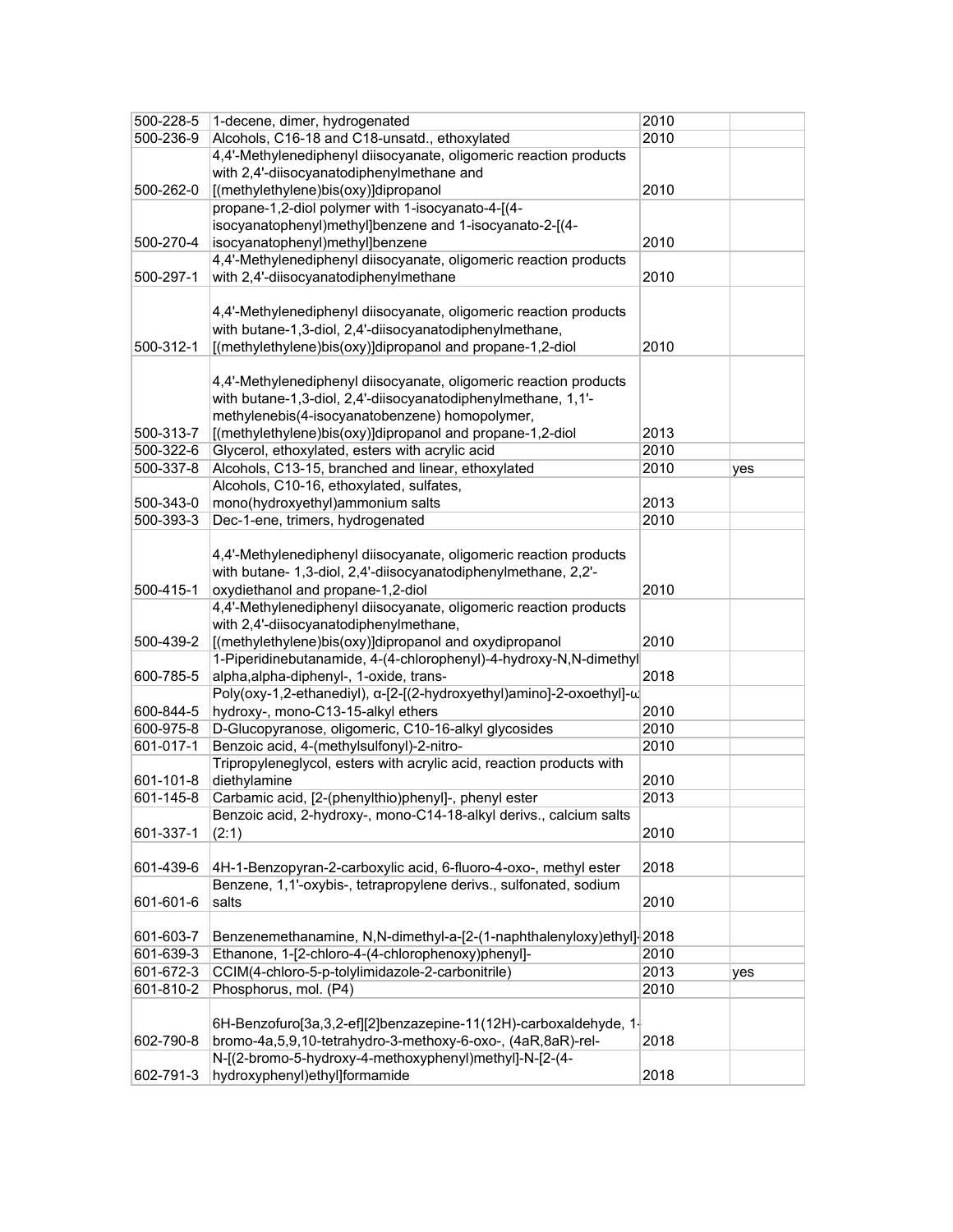| | | | |
|---|---|---|---|
| 500-228-5 | 1-decene, dimer, hydrogenated | 2010 | |
| 500-236-9 | Alcohols, C16-18 and C18-unsatd., ethoxylated | 2010 | |
| 500-262-0 | 4,4'-Methylenediphenyl diisocyanate, oligomeric reaction products with 2,4'-diisocyanatodiphenylmethane and [(methylethylene)bis(oxy)]dipropanol | 2010 | |
| 500-270-4 | propane-1,2-diol polymer with 1-isocyanato-4-[(4-isocyanatophenyl)methyl]benzene and 1-isocyanato-2-[(4-isocyanatophenyl)methyl]benzene | 2010 | |
| 500-297-1 | 4,4'-Methylenediphenyl diisocyanate, oligomeric reaction products with 2,4'-diisocyanatodiphenylmethane | 2010 | |
| 500-312-1 | 4,4'-Methylenediphenyl diisocyanate, oligomeric reaction products with butane-1,3-diol, 2,4'-diisocyanatodiphenylmethane, [(methylethylene)bis(oxy)]dipropanol and propane-1,2-diol | 2010 | |
| 500-313-7 | 4,4'-Methylenediphenyl diisocyanate, oligomeric reaction products with butane-1,3-diol, 2,4'-diisocyanatodiphenylmethane, 1,1'-methylenebis(4-isocyanatobenzene) homopolymer, [(methylethylene)bis(oxy)]dipropanol and propane-1,2-diol | 2013 | |
| 500-322-6 | Glycerol, ethoxylated, esters with acrylic acid | 2010 | |
| 500-337-8 | Alcohols, C13-15, branched and linear, ethoxylated | 2010 | yes |
| 500-343-0 | Alcohols, C10-16, ethoxylated, sulfates, mono(hydroxyethyl)ammonium salts | 2013 | |
| 500-393-3 | Dec-1-ene, trimers, hydrogenated | 2010 | |
| 500-415-1 | 4,4'-Methylenediphenyl diisocyanate, oligomeric reaction products with butane- 1,3-diol, 2,4'-diisocyanatodiphenylmethane, 2,2'-oxydiethanol and propane-1,2-diol | 2010 | |
| 500-439-2 | 4,4'-Methylenediphenyl diisocyanate, oligomeric reaction products with 2,4'-diisocyanatodiphenylmethane, [(methylethylene)bis(oxy)]dipropanol and oxydipropanol | 2010 | |
| 600-785-5 | 1-Piperidinebutanamide, 4-(4-chlorophenyl)-4-hydroxy-N,N-dimethyl alpha,alpha-diphenyl-, 1-oxide, trans- | 2018 | |
| 600-844-5 | Poly(oxy-1,2-ethanediyl), α-[2-[(2-hydroxyethyl)amino]-2-oxoethyl]-ω hydroxy-, mono-C13-15-alkyl ethers | 2010 | |
| 600-975-8 | D-Glucopyranose, oligomeric, C10-16-alkyl glycosides | 2010 | |
| 601-017-1 | Benzoic acid, 4-(methylsulfonyl)-2-nitro- | 2010 | |
| 601-101-8 | Tripropyleneglycol, esters with acrylic acid, reaction products with diethylamine | 2010 | |
| 601-145-8 | Carbamic acid, [2-(phenylthio)phenyl]-, phenyl ester | 2013 | |
| 601-337-1 | Benzoic acid, 2-hydroxy-, mono-C14-18-alkyl derivs., calcium salts (2:1) | 2010 | |
| 601-439-6 | 4H-1-Benzopyran-2-carboxylic acid, 6-fluoro-4-oxo-, methyl ester | 2018 | |
| 601-601-6 | Benzene, 1,1'-oxybis-, tetrapropylene derivs., sulfonated, sodium salts | 2010 | |
| 601-603-7 | Benzenemethanamine, N,N-dimethyl-a-[2-(1-naphthalenyloxy)ethyl]- | 2018 | |
| 601-639-3 | Ethanone, 1-[2-chloro-4-(4-chlorophenoxy)phenyl]- | 2010 | |
| 601-672-3 | CCIM(4-chloro-5-p-tolylimidazole-2-carbonitrile) | 2013 | yes |
| 601-810-2 | Phosphorus, mol. (P4) | 2010 | |
| 602-790-8 | 6H-Benzofuro[3a,3,2-ef][2]benzazepine-11(12H)-carboxaldehyde, 1-bromo-4a,5,9,10-tetrahydro-3-methoxy-6-oxo-, (4aR,8aR)-rel- | 2018 | |
| 602-791-3 | N-[(2-bromo-5-hydroxy-4-methoxyphenyl)methyl]-N-[2-(4-hydroxyphenyl)ethyl]formamide | 2018 | |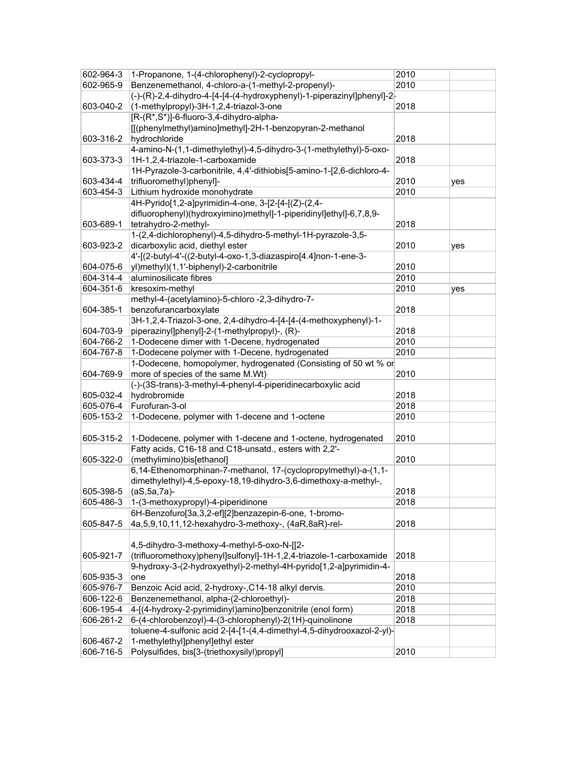| | | | |
|---|---|---|---|
| 602-964-3 | 1-Propanone, 1-(4-chlorophenyl)-2-cyclopropyl- | 2010 | |
| 602-965-9 | Benzenemethanol, 4-chloro-a-(1-methyl-2-propenyl)- | 2010 | |
| 603-040-2 | (-)-(R)-2,4-dihydro-4-[4-[4-(4-hydroxyphenyl)-1-piperazinyl]phenyl]-2-(1-methylpropyl)-3H-1,2,4-triazol-3-one | 2018 | |
| 603-316-2 | [R-(R*,S*)]-6-fluoro-3,4-dihydro-alpha-[[(phenylmethyl)amino]methyl]-2H-1-benzopyran-2-methanol hydrochloride | 2018 | |
| 603-373-3 | 4-amino-N-(1,1-dimethylethyl)-4,5-dihydro-3-(1-methylethyl)-5-oxo-1H-1,2,4-triazole-1-carboxamide | 2018 | |
| 603-434-4 | 1H-Pyrazole-3-carbonitrile, 4,4'-dithiobis[5-amino-1-[2,6-dichloro-4-trifluoromethyl)phenyl]- | 2010 | yes |
| 603-454-3 | Lithium hydroxide monohydrate | 2010 | |
| 603-689-1 | 4H-Pyrido[1,2-a]pyrimidin-4-one, 3-[2-[4-[(Z)-(2,4-difluorophenyl)(hydroxyimino)methyl]-1-piperidinyl]ethyl]-6,7,8,9-tetrahydro-2-methyl- | 2018 | |
| 603-923-2 | 1-(2,4-dichlorophenyl)-4,5-dihydro-5-methyl-1H-pyrazole-3,5-dicarboxylic acid, diethyl ester | 2010 | yes |
| 604-075-6 | 4'-[(2-butyl-4'-((2-butyl-4-oxo-1,3-diazaspiro[4.4]non-1-ene-3-yl)methyl)(1,1'-biphenyl)-2-carbonitrile | 2010 | |
| 604-314-4 | aluminosilicate fibres | 2010 | |
| 604-351-6 | kresoxim-methyl | 2010 | yes |
| 604-385-1 | methyl-4-(acetylamino)-5-chloro -2,3-dihydro-7-benzofurancarboxylate | 2018 | |
| 604-703-9 | 3H-1,2,4-Triazol-3-one, 2,4-dihydro-4-[4-[4-(4-methoxyphenyl)-1-piperazinyl]phenyl]-2-(1-methylpropyl)-, (R)- | 2018 | |
| 604-766-2 | 1-Dodecene dimer with 1-Decene, hydrogenated | 2010 | |
| 604-767-8 | 1-Dodecene polymer with 1-Decene, hydrogenated | 2010 | |
| 604-769-9 | 1-Dodecene, homopolymer, hydrogenated (Consisting of 50 wt % or more of species of the same M.Wt) | 2010 | |
| 605-032-4 | (-)-(3S-trans)-3-methyl-4-phenyl-4-piperidinecarboxylic acid hydrobromide | 2018 | |
| 605-076-4 | Furofuran-3-ol | 2018 | |
| 605-153-2 | 1-Dodecene, polymer with 1-decene and 1-octene | 2010 | |
| 605-315-2 | 1-Dodecene, polymer with 1-decene and 1-octene, hydrogenated | 2010 | |
| 605-322-0 | Fatty acids, C16-18 and C18-unsatd., esters with 2,2'-(methylimino)bis[ethanol] | 2010 | |
| 605-398-5 | 6,14-Ethenomorphinan-7-methanol, 17-(cyclopropylmethyl)-a-(1,1-dimethylethyl)-4,5-epoxy-18,19-dihydro-3,6-dimethoxy-a-methyl-, (aS,5a,7a)- | 2018 | |
| 605-486-3 | 1-(3-methoxypropyl)-4-piperidinone | 2018 | |
| 605-847-5 | 6H-Benzofuro[3a,3,2-ef][2]benzazepin-6-one, 1-bromo-4a,5,9,10,11,12-hexahydro-3-methoxy-, (4aR,8aR)-rel- | 2018 | |
| 605-921-7 | 4,5-dihydro-3-methoxy-4-methyl-5-oxo-N-[[2-(trifluoromethoxy)phenyl]sulfonyl]-1H-1,2,4-triazole-1-carboxamide | 2018 | |
| 605-935-3 | 9-hydroxy-3-(2-hydroxyethyl)-2-methyl-4H-pyrido[1,2-a]pyrimidin-4-one | 2018 | |
| 605-976-7 | Benzoic Acid acid, 2-hydroxy-,C14-18 alkyl dervis. | 2010 | |
| 606-122-6 | Benzenemethanol, alpha-(2-chloroethyl)- | 2018 | |
| 606-195-4 | 4-[(4-hydroxy-2-pyrimidinyl)amino]benzonitrile (enol form) | 2018 | |
| 606-261-2 | 6-(4-chlorobenzoyl)-4-(3-chlorophenyl)-2(1H)-quinolinone | 2018 | |
| 606-467-2 | toluene-4-sulfonic acid 2-[4-[1-(4,4-dimethyl-4,5-dihydrooxazol-2-yl)-1-methylethyl]phenyl]ethyl ester | | |
| 606-716-5 | Polysulfides, bis[3-(triethoxysilyl)propyl] | 2010 | |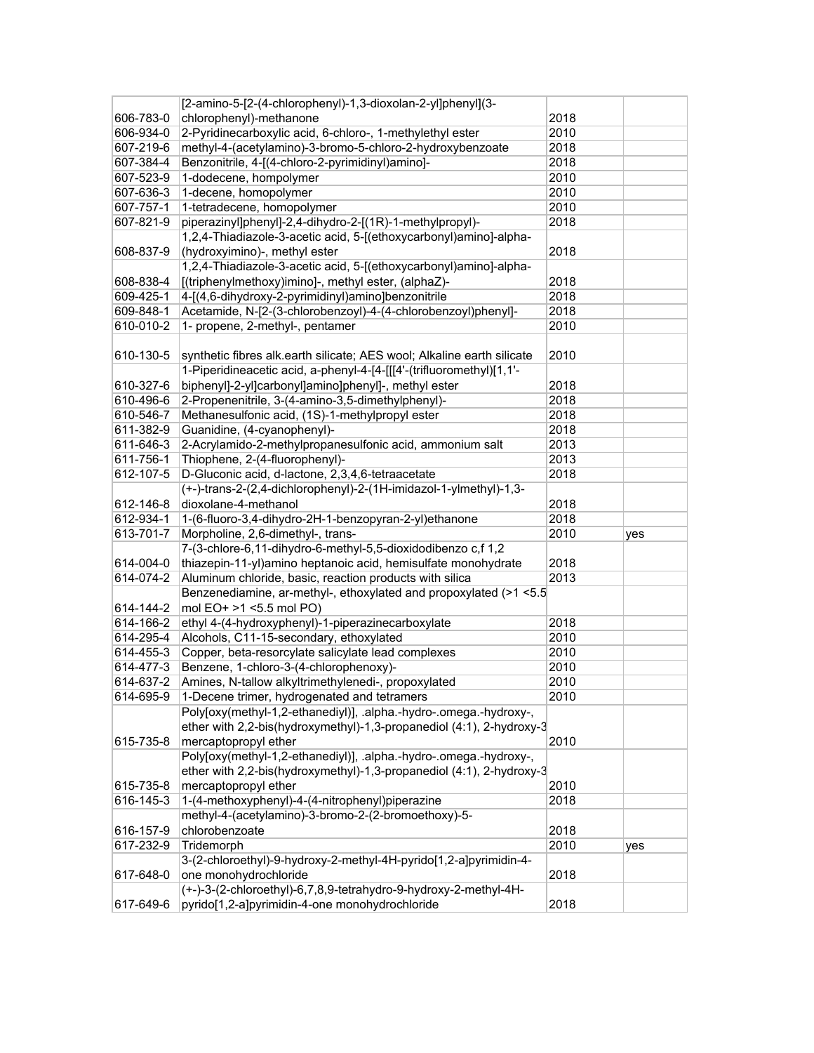| | | | |
|---|---|---|---|
| 606-783-0 | [2-amino-5-[2-(4-chlorophenyl)-1,3-dioxolan-2-yl]phenyl](3-chlorophenyl)-methanone | 2018 | |
| 606-934-0 | 2-Pyridinecarboxylic acid, 6-chloro-, 1-methylethyl ester | 2010 | |
| 607-219-6 | methyl-4-(acetylamino)-3-bromo-5-chloro-2-hydroxybenzoate | 2018 | |
| 607-384-4 | Benzonitrile, 4-[(4-chloro-2-pyrimidinyl)amino]- | 2018 | |
| 607-523-9 | 1-dodecene, hompolymer | 2010 | |
| 607-636-3 | 1-decene, homopolymer | 2010 | |
| 607-757-1 | 1-tetradecene, homopolymer | 2010 | |
| 607-821-9 | piperazinyl]phenyl]-2,4-dihydro-2-[(1R)-1-methylpropyl)- | 2018 | |
| 608-837-9 | 1,2,4-Thiadiazole-3-acetic acid, 5-[(ethoxycarbonyl)amino]-alpha-(hydroxyimino)-, methyl ester | 2018 | |
| 608-838-4 | 1,2,4-Thiadiazole-3-acetic acid, 5-[(ethoxycarbonyl)amino]-alpha-[(triphenylmethoxy)imino]-, methyl ester, (alphaZ)- | 2018 | |
| 609-425-1 | 4-[(4,6-dihydroxy-2-pyrimidinyl)amino]benzonitrile | 2018 | |
| 609-848-1 | Acetamide, N-[2-(3-chlorobenzoyl)-4-(4-chlorobenzoyl)phenyl]- | 2018 | |
| 610-010-2 | 1- propene, 2-methyl-, pentamer | 2010 | |
| 610-130-5 | synthetic fibres alk.earth silicate; AES wool; Alkaline earth silicate | 2010 | |
| 610-327-6 | 1-Piperidineacetic acid, a-phenyl-4-[4-[[[4'-(trifluoromethyl)[1,1'-biphenyl]-2-yl]carbonyl]amino]phenyl]-, methyl ester | 2018 | |
| 610-496-6 | 2-Propenenitrile, 3-(4-amino-3,5-dimethylphenyl)- | 2018 | |
| 610-546-7 | Methanesulfonic acid, (1S)-1-methylpropyl ester | 2018 | |
| 611-382-9 | Guanidine, (4-cyanophenyl)- | 2018 | |
| 611-646-3 | 2-Acrylamido-2-methylpropanesulfonic acid, ammonium salt | 2013 | |
| 611-756-1 | Thiophene, 2-(4-fluorophenyl)- | 2013 | |
| 612-107-5 | D-Gluconic acid, d-lactone, 2,3,4,6-tetraacetate | 2018 | |
| 612-146-8 | (+-)-trans-2-(2,4-dichlorophenyl)-2-(1H-imidazol-1-ylmethyl)-1,3-dioxolane-4-methanol | 2018 | |
| 612-934-1 | 1-(6-fluoro-3,4-dihydro-2H-1-benzopyran-2-yl)ethanone | 2018 | |
| 613-701-7 | Morpholine, 2,6-dimethyl-, trans- | 2010 | yes |
| 614-004-0 | 7-(3-chlore-6,11-dihydro-6-methyl-5,5-dioxidodibenzo c,f 1,2 thiazepin-11-yl)amino heptanoic acid, hemisulfate monohydrate | 2018 | |
| 614-074-2 | Aluminum chloride, basic, reaction products with silica | 2013 | |
| 614-144-2 | Benzenediamine, ar-methyl-, ethoxylated and propoxylated (>1 <5.5 mol EO+ >1 <5.5 mol PO) | | |
| 614-166-2 | ethyl 4-(4-hydroxyphenyl)-1-piperazinecarboxylate | 2018 | |
| 614-295-4 | Alcohols, C11-15-secondary, ethoxylated | 2010 | |
| 614-455-3 | Copper, beta-resorcylate salicylate lead complexes | 2010 | |
| 614-477-3 | Benzene, 1-chloro-3-(4-chlorophenoxy)- | 2010 | |
| 614-637-2 | Amines, N-tallow alkyltrimethylenedi-, propoxylated | 2010 | |
| 614-695-9 | 1-Decene trimer, hydrogenated and tetramers | 2010 | |
| 615-735-8 | Poly[oxy(methyl-1,2-ethanediyl)], .alpha.-hydro-.omega.-hydroxy-, ether with 2,2-bis(hydroxymethyl)-1,3-propanediol (4:1), 2-hydroxy-3 mercaptopropyl ether | 2010 | |
| 615-735-8 | Poly[oxy(methyl-1,2-ethanediyl)], .alpha.-hydro-.omega.-hydroxy-, ether with 2,2-bis(hydroxymethyl)-1,3-propanediol (4:1), 2-hydroxy-3 mercaptopropyl ether | 2010 | |
| 616-145-3 | 1-(4-methoxyphenyl)-4-(4-nitrophenyl)piperazine | 2018 | |
| 616-157-9 | methyl-4-(acetylamino)-3-bromo-2-(2-bromoethoxy)-5-chlorobenzoate | 2018 | |
| 617-232-9 | Tridemorph | 2010 | yes |
| 617-648-0 | 3-(2-chloroethyl)-9-hydroxy-2-methyl-4H-pyrido[1,2-a]pyrimidin-4-one monohydrochloride | 2018 | |
| 617-649-6 | (+-)-3-(2-chloroethyl)-6,7,8,9-tetrahydro-9-hydroxy-2-methyl-4H-pyrido[1,2-a]pyrimidin-4-one monohydrochloride | 2018 | |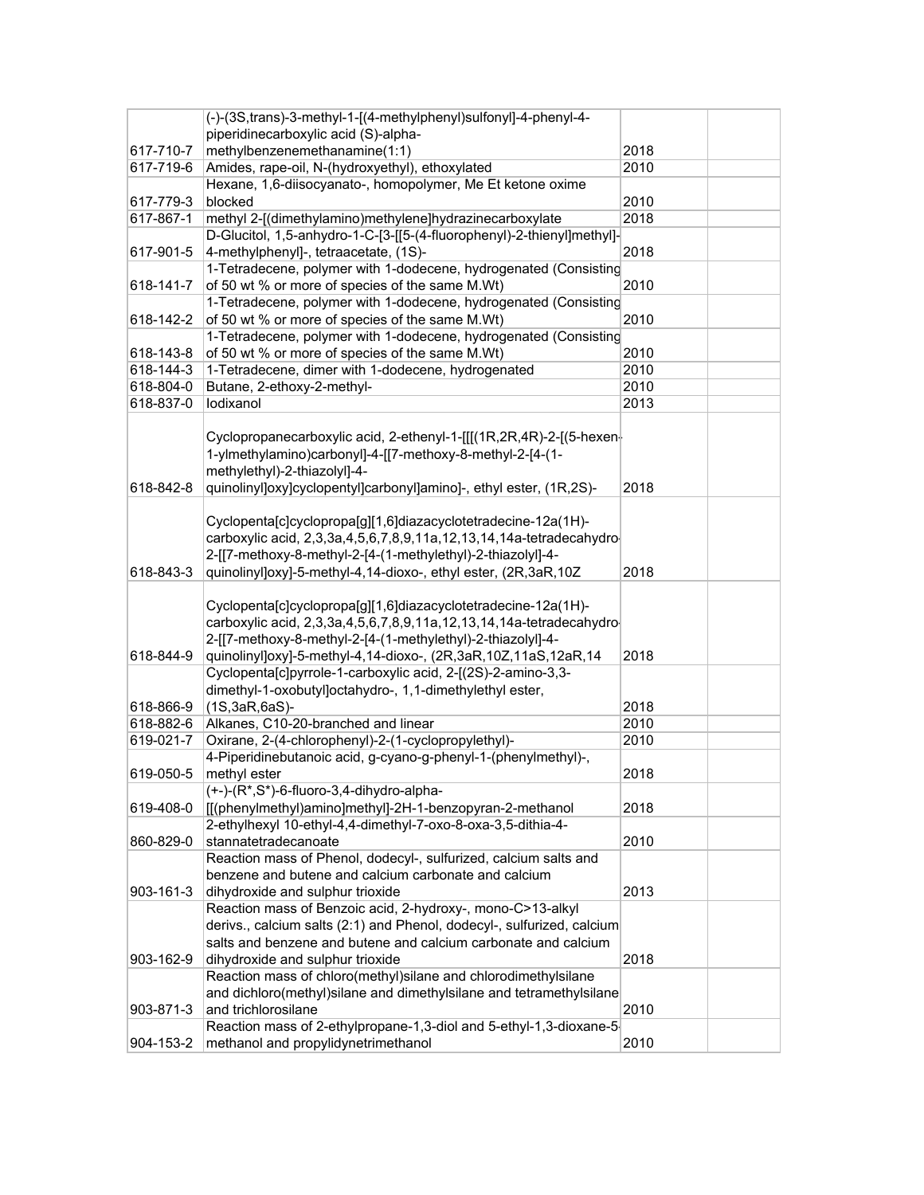| | | | |
|---|---|---|---|
| 617-710-7 | (-)-(3S,trans)-3-methyl-1-[(4-methylphenyl)sulfonyl]-4-phenyl-4-piperidinecarboxylic acid (S)-alpha-methylbenzenemethanamine(1:1) | 2018 | |
| 617-719-6 | Amides, rape-oil, N-(hydroxyethyl), ethoxylated | 2010 | |
| 617-779-3 | Hexane, 1,6-diisocyanato-, homopolymer, Me Et ketone oxime blocked | 2010 | |
| 617-867-1 | methyl 2-[(dimethylamino)methylene]hydrazinecarboxylate | 2018 | |
| 617-901-5 | D-Glucitol, 1,5-anhydro-1-C-[3-[[5-(4-fluorophenyl)-2-thienyl]methyl]-4-methylphenyl]-, tetraacetate, (1S)- | 2018 | |
| 618-141-7 | 1-Tetradecene, polymer with 1-dodecene, hydrogenated (Consisting of 50 wt % or more of species of the same M.Wt) | 2010 | |
| 618-142-2 | 1-Tetradecene, polymer with 1-dodecene, hydrogenated (Consisting of 50 wt % or more of species of the same M.Wt) | 2010 | |
| 618-143-8 | 1-Tetradecene, polymer with 1-dodecene, hydrogenated (Consisting of 50 wt % or more of species of the same M.Wt) | 2010 | |
| 618-144-3 | 1-Tetradecene, dimer with 1-dodecene, hydrogenated | 2010 | |
| 618-804-0 | Butane, 2-ethoxy-2-methyl- | 2010 | |
| 618-837-0 | Iodixanol | 2013 | |
| 618-842-8 | Cyclopropanecarboxylic acid, 2-ethenyl-1-[[[(1R,2R,4R)-2-[(5-hexen-1-ylmethylamino)carbonyl]-4-[[7-methoxy-8-methyl-2-[4-(1-methylethyl)-2-thiazolyl]-4-quinolinyl]oxy]cyclopentyl]carbonyl]amino]-, ethyl ester, (1R,2S)- | 2018 | |
| 618-843-3 | Cyclopenta[c]cyclopropa[g][1,6]diazacyclotetradecine-12a(1H)-carboxylic acid, 2,3,3a,4,5,6,7,8,9,11a,12,13,14,14a-tetradecahydro-2-[[7-methoxy-8-methyl-2-[4-(1-methylethyl)-2-thiazolyl]-4-quinolinyl]oxy]-5-methyl-4,14-dioxo-, ethyl ester, (2R,3aR,10Z | 2018 | |
| 618-844-9 | Cyclopenta[c]cyclopropa[g][1,6]diazacyclotetradecine-12a(1H)-carboxylic acid, 2,3,3a,4,5,6,7,8,9,11a,12,13,14,14a-tetradecahydro-2-[[7-methoxy-8-methyl-2-[4-(1-methylethyl)-2-thiazolyl]-4-quinolinyl]oxy]-5-methyl-4,14-dioxo-, (2R,3aR,10Z,11aS,12aR,14 | 2018 | |
| 618-866-9 | Cyclopenta[c]pyrrole-1-carboxylic acid, 2-[(2S)-2-amino-3,3-dimethyl-1-oxobutyl]octahydro-, 1,1-dimethylethyl ester, (1S,3aR,6aS)- | 2018 | |
| 618-882-6 | Alkanes, C10-20-branched and linear | 2010 | |
| 619-021-7 | Oxirane, 2-(4-chlorophenyl)-2-(1-cyclopropylethyl)- | 2010 | |
| 619-050-5 | 4-Piperidinebutanoic acid, g-cyano-g-phenyl-1-(phenylmethyl)-, methyl ester | 2018 | |
| 619-408-0 | (+-)-(R*,S*)-6-fluoro-3,4-dihydro-alpha-[[(phenylmethyl)amino]methyl]-2H-1-benzopyran-2-methanol | 2018 | |
| 860-829-0 | 2-ethylhexyl 10-ethyl-4,4-dimethyl-7-oxo-8-oxa-3,5-dithia-4-stannatetradecanoate | 2010 | |
| 903-161-3 | Reaction mass of Phenol, dodecyl-, sulfurized, calcium salts and benzene and butene and calcium carbonate and calcium dihydroxide and sulphur trioxide | 2013 | |
| 903-162-9 | Reaction mass of Benzoic acid, 2-hydroxy-, mono-C>13-alkyl derivs., calcium salts (2:1) and Phenol, dodecyl-, sulfurized, calcium salts and benzene and butene and calcium carbonate and calcium dihydroxide and sulphur trioxide | 2018 | |
| 903-871-3 | Reaction mass of chloro(methyl)silane and chlorodimethylsilane and dichloro(methyl)silane and dimethylsilane and tetramethylsilane and trichlorosilane | 2010 | |
| 904-153-2 | Reaction mass of 2-ethylpropane-1,3-diol and 5-ethyl-1,3-dioxane-5-methanol and propylidynetrimethanol | 2010 | |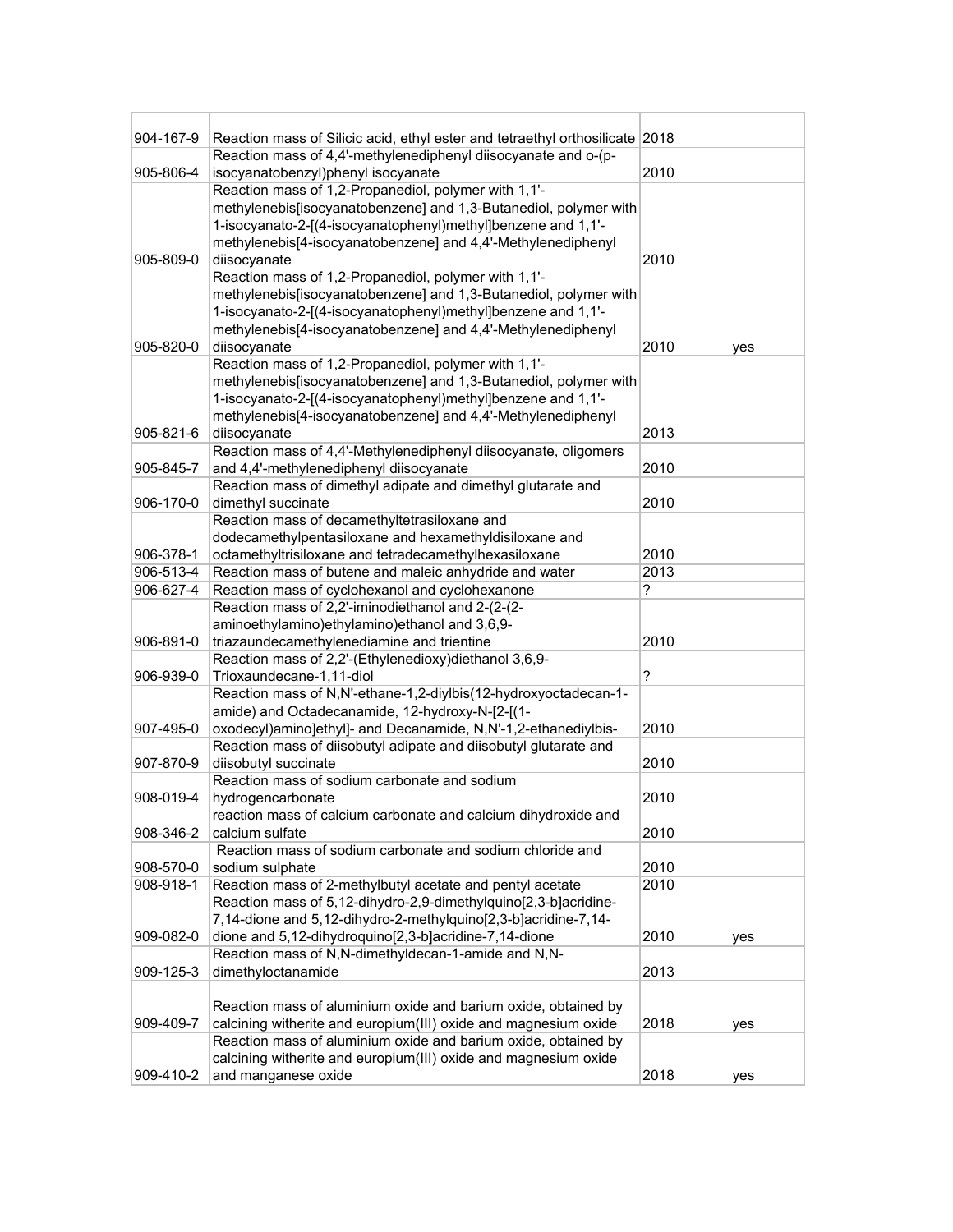| | | | |
|---|---|---|---|
| 904-167-9 | Reaction mass of Silicic acid, ethyl ester and tetraethyl orthosilicate | 2018 | |
| 905-806-4 | Reaction mass of 4,4'-methylenediphenyl diisocyanate and o-(p-isocyanatobenzyl)phenyl isocyanate | 2010 | |
| 905-809-0 | Reaction mass of 1,2-Propanediol, polymer with 1,1'-methylenebis[isocyanatobenzene] and 1,3-Butanediol, polymer with 1-isocyanato-2-[(4-isocyanatophenyl)methyl]benzene and 1,1'-methylenebis[4-isocyanatobenzene] and 4,4'-Methylenediphenyl diisocyanate | 2010 | |
| 905-820-0 | Reaction mass of 1,2-Propanediol, polymer with 1,1'-methylenebis[isocyanatobenzene] and 1,3-Butanediol, polymer with 1-isocyanato-2-[(4-isocyanatophenyl)methyl]benzene and 1,1'-methylenebis[4-isocyanatobenzene] and 4,4'-Methylenediphenyl diisocyanate | 2010 | yes |
| 905-821-6 | Reaction mass of 1,2-Propanediol, polymer with 1,1'-methylenebis[isocyanatobenzene] and 1,3-Butanediol, polymer with 1-isocyanato-2-[(4-isocyanatophenyl)methyl]benzene and 1,1'-methylenebis[4-isocyanatobenzene] and 4,4'-Methylenediphenyl diisocyanate | 2013 | |
| 905-845-7 | Reaction mass of 4,4'-Methylenediphenyl diisocyanate, oligomers and 4,4'-methylenediphenyl diisocyanate | 2010 | |
| 906-170-0 | Reaction mass of dimethyl adipate and dimethyl glutarate and dimethyl succinate | 2010 | |
| 906-378-1 | Reaction mass of decamethyltetrasiloxane and dodecamethylpentasiloxane and hexamethyldisiloxane and octamethyltrisiloxane and tetradecamethylhexasiloxane | 2010 | |
| 906-513-4 | Reaction mass of butene and maleic anhydride and water | 2013 | |
| 906-627-4 | Reaction mass of cyclohexanol and cyclohexanone | ? | |
| 906-891-0 | Reaction mass of 2,2'-iminodiethanol and 2-(2-(2-aminoethylamino)ethylamino)ethanol and 3,6,9-triazaundecamethylenediamine and trientine | 2010 | |
| 906-939-0 | Reaction mass of 2,2'-(Ethylenedioxy)diethanol 3,6,9-Trioxaundecane-1,11-diol | ? | |
| 907-495-0 | Reaction mass of N,N'-ethane-1,2-diylbis(12-hydroxyoctadecan-1-amide) and Octadecanamide, 12-hydroxy-N-[2-[(1-oxodecyl)amino]ethyl]- and Decanamide, N,N'-1,2-ethanediylbis- | 2010 | |
| 907-870-9 | Reaction mass of diisobutyl adipate and diisobutyl glutarate and diisobutyl succinate | 2010 | |
| 908-019-4 | Reaction mass of sodium carbonate and sodium hydrogencarbonate | 2010 | |
| 908-346-2 | reaction mass of calcium carbonate and calcium dihydroxide and calcium sulfate | 2010 | |
| 908-570-0 | Reaction mass of sodium carbonate and sodium chloride and sodium sulphate | 2010 | |
| 908-918-1 | Reaction mass of 2-methylbutyl acetate and pentyl acetate | 2010 | |
| 909-082-0 | Reaction mass of 5,12-dihydro-2,9-dimethylquino[2,3-b]acridine-7,14-dione and 5,12-dihydro-2-methylquino[2,3-b]acridine-7,14-dione and 5,12-dihydroquino[2,3-b]acridine-7,14-dione | 2010 | yes |
| 909-125-3 | Reaction mass of N,N-dimethyldecan-1-amide and N,N-dimethyloctanamide | 2013 | |
| 909-409-7 | Reaction mass of aluminium oxide and barium oxide, obtained by calcining witherite and europium(III) oxide and magnesium oxide | 2018 | yes |
| 909-410-2 | Reaction mass of aluminium oxide and barium oxide, obtained by calcining witherite and europium(III) oxide and magnesium oxide and manganese oxide | 2018 | yes |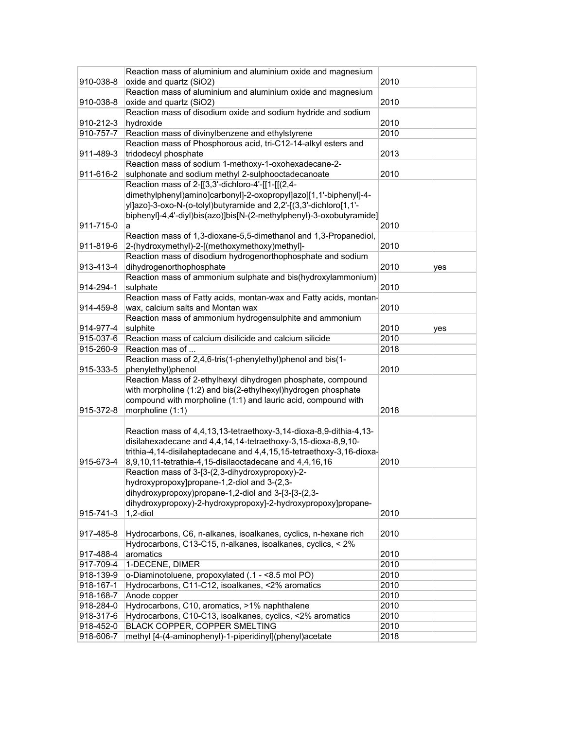| | | | |
|---|---|---|---|
| 910-038-8 | Reaction mass of aluminium and aluminium oxide and magnesium oxide and quartz (SiO2) | 2010 | |
| 910-038-8 | Reaction mass of aluminium and aluminium oxide and magnesium oxide and quartz (SiO2) | 2010 | |
| 910-212-3 | Reaction mass of disodium oxide and sodium hydride and sodium hydroxide | 2010 | |
| 910-757-7 | Reaction mass of divinylbenzene and ethylstyrene | 2010 | |
| 911-489-3 | Reaction mass of Phosphorous acid, tri-C12-14-alkyl esters and tridodecyl phosphate | 2013 | |
| 911-616-2 | Reaction mass of sodium 1-methoxy-1-oxohexadecane-2-sulphonate and sodium methyl 2-sulphooctadecanoate | 2010 | |
| 911-715-0 | Reaction mass of 2-[[3,3'-dichloro-4'-[[1-[[(2,4-dimethylphenyl)amino]carbonyl]-2-oxopropyl]azo][1,1'-biphenyl]-4-yl]azo]-3-oxo-N-(o-tolyl)butyramide and 2,2'-[(3,3'-dichloro[1,1'-biphenyl]-4,4'-diyl)bis(azo)]bis[N-(2-methylphenyl)-3-oxobutyramide]a | 2010 | |
| 911-819-6 | Reaction mass of 1,3-dioxane-5,5-dimethanol and 1,3-Propanediol, 2-(hydroxymethyl)-2-[(methoxymethoxy)methyl]- | 2010 | |
| 913-413-4 | Reaction mass of disodium hydrogenorthophosphate and sodium dihydrogenorthophosphate | 2010 | yes |
| 914-294-1 | Reaction mass of ammonium sulphate and bis(hydroxylammonium) sulphate | 2010 | |
| 914-459-8 | Reaction mass of Fatty acids, montan-wax and Fatty acids, montan-wax, calcium salts and Montan wax | 2010 | |
| 914-977-4 | Reaction mass of ammonium hydrogensulphite and ammonium sulphite | 2010 | yes |
| 915-037-6 | Reaction mass of calcium disilicide and calcium silicide | 2010 | |
| 915-260-9 | Reaction mas of ... | 2018 | |
| 915-333-5 | Reaction mass of 2,4,6-tris(1-phenylethyl)phenol and bis(1-phenylethyl)phenol | 2010 | |
| 915-372-8 | Reaction Mass of 2-ethylhexyl dihydrogen phosphate, compound with morpholine (1:2) and bis(2-ethylhexyl)hydrogen phosphate compound with morpholine (1:1) and lauric acid, compound with morpholine (1:1) | 2018 | |
| 915-673-4 | Reaction mass of 4,4,13,13-tetraethoxy-3,14-dioxa-8,9-dithia-4,13-disilahexadecane and 4,4,14,14-tetraethoxy-3,15-dioxa-8,9,10-trithia-4,14-disilaheptadecane and 4,4,15,15-tetraethoxy-3,16-dioxa-8,9,10,11-tetrathia-4,15-disilaoctadecane and 4,4,16,16 | 2010 | |
| 915-741-3 | Reaction mass of 3-[3-(2,3-dihydroxypropoxy)-2-hydroxypropoxy]propane-1,2-diol and 3-(2,3-dihydroxypropoxy)propane-1,2-diol and 3-[3-[3-(2,3-dihydroxypropoxy)-2-hydroxypropoxy]-2-hydroxypropoxy]propane-1,2-diol | 2010 | |
| 917-485-8 | Hydrocarbons, C6, n-alkanes, isoalkanes, cyclics, n-hexane rich | 2010 | |
| 917-488-4 | Hydrocarbons, C13-C15, n-alkanes, isoalkanes, cyclics, < 2% aromatics | 2010 | |
| 917-709-4 | 1-DECENE, DIMER | 2010 | |
| 918-139-9 | o-Diaminotoluene, propoxylated (.1 - <8.5 mol PO) | 2010 | |
| 918-167-1 | Hydrocarbons, C11-C12, isoalkanes, <2% aromatics | 2010 | |
| 918-168-7 | Anode copper | 2010 | |
| 918-284-0 | Hydrocarbons, C10, aromatics, >1% naphthalene | 2010 | |
| 918-317-6 | Hydrocarbons, C10-C13, isoalkanes, cyclics, <2% aromatics | 2010 | |
| 918-452-0 | BLACK COPPER, COPPER SMELTING | 2010 | |
| 918-606-7 | methyl [4-(4-aminophenyl)-1-piperidinyl](phenyl)acetate | 2018 | |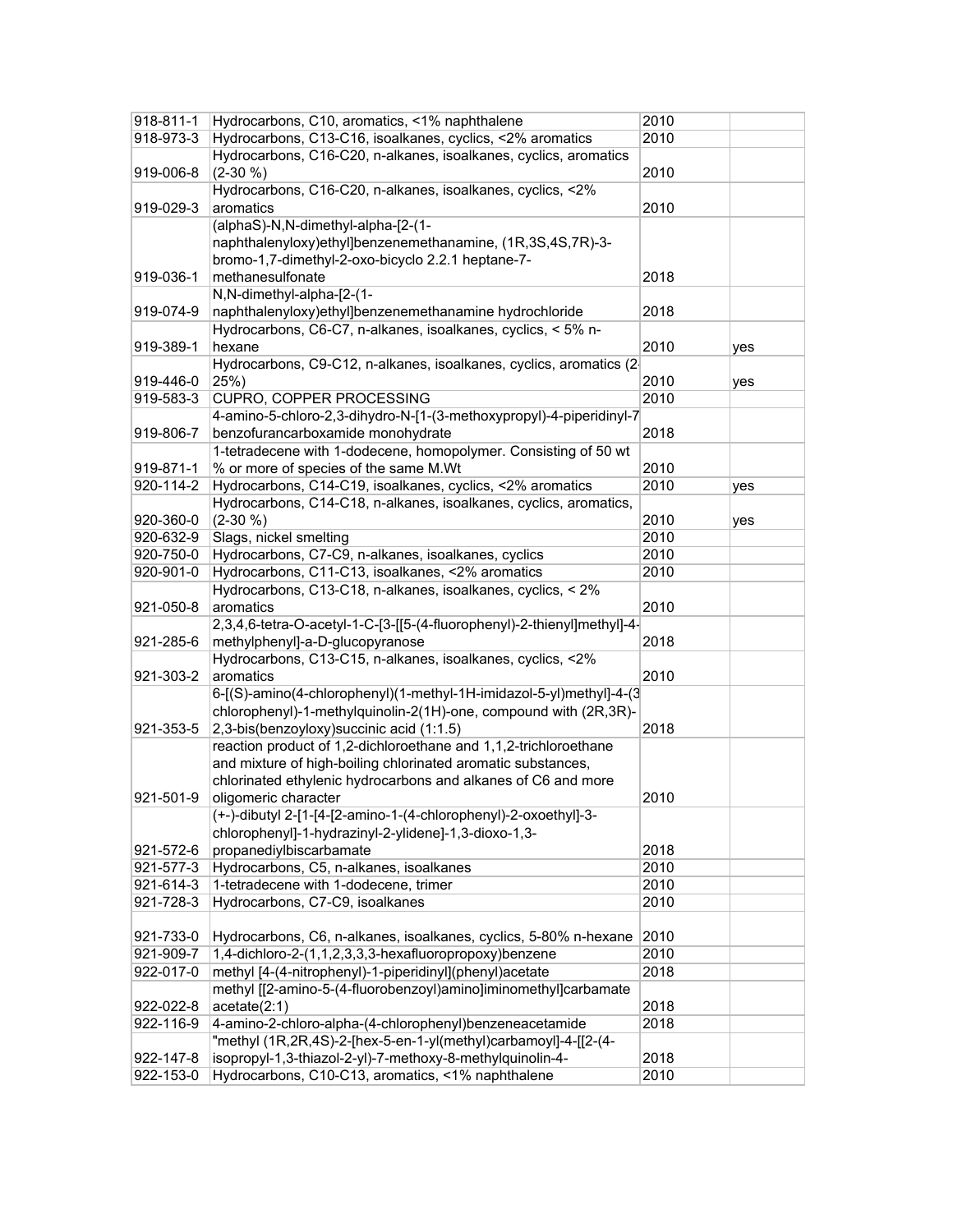| | | | |
|---|---|---|---|
| 918-811-1 | Hydrocarbons, C10, aromatics, <1% naphthalene | 2010 | |
| 918-973-3 | Hydrocarbons, C13-C16, isoalkanes, cyclics, <2% aromatics | 2010 | |
| 919-006-8 | Hydrocarbons, C16-C20, n-alkanes, isoalkanes, cyclics, aromatics (2-30 %) | 2010 | |
| 919-029-3 | Hydrocarbons, C16-C20, n-alkanes, isoalkanes, cyclics, <2% aromatics | 2010 | |
| 919-036-1 | (alphaS)-N,N-dimethyl-alpha-[2-(1-naphthalenyloxy)ethyl]benzenemethanamine, (1R,3S,4S,7R)-3-bromo-1,7-dimethyl-2-oxo-bicyclo 2.2.1 heptane-7-methanesulfonate | 2018 | |
| 919-074-9 | N,N-dimethyl-alpha-[2-(1-naphthalenyloxy)ethyl]benzenemethanamine hydrochloride | 2018 | |
| 919-389-1 | Hydrocarbons, C6-C7, n-alkanes, isoalkanes, cyclics, < 5% n-hexane | 2010 | yes |
| 919-446-0 | Hydrocarbons, C9-C12, n-alkanes, isoalkanes, cyclics, aromatics (2-25%) | 2010 | yes |
| 919-583-3 | CUPRO, COPPER PROCESSING | 2010 | |
| 919-806-7 | 4-amino-5-chloro-2,3-dihydro-N-[1-(3-methoxypropyl)-4-piperidinyl-7 benzofurancarboxamide monohydrate | 2018 | |
| 919-871-1 | 1-tetradecene with 1-dodecene, homopolymer. Consisting of 50 wt % or more of species of the same M.Wt | 2010 | |
| 920-114-2 | Hydrocarbons, C14-C19, isoalkanes, cyclics, <2% aromatics | 2010 | yes |
| 920-360-0 | Hydrocarbons, C14-C18, n-alkanes, isoalkanes, cyclics, aromatics, (2-30 %) | 2010 | yes |
| 920-632-9 | Slags, nickel smelting | 2010 | |
| 920-750-0 | Hydrocarbons, C7-C9, n-alkanes, isoalkanes, cyclics | 2010 | |
| 920-901-0 | Hydrocarbons, C11-C13, isoalkanes, <2% aromatics | 2010 | |
| 921-050-8 | Hydrocarbons, C13-C18, n-alkanes, isoalkanes, cyclics, < 2% aromatics | 2010 | |
| 921-285-6 | 2,3,4,6-tetra-O-acetyl-1-C-[3-[[5-(4-fluorophenyl)-2-thienyl]methyl]-4-methylphenyl]-a-D-glucopyranose | 2018 | |
| 921-303-2 | Hydrocarbons, C13-C15, n-alkanes, isoalkanes, cyclics, <2% aromatics | 2010 | |
| 921-353-5 | 6-[(S)-amino(4-chlorophenyl)(1-methyl-1H-imidazol-5-yl)methyl]-4-(3 chlorophenyl)-1-methylquinolin-2(1H)-one, compound with (2R,3R)-2,3-bis(benzoyloxy)succinic acid (1:1.5) | 2018 | |
| 921-501-9 | reaction product of 1,2-dichloroethane and 1,1,2-trichloroethane and mixture of high-boiling chlorinated aromatic substances, chlorinated ethylenic hydrocarbons and alkanes of C6 and more oligomeric character | 2010 | |
| 921-572-6 | (+-)-dibutyl 2-[1-[4-[2-amino-1-(4-chlorophenyl)-2-oxoethyl]-3-chlorophenyl]-1-hydrazinyl-2-ylidene]-1,3-dioxo-1,3-propanediylbiscarbamate | 2018 | |
| 921-577-3 | Hydrocarbons, C5, n-alkanes, isoalkanes | 2010 | |
| 921-614-3 | 1-tetradecene with 1-dodecene, trimer | 2010 | |
| 921-728-3 | Hydrocarbons, C7-C9, isoalkanes | 2010 | |
| 921-733-0 | Hydrocarbons, C6, n-alkanes, isoalkanes, cyclics, 5-80% n-hexane | 2010 | |
| 921-909-7 | 1,4-dichloro-2-(1,1,2,3,3,3-hexafluoropropoxy)benzene | 2010 | |
| 922-017-0 | methyl [4-(4-nitrophenyl)-1-piperidinyl](phenyl)acetate | 2018 | |
| 922-022-8 | methyl [[2-amino-5-(4-fluorobenzoyl)amino]iminomethyl]carbamate acetate(2:1) | 2018 | |
| 922-116-9 | 4-amino-2-chloro-alpha-(4-chlorophenyl)benzeneacetamide | 2018 | |
| 922-147-8 | "methyl (1R,2R,4S)-2-[hex-5-en-1-yl(methyl)carbamoyl]-4-[[2-(4-isopropyl-1,3-thiazol-2-yl)-7-methoxy-8-methylquinolin-4- | 2018 | |
| 922-153-0 | Hydrocarbons, C10-C13, aromatics, <1% naphthalene | 2010 | |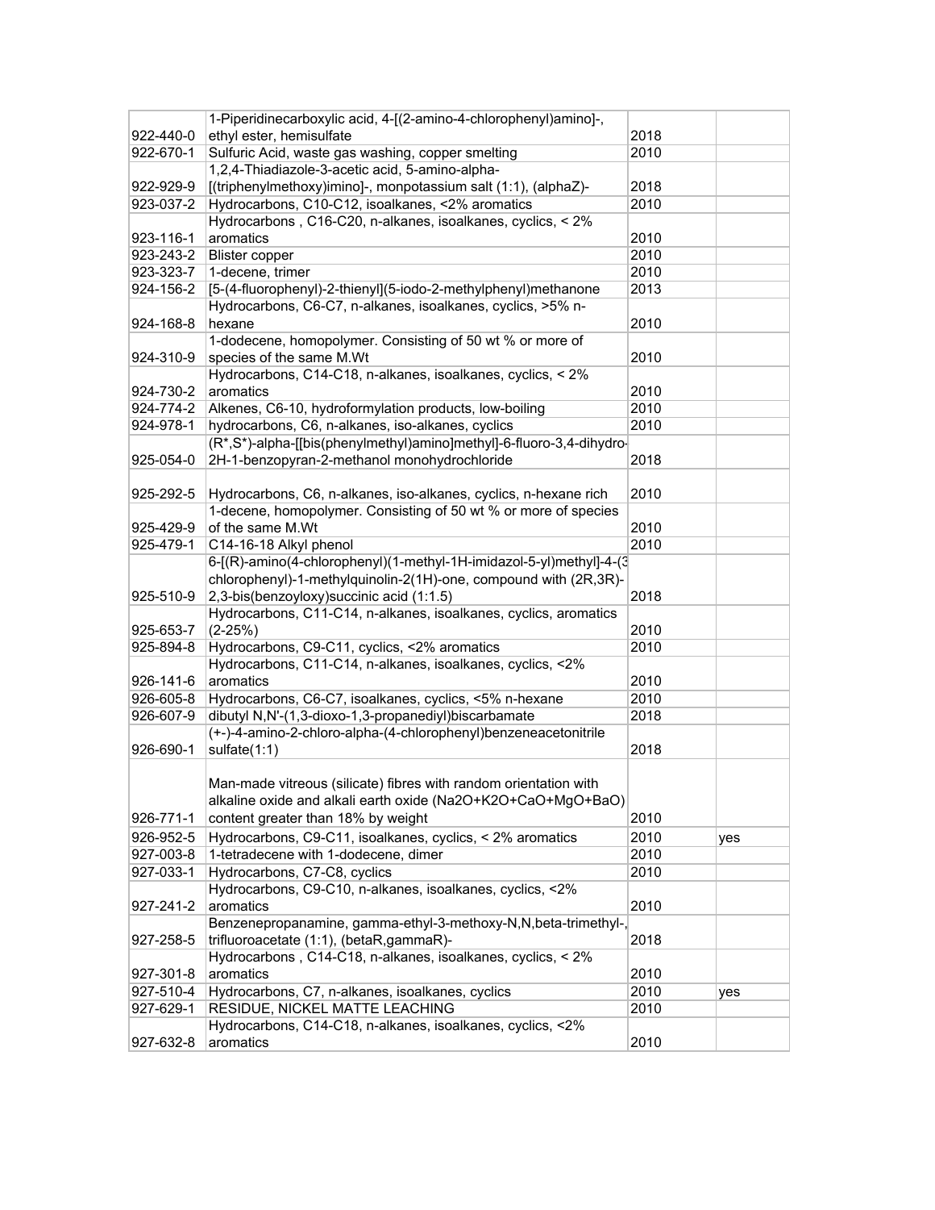| | | | |
|---|---|---|---|
| 922-440-0 | 1-Piperidinecarboxylic acid, 4-[(2-amino-4-chlorophenyl)amino]-, ethyl ester, hemisulfate | 2018 | |
| 922-670-1 | Sulfuric Acid, waste gas washing, copper smelting | 2010 | |
| 922-929-9 | 1,2,4-Thiadiazole-3-acetic acid, 5-amino-alpha-[(triphenylmethoxy)imino]-, monpotassium salt (1:1), (alphaZ)- | 2018 | |
| 923-037-2 | Hydrocarbons, C10-C12, isoalkanes, <2% aromatics | 2010 | |
| 923-116-1 | Hydrocarbons , C16-C20, n-alkanes, isoalkanes, cyclics, < 2% aromatics | 2010 | |
| 923-243-2 | Blister copper | 2010 | |
| 923-323-7 | 1-decene, trimer | 2010 | |
| 924-156-2 | [5-(4-fluorophenyl)-2-thienyl](5-iodo-2-methylphenyl)methanone | 2013 | |
| 924-168-8 | Hydrocarbons, C6-C7, n-alkanes, isoalkanes, cyclics, >5% n-hexane | 2010 | |
| 924-310-9 | 1-dodecene, homopolymer. Consisting of 50 wt % or more of species of the same M.Wt | 2010 | |
| 924-730-2 | Hydrocarbons, C14-C18, n-alkanes, isoalkanes, cyclics, < 2% aromatics | 2010 | |
| 924-774-2 | Alkenes, C6-10, hydroformylation products, low-boiling | 2010 | |
| 924-978-1 | hydrocarbons, C6, n-alkanes, iso-alkanes, cyclics | 2010 | |
| 925-054-0 | (R*,S*)-alpha-[[bis(phenylmethyl)amino]methyl]-6-fluoro-3,4-dihydro-2H-1-benzopyran-2-methanol monohydrochloride | 2018 | |
| 925-292-5 | Hydrocarbons, C6, n-alkanes, iso-alkanes, cyclics, n-hexane rich | 2010 | |
| 925-429-9 | 1-decene, homopolymer. Consisting of 50 wt % or more of species of the same M.Wt | 2010 | |
| 925-479-1 | C14-16-18 Alkyl phenol | 2010 | |
| 925-510-9 | 6-[(R)-amino(4-chlorophenyl)(1-methyl-1H-imidazol-5-yl)methyl]-4-(3-chlorophenyl)-1-methylquinolin-2(1H)-one, compound with (2R,3R)-2,3-bis(benzoyloxy)succinic acid (1:1.5) | 2018 | |
| 925-653-7 | Hydrocarbons, C11-C14, n-alkanes, isoalkanes, cyclics, aromatics (2-25%) | 2010 | |
| 925-894-8 | Hydrocarbons, C9-C11, cyclics, <2% aromatics | 2010 | |
| 926-141-6 | Hydrocarbons, C11-C14, n-alkanes, isoalkanes, cyclics, <2% aromatics | 2010 | |
| 926-605-8 | Hydrocarbons, C6-C7, isoalkanes, cyclics, <5% n-hexane | 2010 | |
| 926-607-9 | dibutyl N,N'-(1,3-dioxo-1,3-propanediyl)biscarbamate | 2018 | |
| 926-690-1 | (+-)-4-amino-2-chloro-alpha-(4-chlorophenyl)benzeneacetonitrile sulfate(1:1) | 2018 | |
| 926-771-1 | Man-made vitreous (silicate) fibres with random orientation with alkaline oxide and alkali earth oxide (Na2O+K2O+CaO+MgO+BaO) content greater than 18% by weight | 2010 | |
| 926-952-5 | Hydrocarbons, C9-C11, isoalkanes, cyclics, < 2% aromatics | 2010 | yes |
| 927-003-8 | 1-tetradecene with 1-dodecene, dimer | 2010 | |
| 927-033-1 | Hydrocarbons, C7-C8, cyclics | 2010 | |
| 927-241-2 | Hydrocarbons, C9-C10, n-alkanes, isoalkanes, cyclics, <2% aromatics | 2010 | |
| 927-258-5 | Benzenepropanamine, gamma-ethyl-3-methoxy-N,N,beta-trimethyl-, trifluoroacetate (1:1), (betaR,gammaR)- | 2018 | |
| 927-301-8 | Hydrocarbons , C14-C18, n-alkanes, isoalkanes, cyclics, < 2% aromatics | 2010 | |
| 927-510-4 | Hydrocarbons, C7, n-alkanes, isoalkanes, cyclics | 2010 | yes |
| 927-629-1 | RESIDUE, NICKEL MATTE LEACHING | 2010 | |
| 927-632-8 | Hydrocarbons, C14-C18, n-alkanes, isoalkanes, cyclics, <2% aromatics | 2010 | |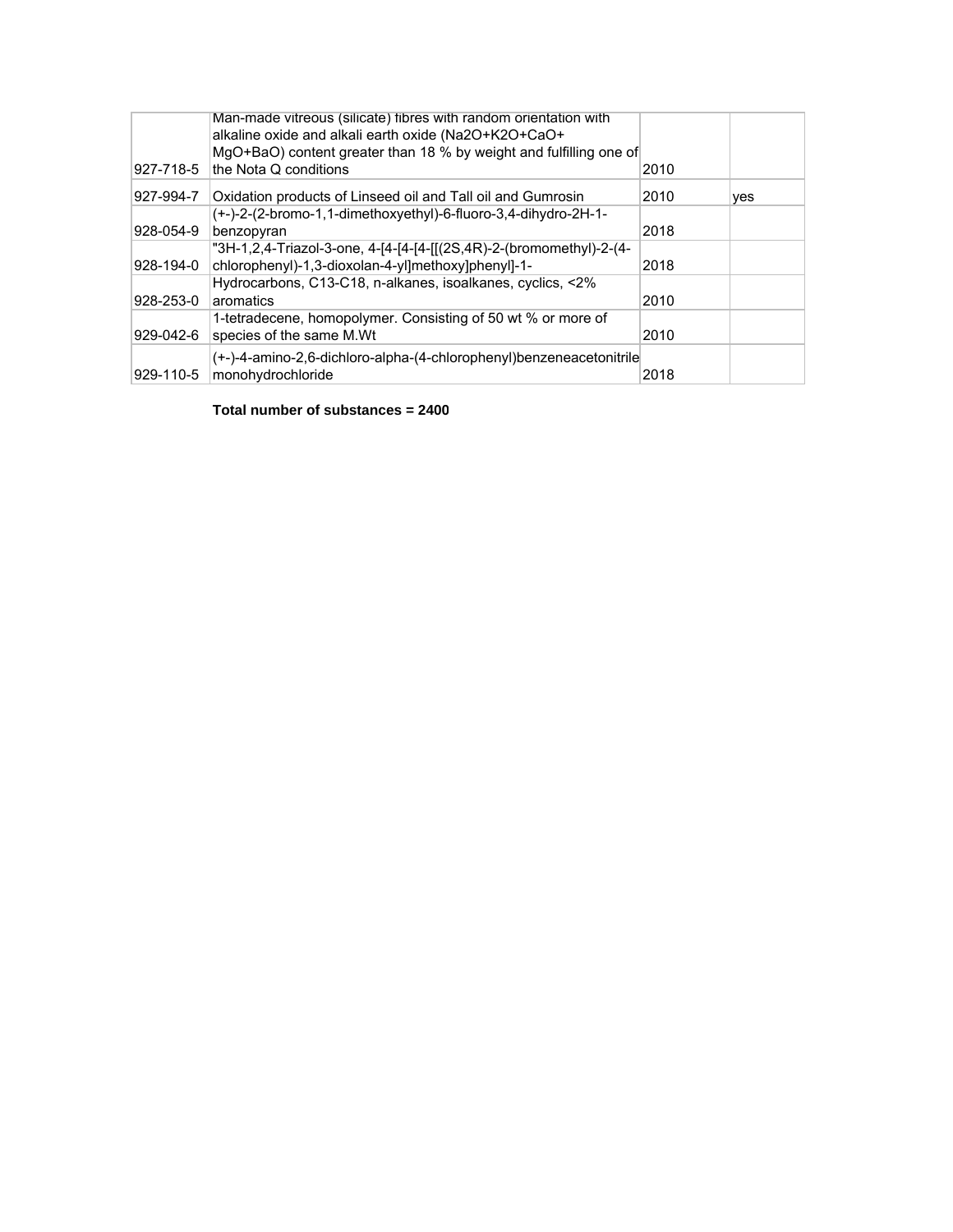| | | | |
|---|---|---|---|
| 927-718-5 | Man-made vitreous (silicate) fibres with random orientation with alkaline oxide and alkali earth oxide (Na2O+K2O+CaO+ MgO+BaO) content greater than 18 % by weight and fulfilling one of the Nota Q conditions | 2010 | |
| 927-994-7 | Oxidation products of Linseed oil and Tall oil and Gumrosin | 2010 | yes |
| 928-054-9 | (+-)-2-(2-bromo-1,1-dimethoxyethyl)-6-fluoro-3,4-dihydro-2H-1-benzopyran | 2018 | |
| 928-194-0 | "3H-1,2,4-Triazol-3-one, 4-[4-[4-[4-[[(2S,4R)-2-(bromomethyl)-2-(4-chlorophenyl)-1,3-dioxolan-4-yl]methoxy]phenyl]-1- | 2018 | |
| 928-253-0 | Hydrocarbons, C13-C18, n-alkanes, isoalkanes, cyclics, <2% aromatics | 2010 | |
| 929-042-6 | 1-tetradecene, homopolymer. Consisting of 50 wt % or more of species of the same M.Wt | 2010 | |
| 929-110-5 | (+-)-4-amino-2,6-dichloro-alpha-(4-chlorophenyl)benzeneacetonitrile monohydrochloride | 2018 | |

**Total number of substances = 2400**